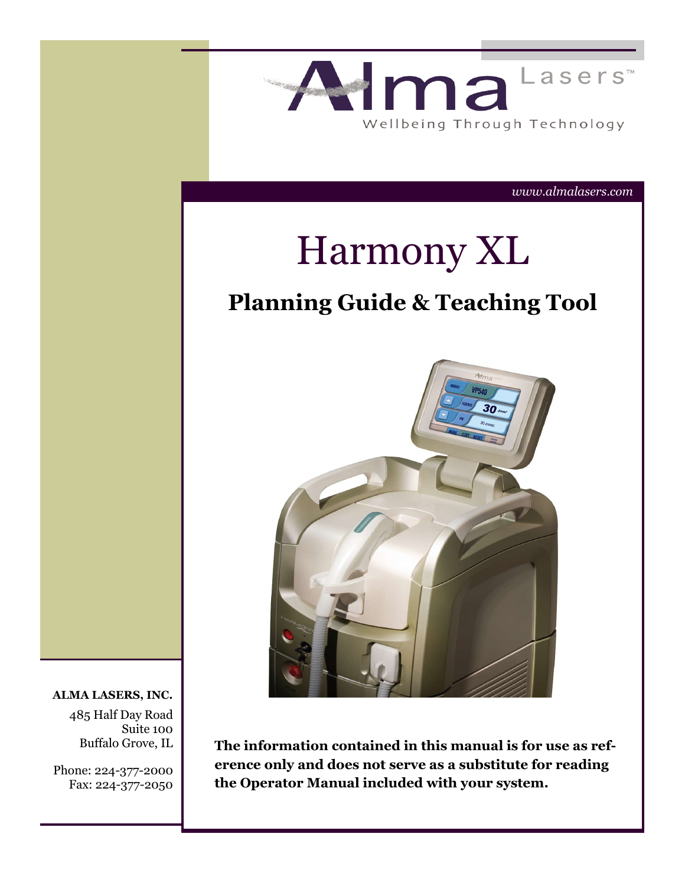Alma Lasers™

Wellbeing Through Technology

*www.almalasers.com*

# Harmony XL

## Planning Guide & Teaching Tool

**ALMA LASERS, INC.**

485 Half Day Road
Suite 100
Buffalo Grove, IL

Phone: 224-377-2000
Fax: 224-377-2050

**The information contained in this manual is for use as reference only and does not serve as a substitute for reading the Operator Manual included with your system.**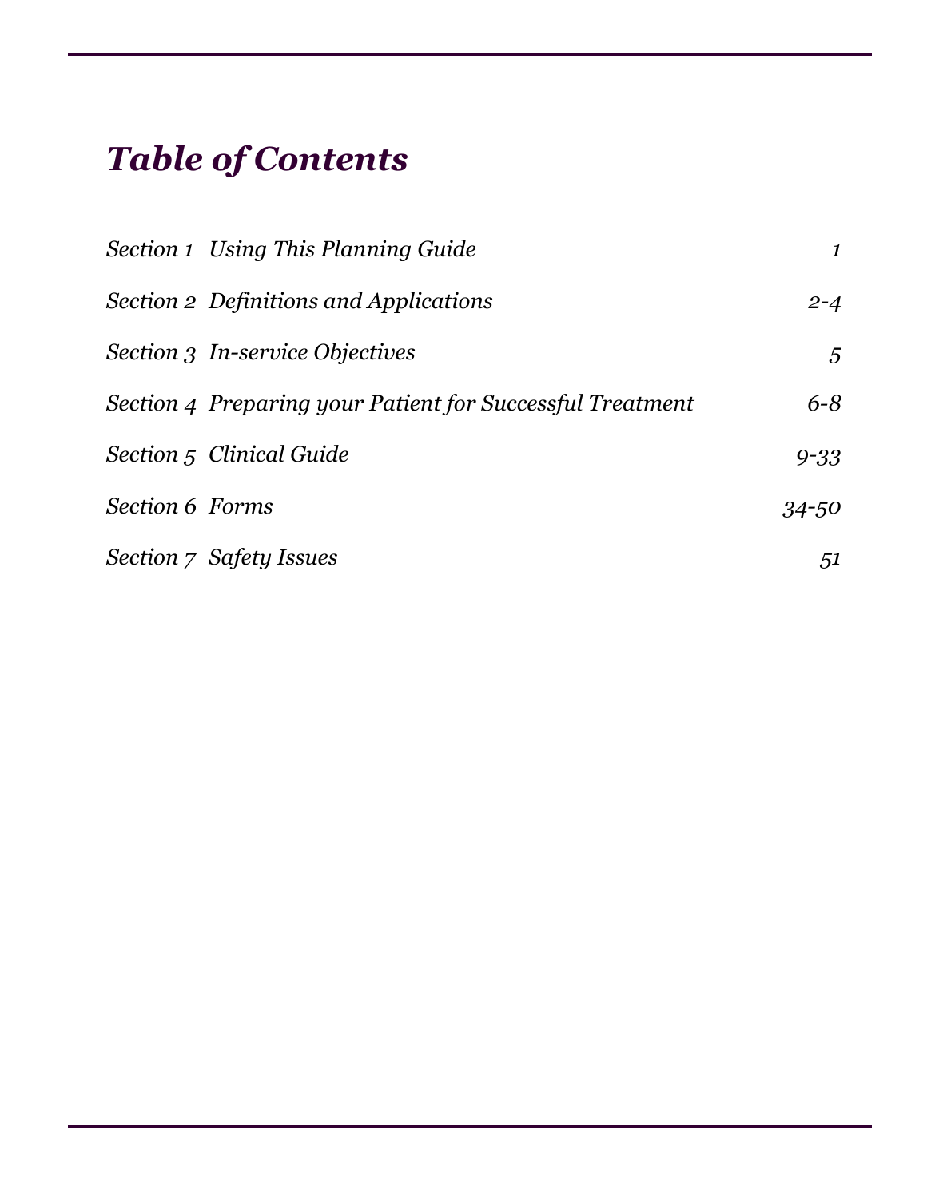# *Table of Contents*

| | | |
|---|---|---|
| *Section 1* | *Using This Planning Guide* | *1* |
| *Section 2* | *Definitions and Applications* | *2-4* |
| *Section 3* | *In-service Objectives* | *5* |
| *Section 4* | *Preparing your Patient for Successful Treatment* | *6-8* |
| *Section 5* | *Clinical Guide* | *9-33* |
| *Section 6* | *Forms* | *34-50* |
| *Section 7* | *Safety Issues* | *51* |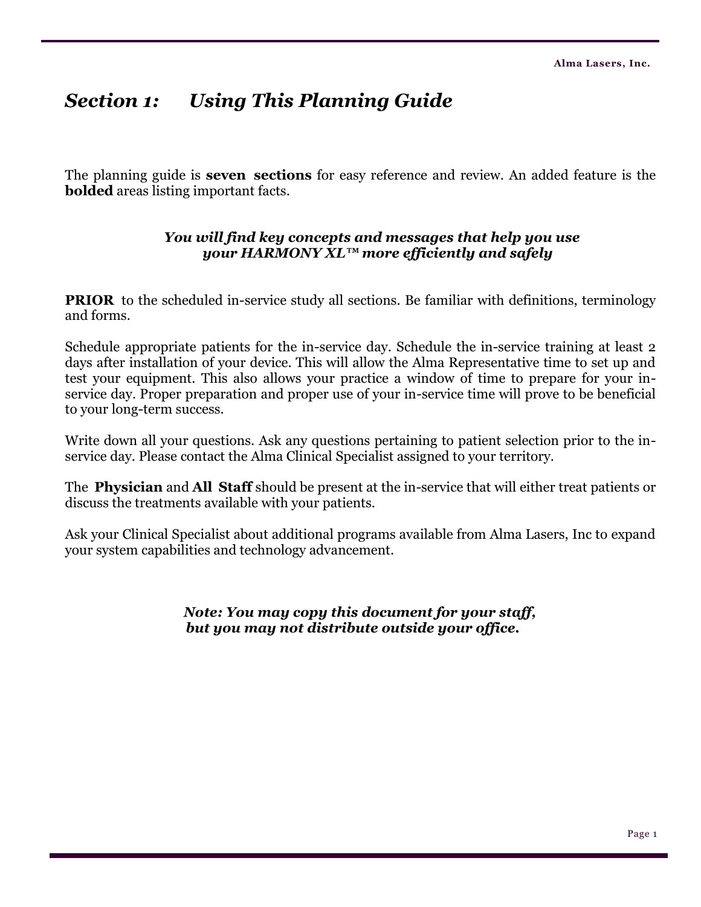# *Section 1: Using This Planning Guide*

The planning guide is **seven sections** for easy reference and review. An added feature is the **bolded** areas listing important facts.

***You will find key concepts and messages that help you use your HARMONY XL™ more efficiently and safely***

**PRIOR** to the scheduled in-service study all sections. Be familiar with definitions, terminology and forms.

Schedule appropriate patients for the in-service day. Schedule the in-service training at least 2 days after installation of your device. This will allow the Alma Representative time to set up and test your equipment. This also allows your practice a window of time to prepare for your in-service day. Proper preparation and proper use of your in-service time will prove to be beneficial to your long-term success.

Write down all your questions. Ask any questions pertaining to patient selection prior to the in-service day. Please contact the Alma Clinical Specialist assigned to your territory.

The **Physician** and **All Staff** should be present at the in-service that will either treat patients or discuss the treatments available with your patients.

Ask your Clinical Specialist about additional programs available from Alma Lasers, Inc to expand your system capabilities and technology advancement.

***Note: You may copy this document for your staff, but you may not distribute outside your office.***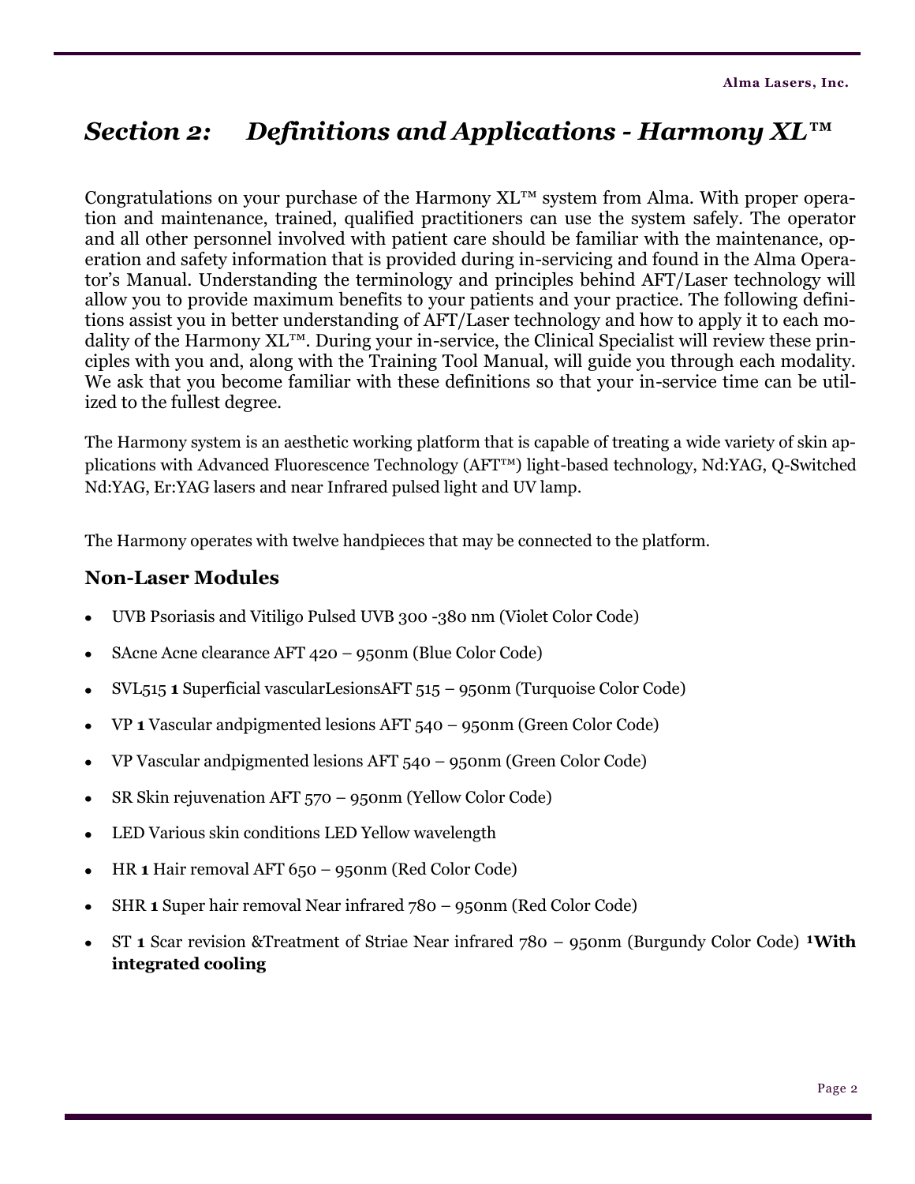## *Section 2: Definitions and Applications - Harmony XL™*

Congratulations on your purchase of the Harmony XL™ system from Alma. With proper operation and maintenance, trained, qualified practitioners can use the system safely. The operator and all other personnel involved with patient care should be familiar with the maintenance, operation and safety information that is provided during in-servicing and found in the Alma Operator's Manual. Understanding the terminology and principles behind AFT/Laser technology will allow you to provide maximum benefits to your patients and your practice. The following definitions assist you in better understanding of AFT/Laser technology and how to apply it to each modality of the Harmony XL™. During your in-service, the Clinical Specialist will review these principles with you and, along with the Training Tool Manual, will guide you through each modality. We ask that you become familiar with these definitions so that your in-service time can be utilized to the fullest degree.

The Harmony system is an aesthetic working platform that is capable of treating a wide variety of skin applications with Advanced Fluorescence Technology (AFT™) light-based technology, Nd:YAG, Q-Switched Nd:YAG, Er:YAG lasers and near Infrared pulsed light and UV lamp.

The Harmony operates with twelve handpieces that may be connected to the platform.

### Non-Laser Modules

- UVB Psoriasis and Vitiligo Pulsed UVB 300 -380 nm (Violet Color Code)
- SAcne Acne clearance AFT 420 – 950nm (Blue Color Code)
- SVL515 **1** Superficial vascularLesionsAFT 515 – 950nm (Turquoise Color Code)
- VP **1** Vascular andpigmented lesions AFT 540 – 950nm (Green Color Code)
- VP Vascular andpigmented lesions AFT 540 – 950nm (Green Color Code)
- SR Skin rejuvenation AFT 570 – 950nm (Yellow Color Code)
- LED Various skin conditions LED Yellow wavelength
- HR **1** Hair removal AFT 650 – 950nm (Red Color Code)
- SHR **1** Super hair removal Near infrared 780 – 950nm (Red Color Code)
- ST **1** Scar revision &Treatment of Striae Near infrared 780 – 950nm (Burgundy Color Code) **[1]With integrated cooling**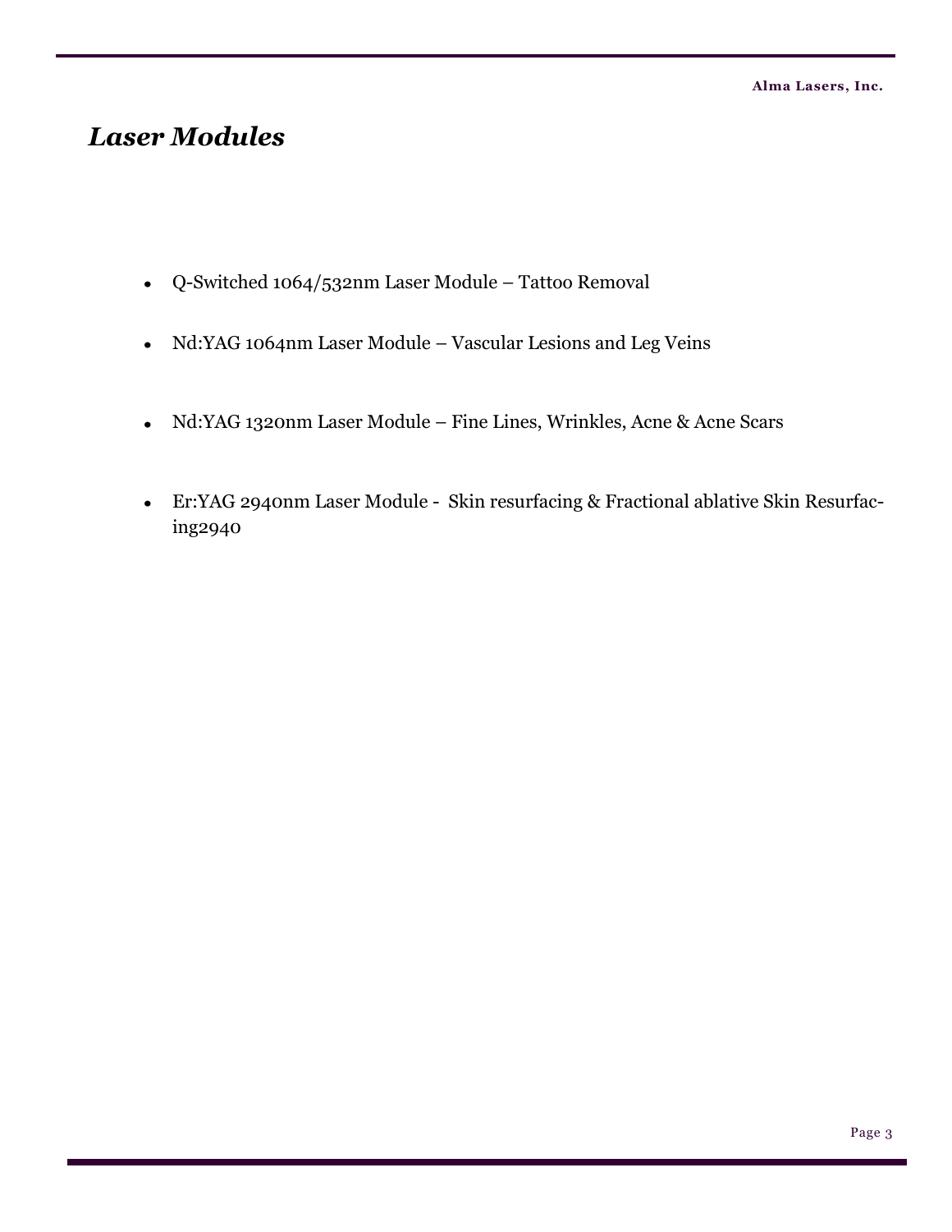## *Laser Modules*

- Q-Switched 1064/532nm Laser Module – Tattoo Removal
- Nd:YAG 1064nm Laser Module – Vascular Lesions and Leg Veins
- Nd:YAG 1320nm Laser Module – Fine Lines, Wrinkles, Acne & Acne Scars
- Er:YAG 2940nm Laser Module - Skin resurfacing & Fractional ablative Skin Resurfacing2940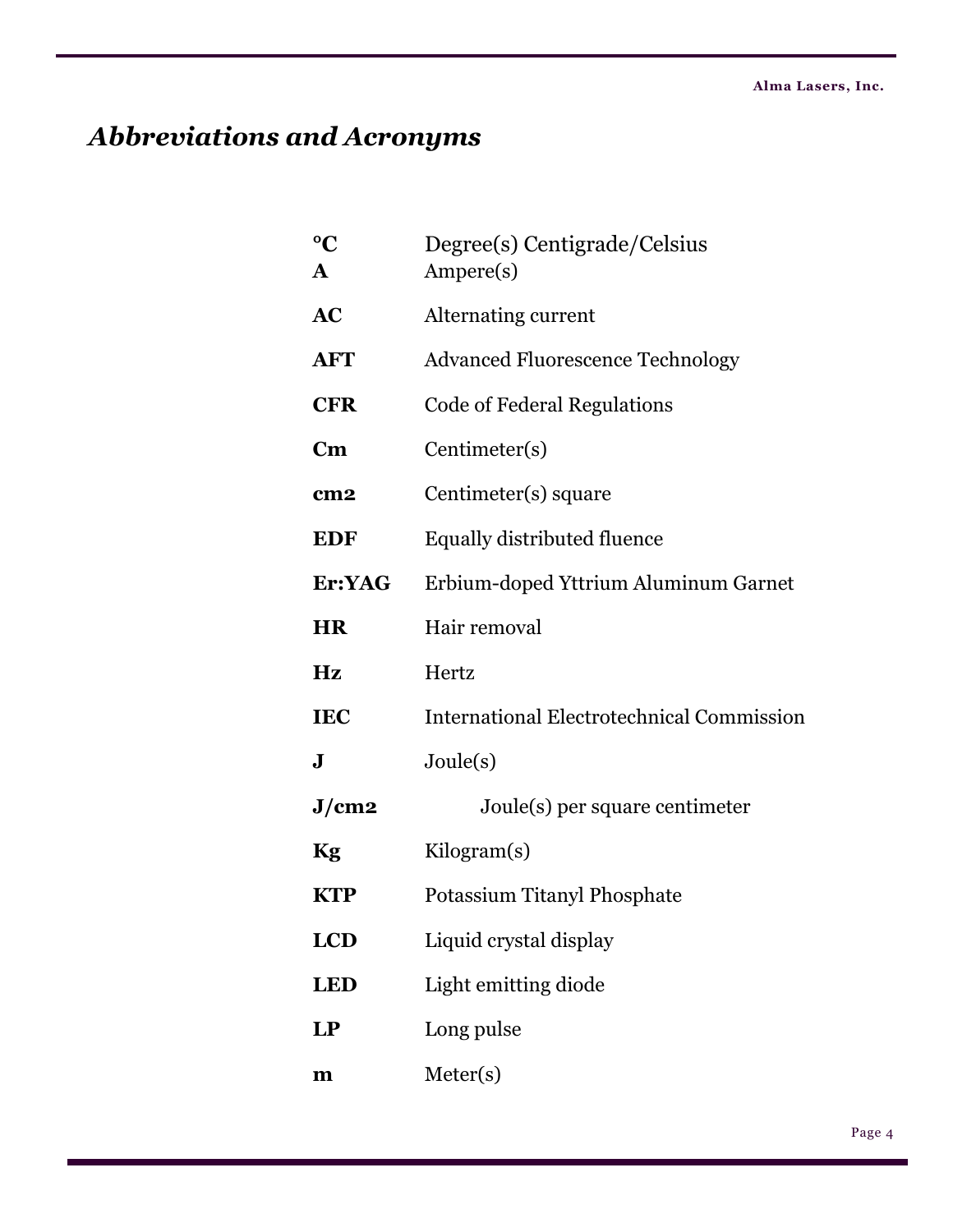## *Abbreviations and Acronyms*

| | |
|---|---|
| **°C** | Degree(s) Centigrade/Celsius |
| **A** | Ampere(s) |
| **AC** | Alternating current |
| **AFT** | Advanced Fluorescence Technology |
| **CFR** | Code of Federal Regulations |
| **Cm** | Centimeter(s) |
| **cm2** | Centimeter(s) square |
| **EDF** | Equally distributed fluence |
| **Er:YAG** | Erbium-doped Yttrium Aluminum Garnet |
| **HR** | Hair removal |
| **Hz** | Hertz |
| **IEC** | International Electrotechnical Commission |
| **J** | Joule(s) |
| **J/cm2** | Joule(s) per square centimeter |
| **Kg** | Kilogram(s) |
| **KTP** | Potassium Titanyl Phosphate |
| **LCD** | Liquid crystal display |
| **LED** | Light emitting diode |
| **LP** | Long pulse |
| **m** | Meter(s) |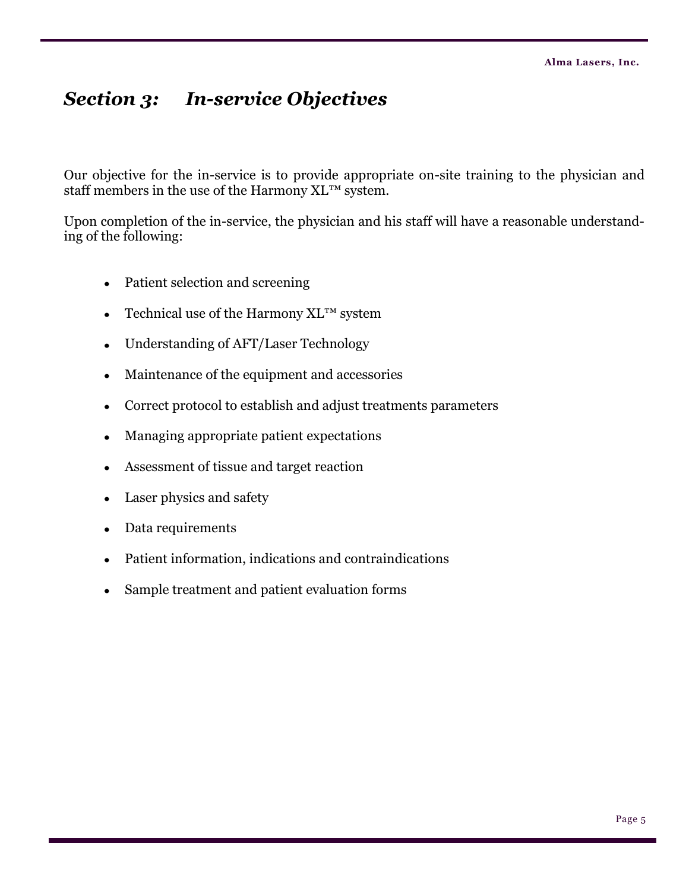## *Section 3: In-service Objectives*

Our objective for the in-service is to provide appropriate on-site training to the physician and staff members in the use of the Harmony XL™ system.

Upon completion of the in-service, the physician and his staff will have a reasonable understanding of the following:

- Patient selection and screening
- Technical use of the Harmony XL™ system
- Understanding of AFT/Laser Technology
- Maintenance of the equipment and accessories
- Correct protocol to establish and adjust treatments parameters
- Managing appropriate patient expectations
- Assessment of tissue and target reaction
- Laser physics and safety
- Data requirements
- Patient information, indications and contraindications
- Sample treatment and patient evaluation forms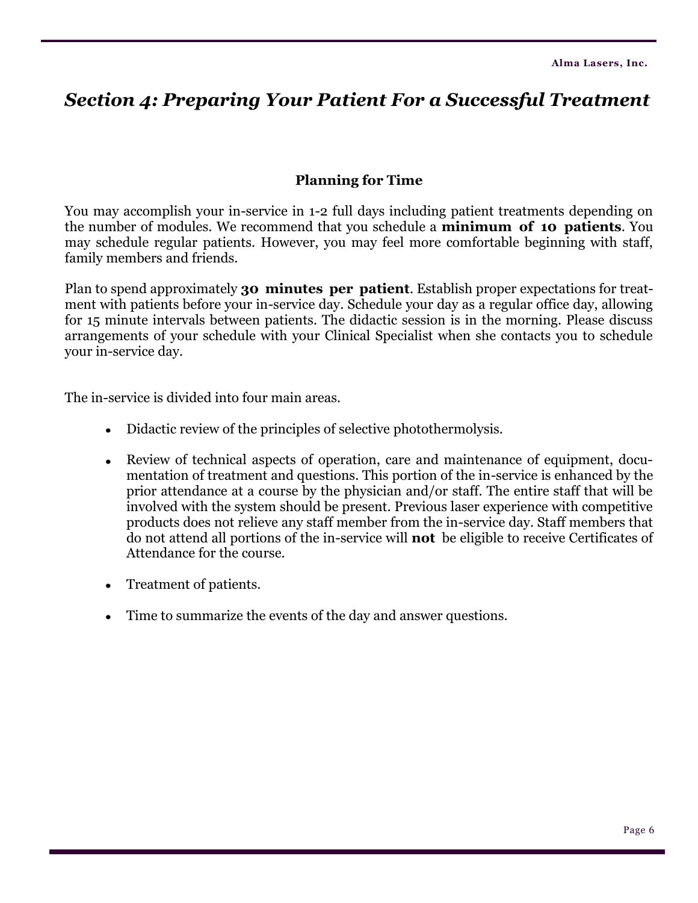## *Section 4: Preparing Your Patient For a Successful Treatment*

### Planning for Time

You may accomplish your in-service in 1-2 full days including patient treatments depending on the number of modules. We recommend that you schedule a **minimum of 10 patients**. You may schedule regular patients. However, you may feel more comfortable beginning with staff, family members and friends.

Plan to spend approximately **30 minutes per patient**. Establish proper expectations for treatment with patients before your in-service day. Schedule your day as a regular office day, allowing for 15 minute intervals between patients. The didactic session is in the morning. Please discuss arrangements of your schedule with your Clinical Specialist when she contacts you to schedule your in-service day.

The in-service is divided into four main areas.

- Didactic review of the principles of selective photothermolysis.
- Review of technical aspects of operation, care and maintenance of equipment, documentation of treatment and questions. This portion of the in-service is enhanced by the prior attendance at a course by the physician and/or staff. The entire staff that will be involved with the system should be present. Previous laser experience with competitive products does not relieve any staff member from the in-service day. Staff members that do not attend all portions of the in-service will **not** be eligible to receive Certificates of Attendance for the course.
- Treatment of patients.
- Time to summarize the events of the day and answer questions.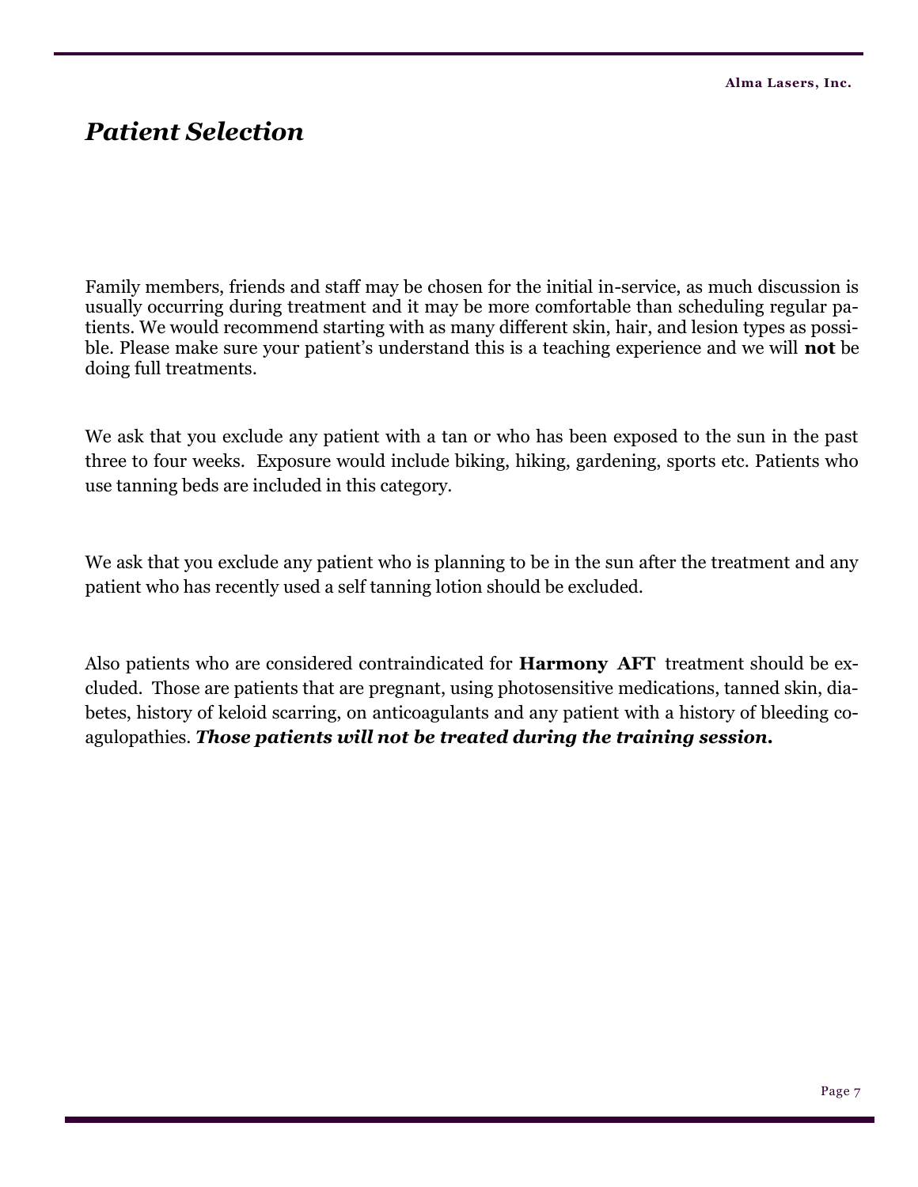# *Patient Selection*

Family members, friends and staff may be chosen for the initial in-service, as much discussion is usually occurring during treatment and it may be more comfortable than scheduling regular patients. We would recommend starting with as many different skin, hair, and lesion types as possible. Please make sure your patient's understand this is a teaching experience and we will **not** be doing full treatments.

We ask that you exclude any patient with a tan or who has been exposed to the sun in the past three to four weeks. Exposure would include biking, hiking, gardening, sports etc. Patients who use tanning beds are included in this category.

We ask that you exclude any patient who is planning to be in the sun after the treatment and any patient who has recently used a self tanning lotion should be excluded.

Also patients who are considered contraindicated for **Harmony AFT** treatment should be excluded. Those are patients that are pregnant, using photosensitive medications, tanned skin, diabetes, history of keloid scarring, on anticoagulants and any patient with a history of bleeding coagulopathies. ***Those patients will not be treated during the training session.***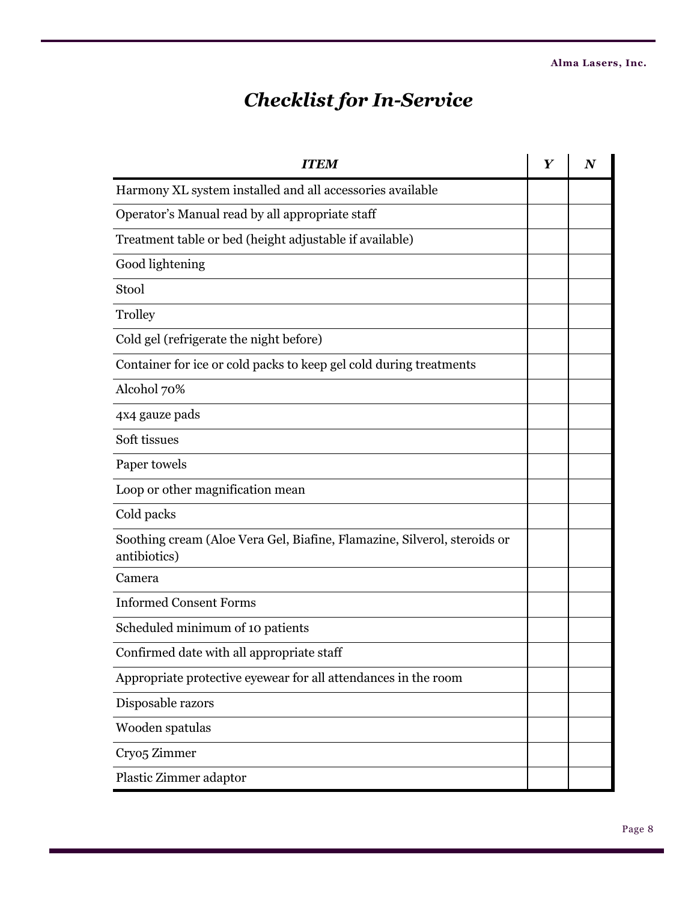# *Checklist for In-Service*

| *ITEM* | *Y* | *N* |
|---|---|---|
| Harmony XL system installed and all accessories available | | |
| Operator's Manual read by all appropriate staff | | |
| Treatment table or bed (height adjustable if available) | | |
| Good lightening | | |
| Stool | | |
| Trolley | | |
| Cold gel (refrigerate the night before) | | |
| Container for ice or cold packs to keep gel cold during treatments | | |
| Alcohol 70% | | |
| 4x4 gauze pads | | |
| Soft tissues | | |
| Paper towels | | |
| Loop or other magnification mean | | |
| Cold packs | | |
| Soothing cream (Aloe Vera Gel, Biafine, Flamazine, Silverol, steroids or antibiotics) | | |
| Camera | | |
| Informed Consent Forms | | |
| Scheduled minimum of 10 patients | | |
| Confirmed date with all appropriate staff | | |
| Appropriate protective eyewear for all attendances in the room | | |
| Disposable razors | | |
| Wooden spatulas | | |
| Cryo5 Zimmer | | |
| Plastic Zimmer adaptor | | |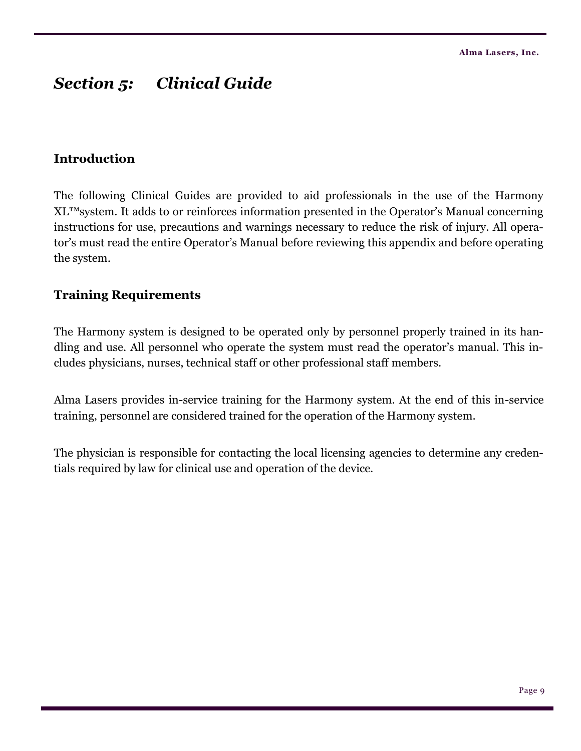# *Section 5: Clinical Guide*

## Introduction

The following Clinical Guides are provided to aid professionals in the use of the Harmony XL™system. It adds to or reinforces information presented in the Operator's Manual concerning instructions for use, precautions and warnings necessary to reduce the risk of injury. All operator's must read the entire Operator's Manual before reviewing this appendix and before operating the system.

## Training Requirements

The Harmony system is designed to be operated only by personnel properly trained in its handling and use. All personnel who operate the system must read the operator's manual. This includes physicians, nurses, technical staff or other professional staff members.

Alma Lasers provides in-service training for the Harmony system. At the end of this in-service training, personnel are considered trained for the operation of the Harmony system.

The physician is responsible for contacting the local licensing agencies to determine any credentials required by law for clinical use and operation of the device.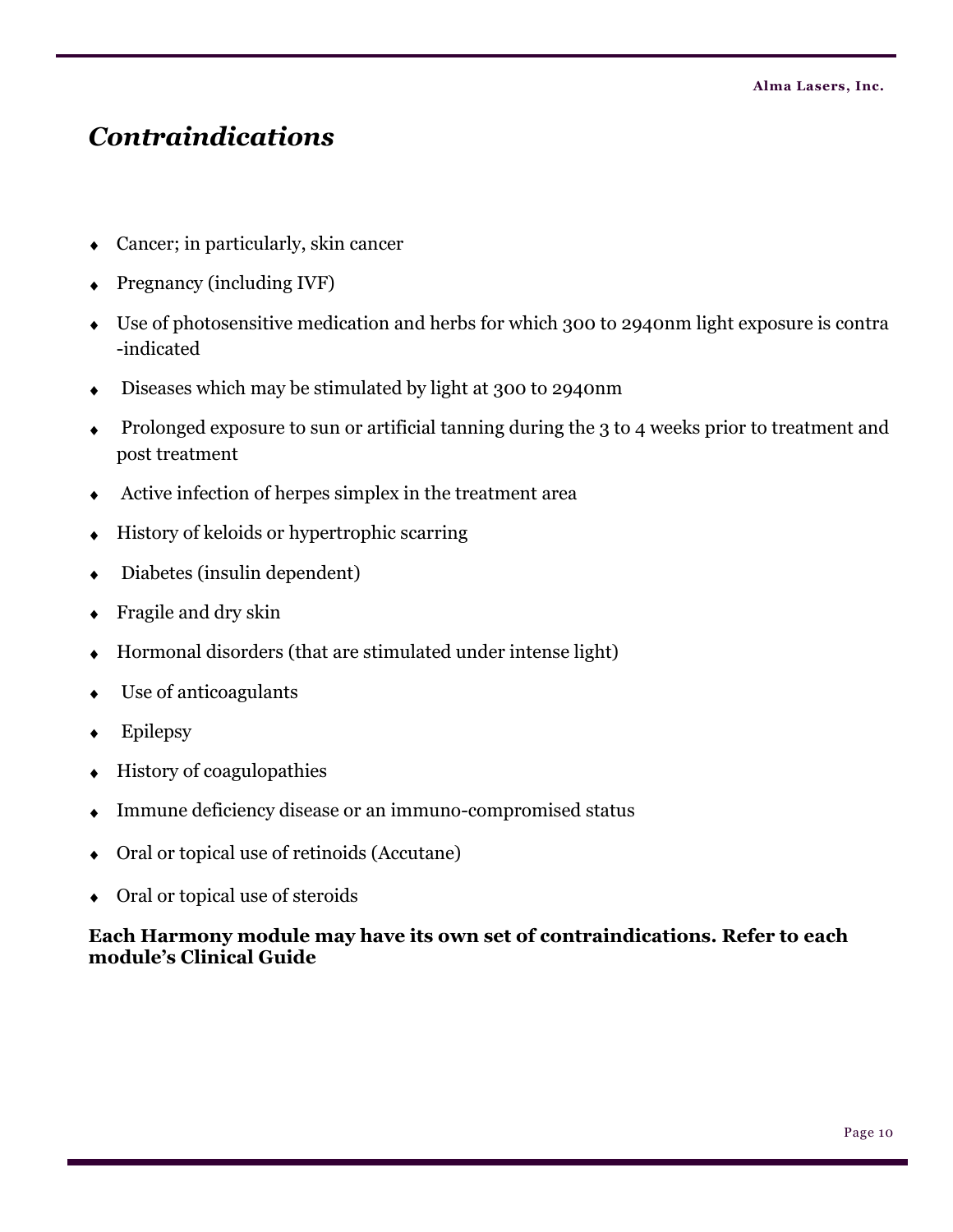## *Contraindications*

- Cancer; in particularly, skin cancer
- Pregnancy (including IVF)
- Use of photosensitive medication and herbs for which 300 to 2940nm light exposure is contra -indicated
- Diseases which may be stimulated by light at 300 to 2940nm
- Prolonged exposure to sun or artificial tanning during the 3 to 4 weeks prior to treatment and post treatment
- Active infection of herpes simplex in the treatment area
- History of keloids or hypertrophic scarring
- Diabetes (insulin dependent)
- Fragile and dry skin
- Hormonal disorders (that are stimulated under intense light)
- Use of anticoagulants
- Epilepsy
- History of coagulopathies
- Immune deficiency disease or an immuno-compromised status
- Oral or topical use of retinoids (Accutane)
- Oral or topical use of steroids

**Each Harmony module may have its own set of contraindications. Refer to each module's Clinical Guide**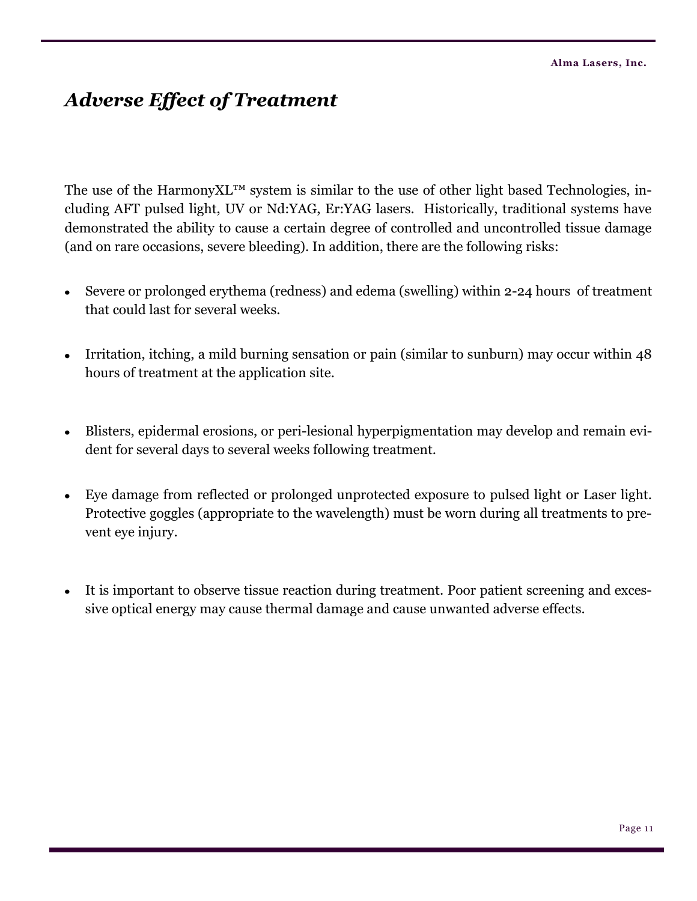## *Adverse Effect of Treatment*

The use of the HarmonyXL™ system is similar to the use of other light based Technologies, including AFT pulsed light, UV or Nd:YAG, Er:YAG lasers. Historically, traditional systems have demonstrated the ability to cause a certain degree of controlled and uncontrolled tissue damage (and on rare occasions, severe bleeding). In addition, there are the following risks:

- Severe or prolonged erythema (redness) and edema (swelling) within 2-24 hours of treatment that could last for several weeks.
- Irritation, itching, a mild burning sensation or pain (similar to sunburn) may occur within 48 hours of treatment at the application site.
- Blisters, epidermal erosions, or peri-lesional hyperpigmentation may develop and remain evident for several days to several weeks following treatment.
- Eye damage from reflected or prolonged unprotected exposure to pulsed light or Laser light. Protective goggles (appropriate to the wavelength) must be worn during all treatments to prevent eye injury.
- It is important to observe tissue reaction during treatment. Poor patient screening and excessive optical energy may cause thermal damage and cause unwanted adverse effects.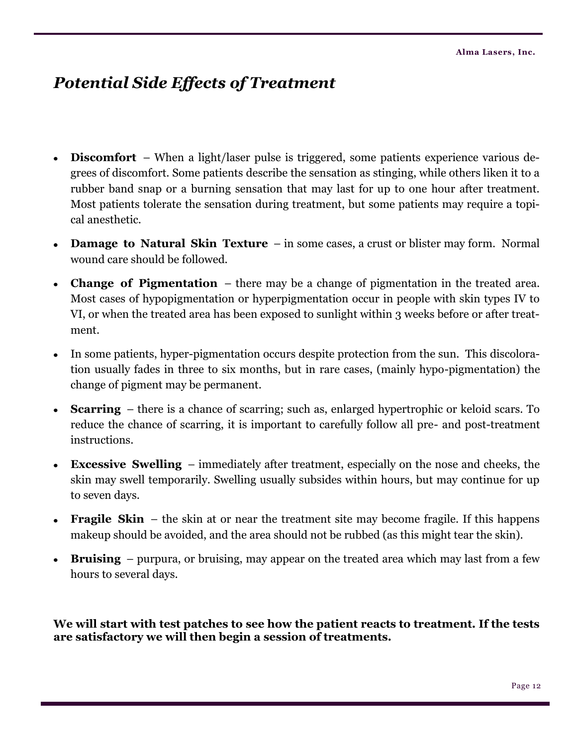## *Potential Side Effects of Treatment*

- **Discomfort** – When a light/laser pulse is triggered, some patients experience various degrees of discomfort. Some patients describe the sensation as stinging, while others liken it to a rubber band snap or a burning sensation that may last for up to one hour after treatment. Most patients tolerate the sensation during treatment, but some patients may require a topical anesthetic.
- **Damage to Natural Skin Texture** – in some cases, a crust or blister may form. Normal wound care should be followed.
- **Change of Pigmentation** – there may be a change of pigmentation in the treated area. Most cases of hypopigmentation or hyperpigmentation occur in people with skin types IV to VI, or when the treated area has been exposed to sunlight within 3 weeks before or after treatment.
- In some patients, hyper-pigmentation occurs despite protection from the sun. This discoloration usually fades in three to six months, but in rare cases, (mainly hypo-pigmentation) the change of pigment may be permanent.
- **Scarring** – there is a chance of scarring; such as, enlarged hypertrophic or keloid scars. To reduce the chance of scarring, it is important to carefully follow all pre- and post-treatment instructions.
- **Excessive Swelling** – immediately after treatment, especially on the nose and cheeks, the skin may swell temporarily. Swelling usually subsides within hours, but may continue for up to seven days.
- **Fragile Skin** – the skin at or near the treatment site may become fragile. If this happens makeup should be avoided, and the area should not be rubbed (as this might tear the skin).
- **Bruising** – purpura, or bruising, may appear on the treated area which may last from a few hours to several days.

**We will start with test patches to see how the patient reacts to treatment. If the tests are satisfactory we will then begin a session of treatments.**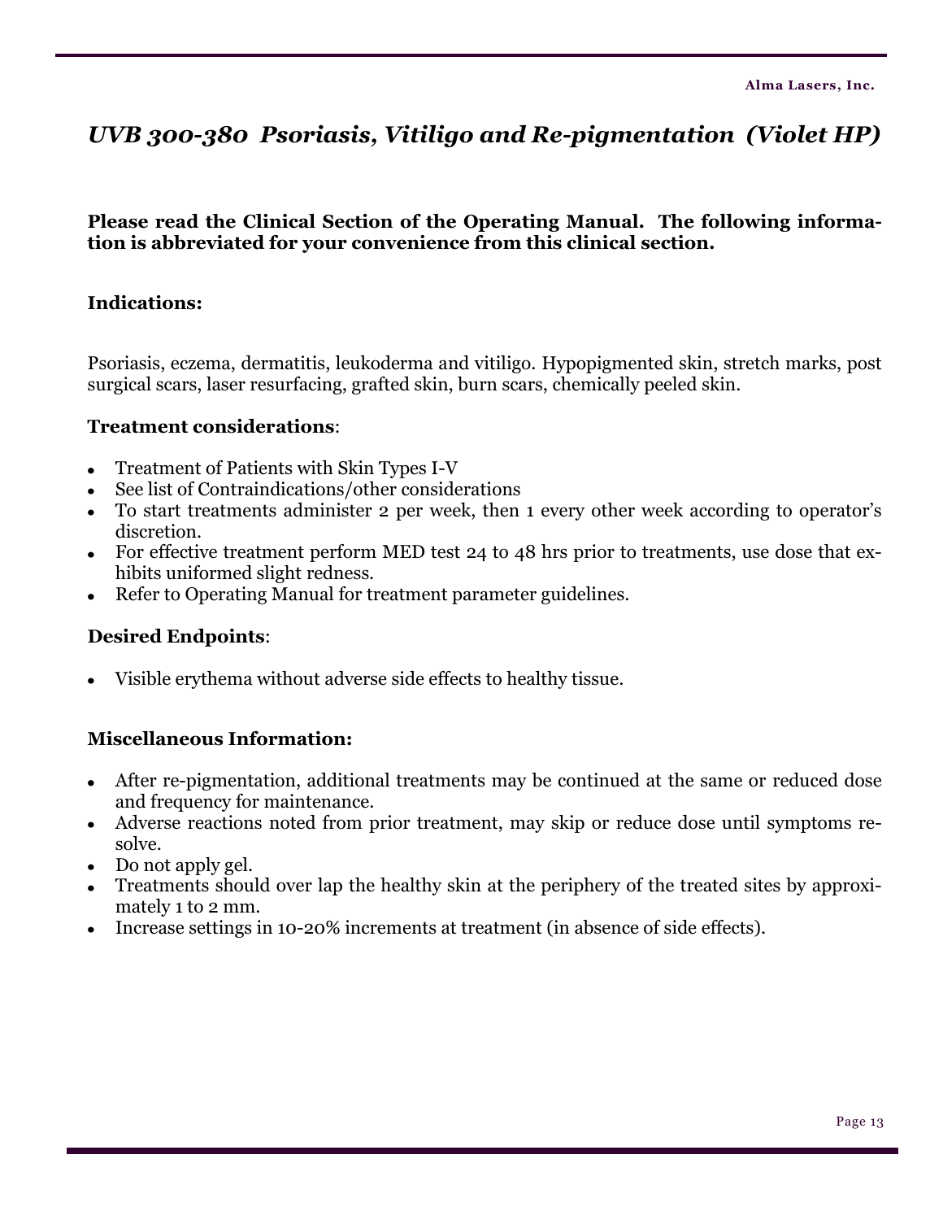## *UVB 300-380 Psoriasis, Vitiligo and Re-pigmentation (Violet HP)*

**Please read the Clinical Section of the Operating Manual. The following information is abbreviated for your convenience from this clinical section.**

### Indications:

Psoriasis, eczema, dermatitis, leukoderma and vitiligo. Hypopigmented skin, stretch marks, post surgical scars, laser resurfacing, grafted skin, burn scars, chemically peeled skin.

### Treatment considerations:

- Treatment of Patients with Skin Types I-V
- See list of Contraindications/other considerations
- To start treatments administer 2 per week, then 1 every other week according to operator's discretion.
- For effective treatment perform MED test 24 to 48 hrs prior to treatments, use dose that exhibits uniformed slight redness.
- Refer to Operating Manual for treatment parameter guidelines.

### Desired Endpoints:

- Visible erythema without adverse side effects to healthy tissue.

### Miscellaneous Information:

- After re-pigmentation, additional treatments may be continued at the same or reduced dose and frequency for maintenance.
- Adverse reactions noted from prior treatment, may skip or reduce dose until symptoms resolve.
- Do not apply gel.
- Treatments should over lap the healthy skin at the periphery of the treated sites by approximately 1 to 2 mm.
- Increase settings in 10-20% increments at treatment (in absence of side effects).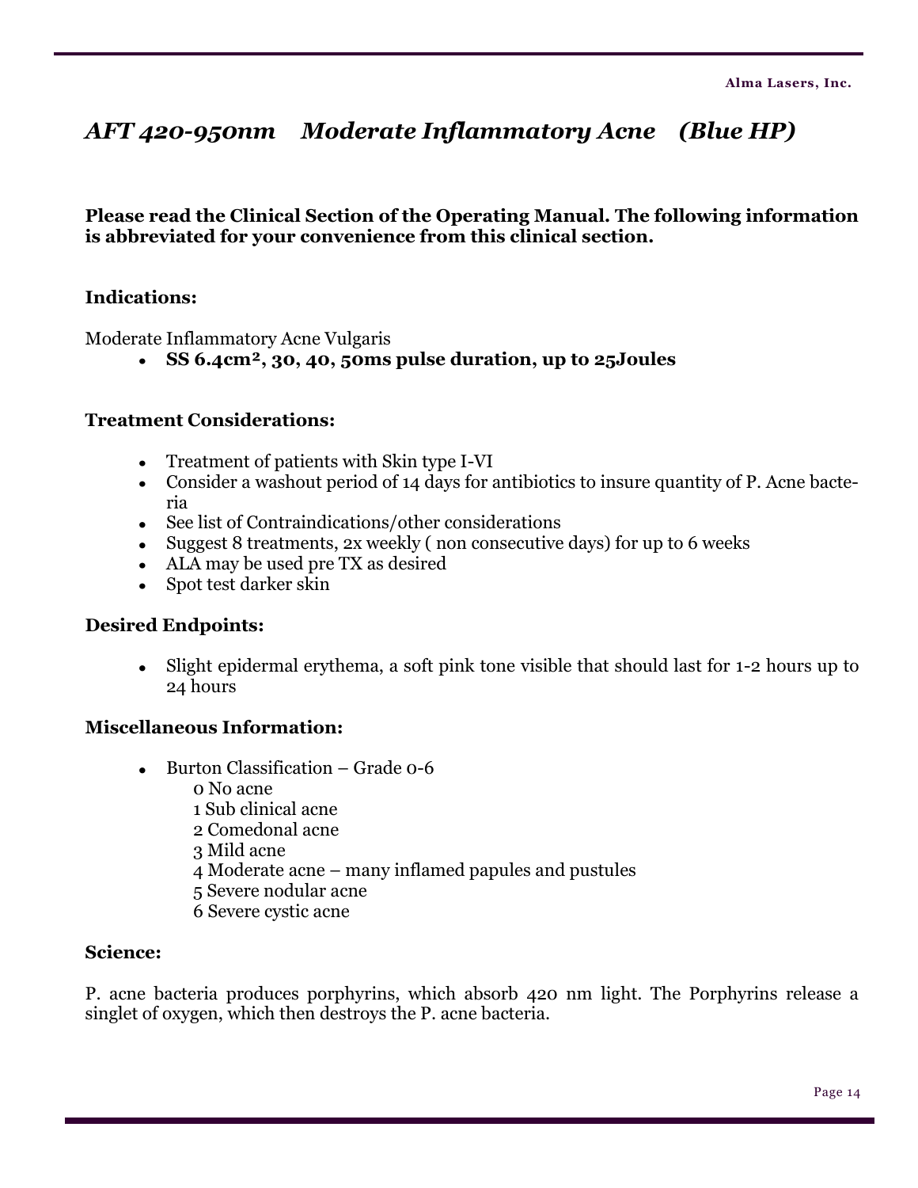# *AFT 420-950nm Moderate Inflammatory Acne (Blue HP)*

**Please read the Clinical Section of the Operating Manual. The following information is abbreviated for your convenience from this clinical section.**

### Indications:

Moderate Inflammatory Acne Vulgaris

- **SS 6.4cm², 30, 40, 50ms pulse duration, up to 25Joules**

### Treatment Considerations:

- Treatment of patients with Skin type I-VI
- Consider a washout period of 14 days for antibiotics to insure quantity of P. Acne bacteria
- See list of Contraindications/other considerations
- Suggest 8 treatments, 2x weekly ( non consecutive days) for up to 6 weeks
- ALA may be used pre TX as desired
- Spot test darker skin

### Desired Endpoints:

- Slight epidermal erythema, a soft pink tone visible that should last for 1-2 hours up to 24 hours

### Miscellaneous Information:

- Burton Classification – Grade 0-6
  - 0 No acne
  - 1 Sub clinical acne
  - 2 Comedonal acne
  - 3 Mild acne
  - 4 Moderate acne – many inflamed papules and pustules
  - 5 Severe nodular acne
  - 6 Severe cystic acne

### Science:

P. acne bacteria produces porphyrins, which absorb 420 nm light. The Porphyrins release a singlet of oxygen, which then destroys the P. acne bacteria.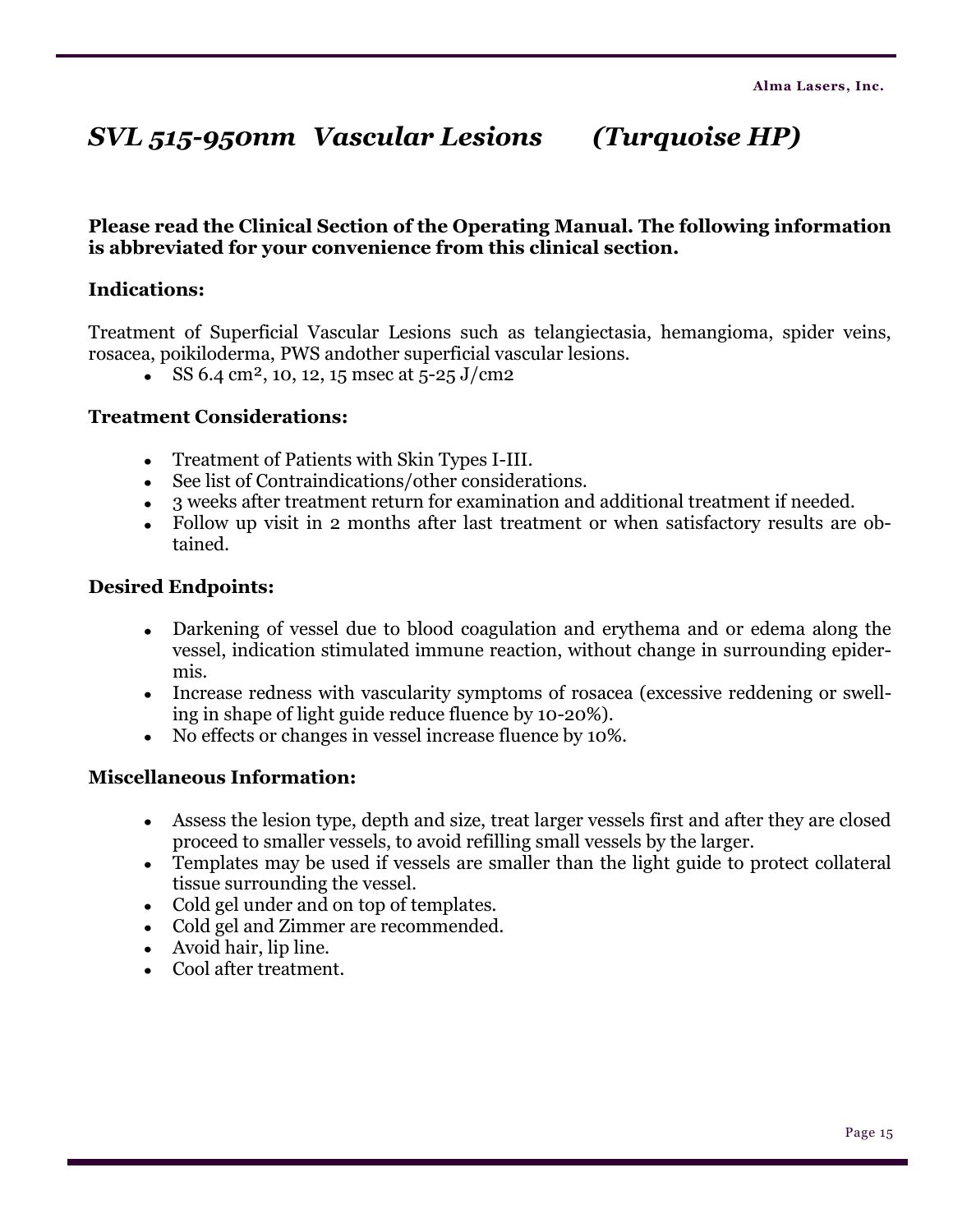# *SVL 515-950nm Vascular Lesions (Turquoise HP)*

**Please read the Clinical Section of the Operating Manual. The following information is abbreviated for your convenience from this clinical section.**

**Indications:**

Treatment of Superficial Vascular Lesions such as telangiectasia, hemangioma, spider veins, rosacea, poikiloderma, PWS andother superficial vascular lesions.

- SS 6.4 $cm^2$, 10, 12, 15 msec at 5-25 J/cm2

**Treatment Considerations:**

- Treatment of Patients with Skin Types I-III.
- See list of Contraindications/other considerations.
- 3 weeks after treatment return for examination and additional treatment if needed.
- Follow up visit in 2 months after last treatment or when satisfactory results are obtained.

**Desired Endpoints:**

- Darkening of vessel due to blood coagulation and erythema and or edema along the vessel, indication stimulated immune reaction, without change in surrounding epidermis.
- Increase redness with vascularity symptoms of rosacea (excessive reddening or swelling in shape of light guide reduce fluence by 10-20%).
- No effects or changes in vessel increase fluence by 10%.

**Miscellaneous Information:**

- Assess the lesion type, depth and size, treat larger vessels first and after they are closed proceed to smaller vessels, to avoid refilling small vessels by the larger.
- Templates may be used if vessels are smaller than the light guide to protect collateral tissue surrounding the vessel.
- Cold gel under and on top of templates.
- Cold gel and Zimmer are recommended.
- Avoid hair, lip line.
- Cool after treatment.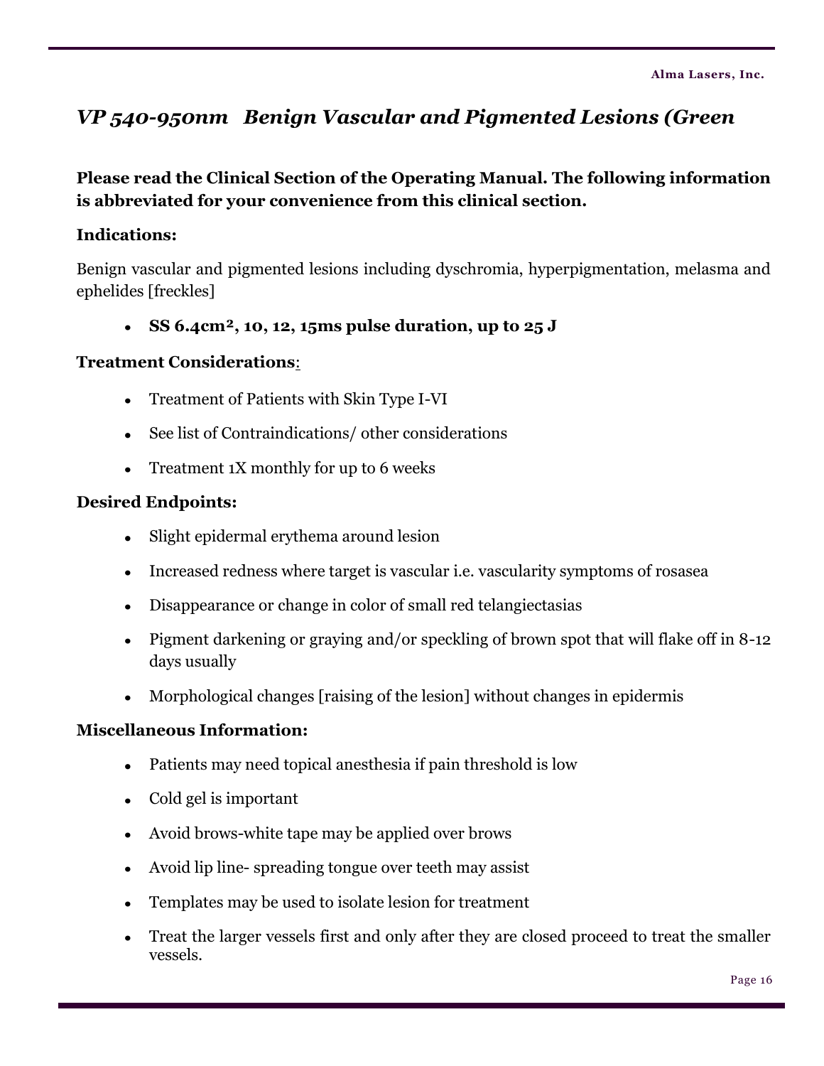## *VP 540-950nm Benign Vascular and Pigmented Lesions (Green*

**Please read the Clinical Section of the Operating Manual. The following information is abbreviated for your convenience from this clinical section.**

**Indications:**

Benign vascular and pigmented lesions including dyschromia, hyperpigmentation, melasma and ephelides [freckles]

- **SS 6.4cm², 10, 12, 15ms pulse duration, up to 25 J**

**Treatment Considerations:**

- Treatment of Patients with Skin Type I-VI
- See list of Contraindications/ other considerations
- Treatment 1X monthly for up to 6 weeks

**Desired Endpoints:**

- Slight epidermal erythema around lesion
- Increased redness where target is vascular i.e. vascularity symptoms of rosasea
- Disappearance or change in color of small red telangiectasias
- Pigment darkening or graying and/or speckling of brown spot that will flake off in 8-12 days usually
- Morphological changes [raising of the lesion] without changes in epidermis

**Miscellaneous Information:**

- Patients may need topical anesthesia if pain threshold is low
- Cold gel is important
- Avoid brows-white tape may be applied over brows
- Avoid lip line- spreading tongue over teeth may assist
- Templates may be used to isolate lesion for treatment
- Treat the larger vessels first and only after they are closed proceed to treat the smaller vessels.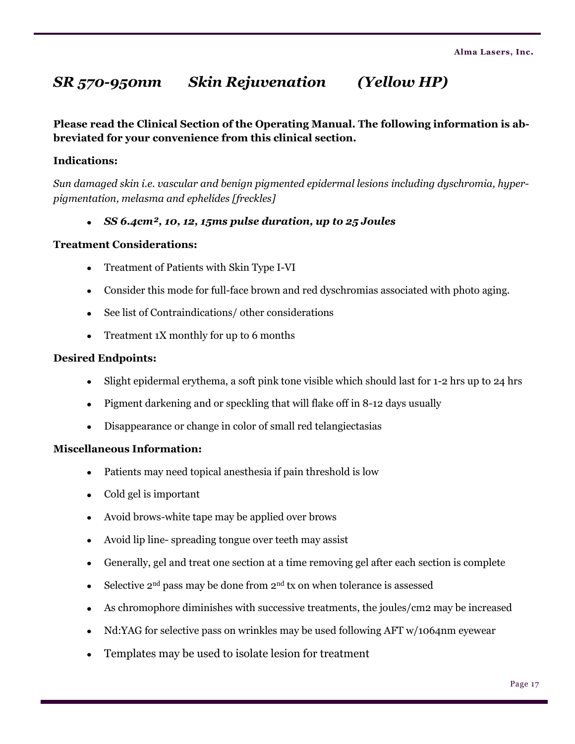## *SR 570-950nm Skin Rejuvenation (Yellow HP)*

**Please read the Clinical Section of the Operating Manual. The following information is abbreviated for your convenience from this clinical section.**

**Indications:**

*Sun damaged skin i.e. vascular and benign pigmented epidermal lesions including dyschromia, hyperpigmentation, melasma and ephelides [freckles]*

- ***SS 6.4cm², 10, 12, 15ms pulse duration, up to 25 Joules***

**Treatment Considerations:**

- Treatment of Patients with Skin Type I-VI
- Consider this mode for full-face brown and red dyschromias associated with photo aging.
- See list of Contraindications/ other considerations
- Treatment 1X monthly for up to 6 months

**Desired Endpoints:**

- Slight epidermal erythema, a soft pink tone visible which should last for 1-2 hrs up to 24 hrs
- Pigment darkening and or speckling that will flake off in 8-12 days usually
- Disappearance or change in color of small red telangiectasias

**Miscellaneous Information:**

- Patients may need topical anesthesia if pain threshold is low
- Cold gel is important
- Avoid brows-white tape may be applied over brows
- Avoid lip line- spreading tongue over teeth may assist
- Generally, gel and treat one section at a time removing gel after each section is complete
- Selective 2nd pass may be done from 2nd tx on when tolerance is assessed
- As chromophore diminishes with successive treatments, the joules/cm2 may be increased
- Nd:YAG for selective pass on wrinkles may be used following AFT w/1064nm eyewear
- Templates may be used to isolate lesion for treatment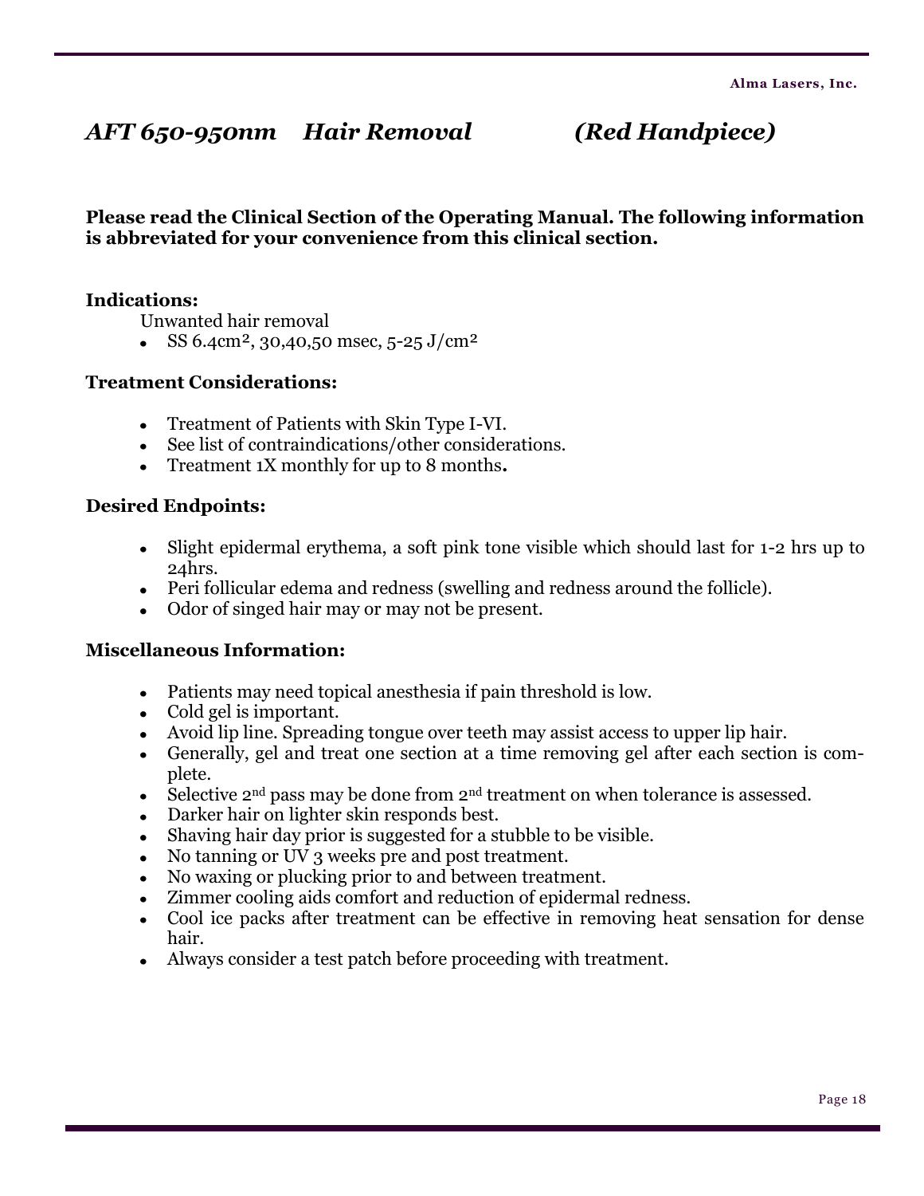## *AFT 650-950nm    Hair Removal    (Red Handpiece)*

**Please read the Clinical Section of the Operating Manual. The following information is abbreviated for your convenience from this clinical section.**

**Indications:**

Unwanted hair removal

- SS 6.4cm², 30,40,50 msec, 5-25 J/cm²

**Treatment Considerations:**

- Treatment of Patients with Skin Type I-VI.
- See list of contraindications/other considerations.
- Treatment 1X monthly for up to 8 months**.**

**Desired Endpoints:**

- Slight epidermal erythema, a soft pink tone visible which should last for 1-2 hrs up to 24hrs.
- Peri follicular edema and redness (swelling and redness around the follicle).
- Odor of singed hair may or may not be present.

**Miscellaneous Information:**

- Patients may need topical anesthesia if pain threshold is low.
- Cold gel is important.
- Avoid lip line. Spreading tongue over teeth may assist access to upper lip hair.
- Generally, gel and treat one section at a time removing gel after each section is complete.
- Selective 2nd pass may be done from 2nd treatment on when tolerance is assessed.
- Darker hair on lighter skin responds best.
- Shaving hair day prior is suggested for a stubble to be visible.
- No tanning or UV 3 weeks pre and post treatment.
- No waxing or plucking prior to and between treatment.
- Zimmer cooling aids comfort and reduction of epidermal redness.
- Cool ice packs after treatment can be effective in removing heat sensation for dense hair.
- Always consider a test patch before proceeding with treatment.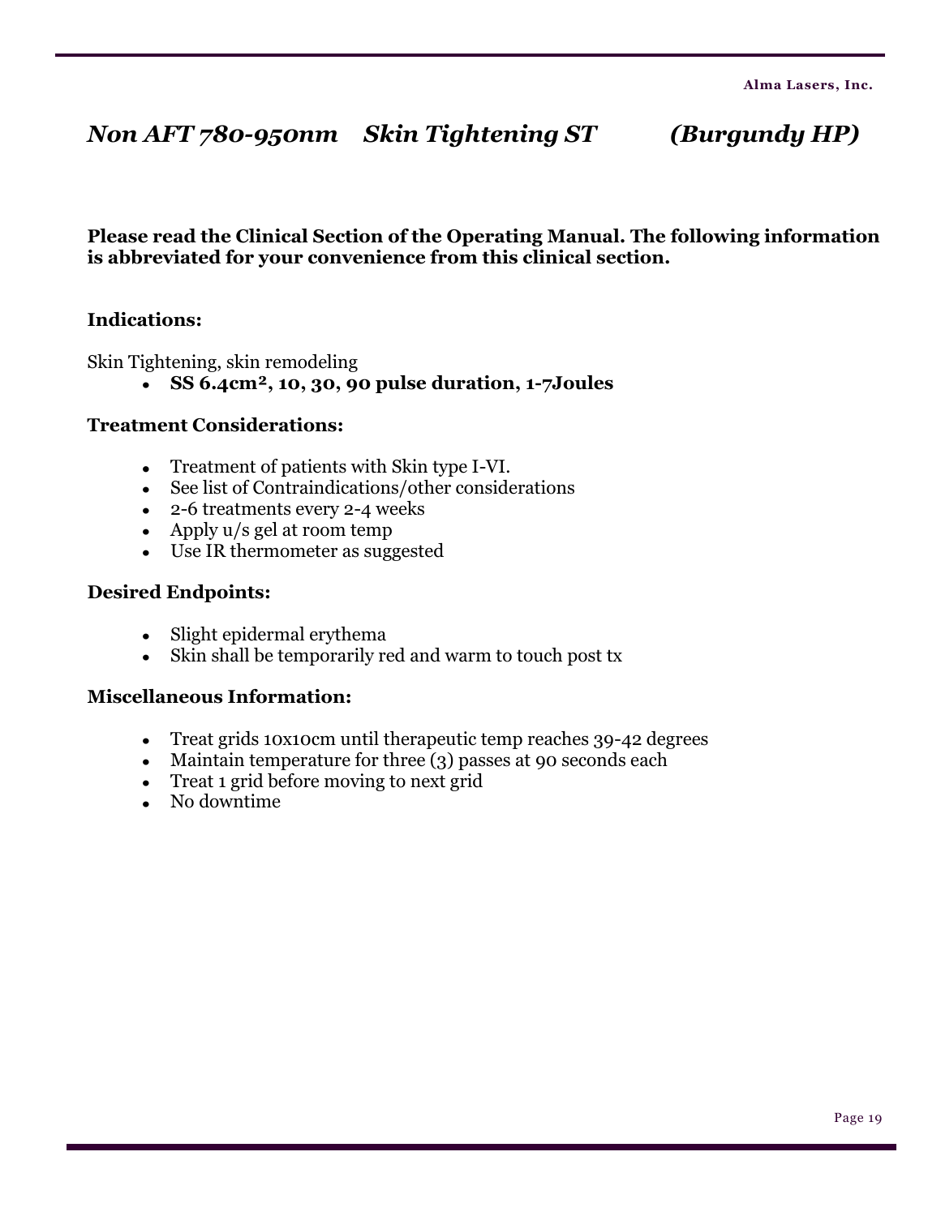## *Non AFT 780-950nm Skin Tightening ST (Burgundy HP)*

**Please read the Clinical Section of the Operating Manual. The following information is abbreviated for your convenience from this clinical section.**

### Indications:

Skin Tightening, skin remodeling

- **SS 6.4cm², 10, 30, 90 pulse duration, 1-7Joules**

### Treatment Considerations:

- Treatment of patients with Skin type I-VI.
- See list of Contraindications/other considerations
- 2-6 treatments every 2-4 weeks
- Apply u/s gel at room temp
- Use IR thermometer as suggested

### Desired Endpoints:

- Slight epidermal erythema
- Skin shall be temporarily red and warm to touch post tx

### Miscellaneous Information:

- Treat grids 10x10cm until therapeutic temp reaches 39-42 degrees
- Maintain temperature for three (3) passes at 90 seconds each
- Treat 1 grid before moving to next grid
- No downtime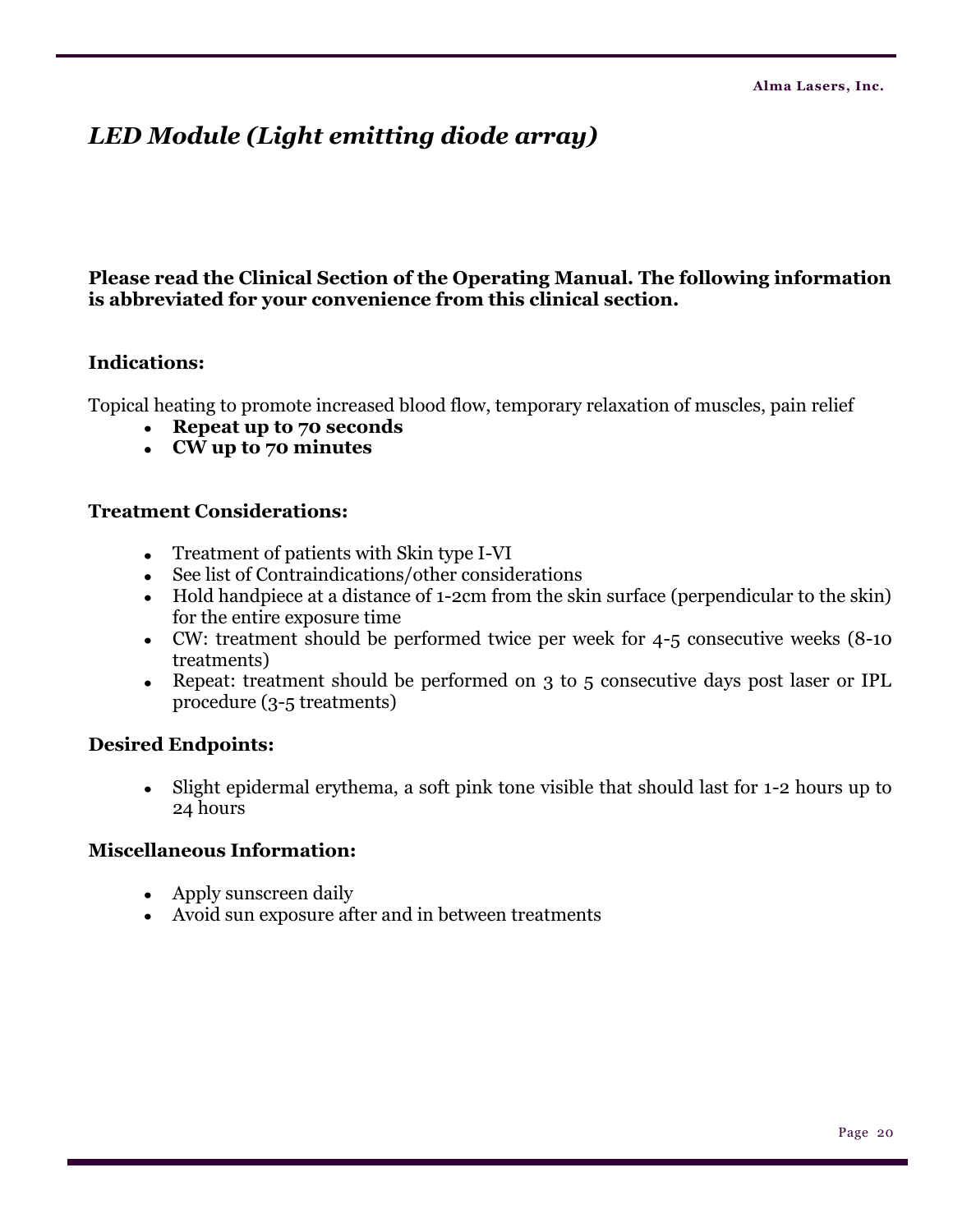# *LED Module (Light emitting diode array)*

**Please read the Clinical Section of the Operating Manual. The following information is abbreviated for your convenience from this clinical section.**

**Indications:**

Topical heating to promote increased blood flow, temporary relaxation of muscles, pain relief

- **Repeat up to 70 seconds**
- **CW up to 70 minutes**

**Treatment Considerations:**

- Treatment of patients with Skin type I-VI
- See list of Contraindications/other considerations
- Hold handpiece at a distance of 1-2cm from the skin surface (perpendicular to the skin) for the entire exposure time
- CW: treatment should be performed twice per week for 4-5 consecutive weeks (8-10 treatments)
- Repeat: treatment should be performed on 3 to 5 consecutive days post laser or IPL procedure (3-5 treatments)

**Desired Endpoints:**

- Slight epidermal erythema, a soft pink tone visible that should last for 1-2 hours up to 24 hours

**Miscellaneous Information:**

- Apply sunscreen daily
- Avoid sun exposure after and in between treatments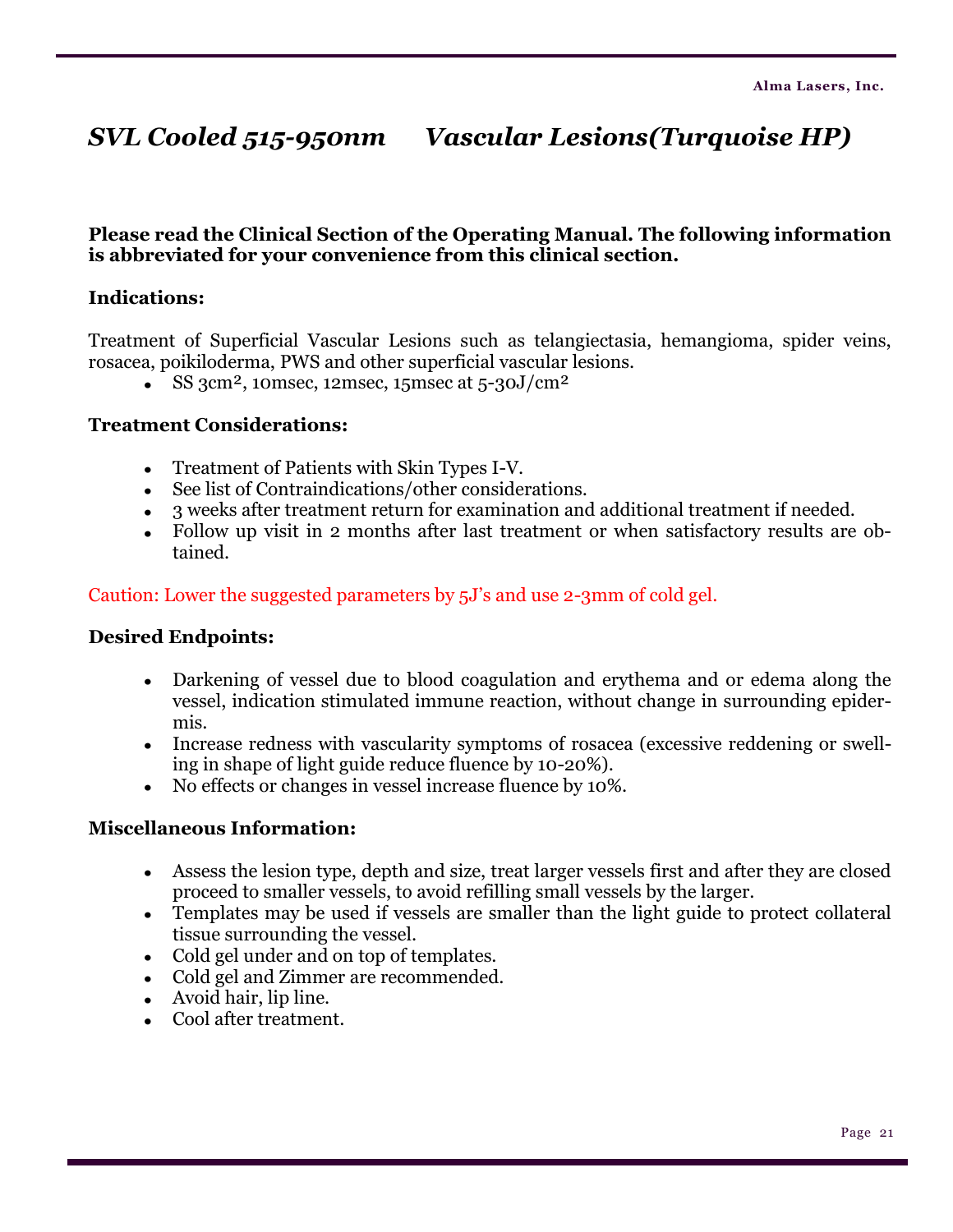# *SVL Cooled 515-950nm Vascular Lesions(Turquoise HP)*

**Please read the Clinical Section of the Operating Manual. The following information is abbreviated for your convenience from this clinical section.**

**Indications:**

Treatment of Superficial Vascular Lesions such as telangiectasia, hemangioma, spider veins, rosacea, poikiloderma, PWS and other superficial vascular lesions.

- SS 3cm², 10msec, 12msec, 15msec at 5-30J/cm²

**Treatment Considerations:**

- Treatment of Patients with Skin Types I-V.
- See list of Contraindications/other considerations.
- 3 weeks after treatment return for examination and additional treatment if needed.
- Follow up visit in 2 months after last treatment or when satisfactory results are obtained.

Caution: Lower the suggested parameters by 5J's and use 2-3mm of cold gel.

**Desired Endpoints:**

- Darkening of vessel due to blood coagulation and erythema and or edema along the vessel, indication stimulated immune reaction, without change in surrounding epidermis.
- Increase redness with vascularity symptoms of rosacea (excessive reddening or swelling in shape of light guide reduce fluence by 10-20%).
- No effects or changes in vessel increase fluence by 10%.

**Miscellaneous Information:**

- Assess the lesion type, depth and size, treat larger vessels first and after they are closed proceed to smaller vessels, to avoid refilling small vessels by the larger.
- Templates may be used if vessels are smaller than the light guide to protect collateral tissue surrounding the vessel.
- Cold gel under and on top of templates.
- Cold gel and Zimmer are recommended.
- Avoid hair, lip line.
- Cool after treatment.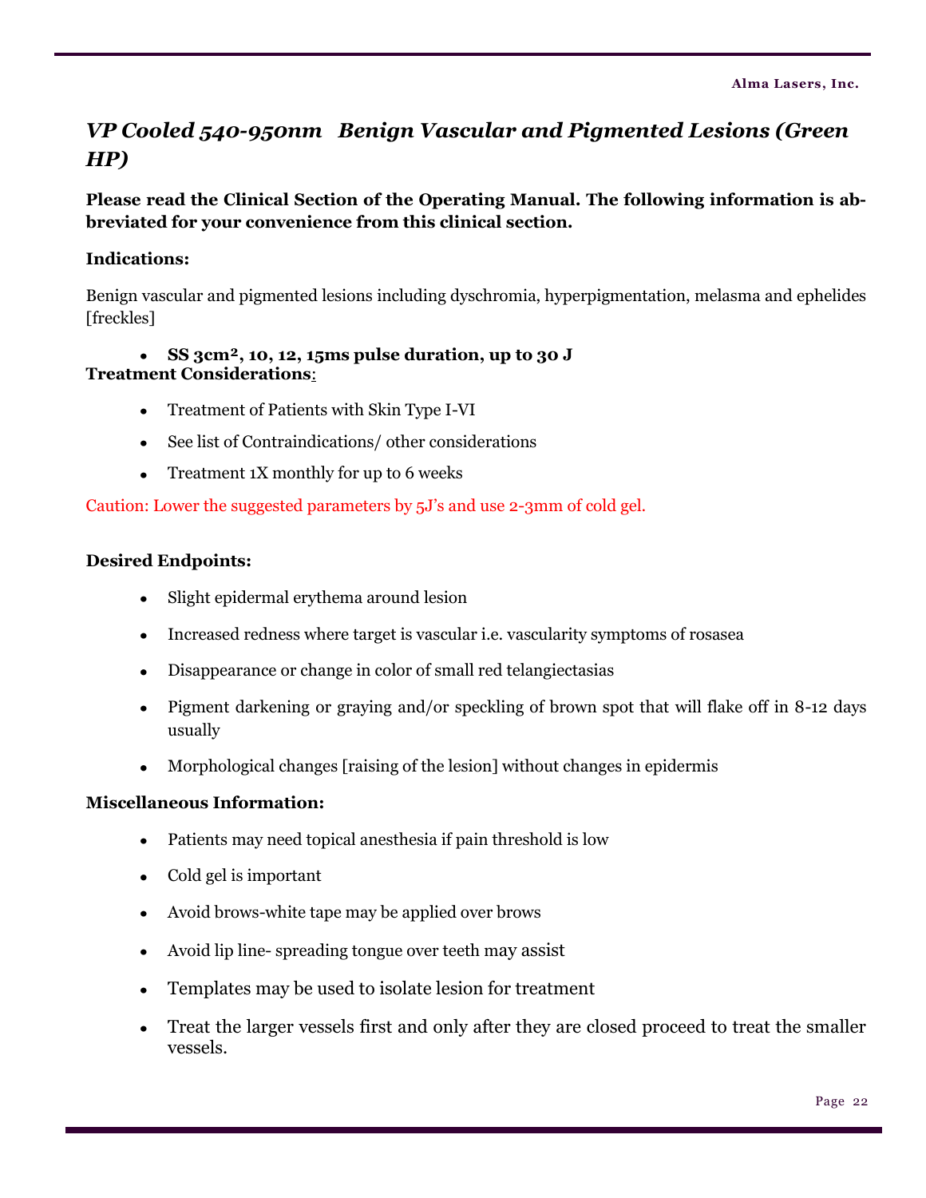## *VP Cooled 540-950nm Benign Vascular and Pigmented Lesions (Green HP)*

**Please read the Clinical Section of the Operating Manual. The following information is abbreviated for your convenience from this clinical section.**

**Indications:**

Benign vascular and pigmented lesions including dyschromia, hyperpigmentation, melasma and ephelides [freckles]

- **SS 3cm², 10, 12, 15ms pulse duration, up to 30 J**

**Treatment Considerations:**

- Treatment of Patients with Skin Type I-VI
- See list of Contraindications/ other considerations
- Treatment 1X monthly for up to 6 weeks

Caution: Lower the suggested parameters by 5J's and use 2-3mm of cold gel.

**Desired Endpoints:**

- Slight epidermal erythema around lesion
- Increased redness where target is vascular i.e. vascularity symptoms of rosasea
- Disappearance or change in color of small red telangiectasias
- Pigment darkening or graying and/or speckling of brown spot that will flake off in 8-12 days usually
- Morphological changes [raising of the lesion] without changes in epidermis

**Miscellaneous Information:**

- Patients may need topical anesthesia if pain threshold is low
- Cold gel is important
- Avoid brows-white tape may be applied over brows
- Avoid lip line- spreading tongue over teeth may assist
- Templates may be used to isolate lesion for treatment
- Treat the larger vessels first and only after they are closed proceed to treat the smaller vessels.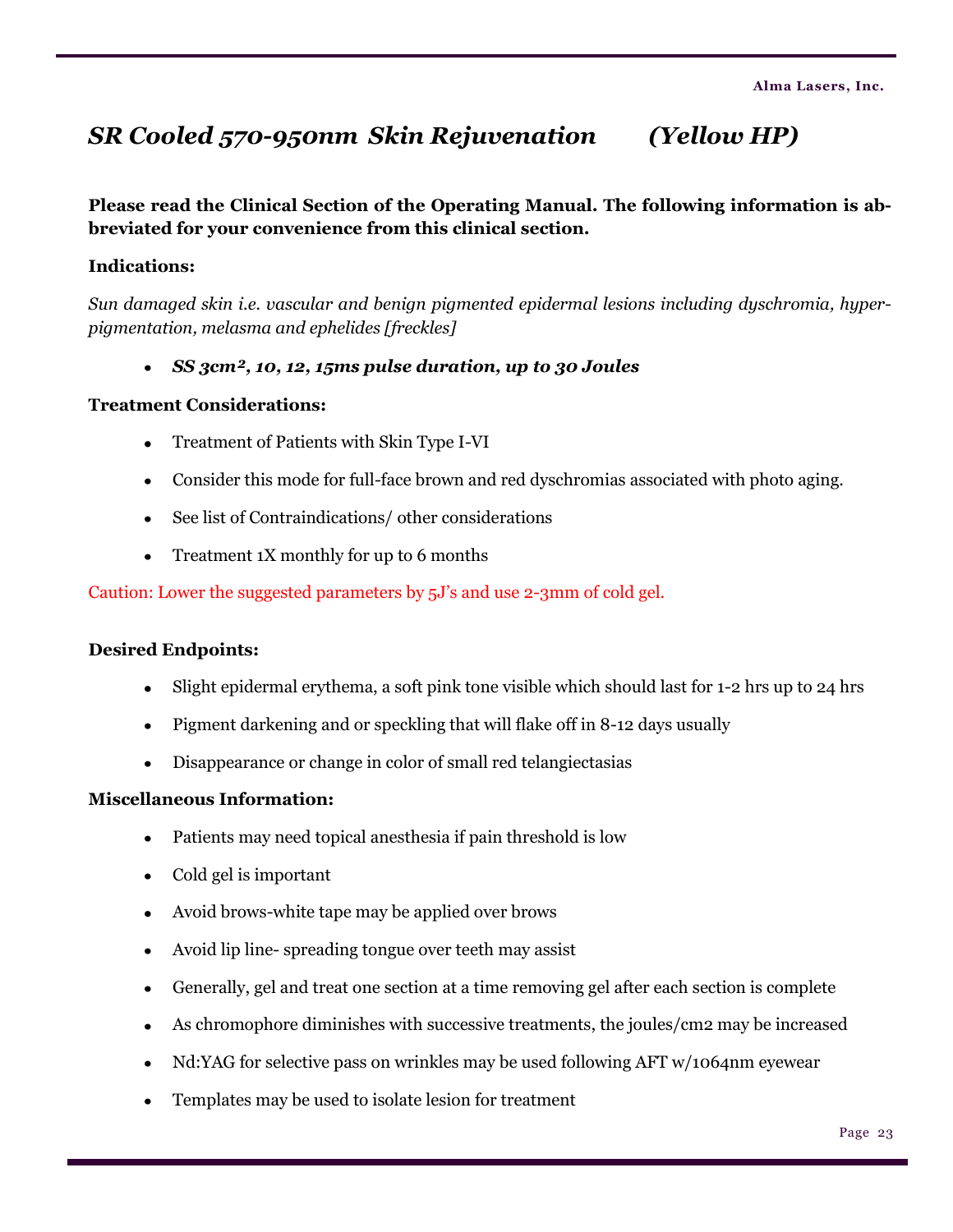## *SR Cooled 570-950nm Skin Rejuvenation (Yellow HP)*

**Please read the Clinical Section of the Operating Manual. The following information is abbreviated for your convenience from this clinical section.**

**Indications:**

*Sun damaged skin i.e. vascular and benign pigmented epidermal lesions including dyschromia, hyperpigmentation, melasma and ephelides [freckles]*

- ***SS 3cm², 10, 12, 15ms pulse duration, up to 30 Joules***

**Treatment Considerations:**

- Treatment of Patients with Skin Type I-VI
- Consider this mode for full-face brown and red dyschromias associated with photo aging.
- See list of Contraindications/ other considerations
- Treatment 1X monthly for up to 6 months

Caution: Lower the suggested parameters by 5J's and use 2-3mm of cold gel.

**Desired Endpoints:**

- Slight epidermal erythema, a soft pink tone visible which should last for 1-2 hrs up to 24 hrs
- Pigment darkening and or speckling that will flake off in 8-12 days usually
- Disappearance or change in color of small red telangiectasias

**Miscellaneous Information:**

- Patients may need topical anesthesia if pain threshold is low
- Cold gel is important
- Avoid brows-white tape may be applied over brows
- Avoid lip line- spreading tongue over teeth may assist
- Generally, gel and treat one section at a time removing gel after each section is complete
- As chromophore diminishes with successive treatments, the joules/cm2 may be increased
- Nd:YAG for selective pass on wrinkles may be used following AFT w/1064nm eyewear
- Templates may be used to isolate lesion for treatment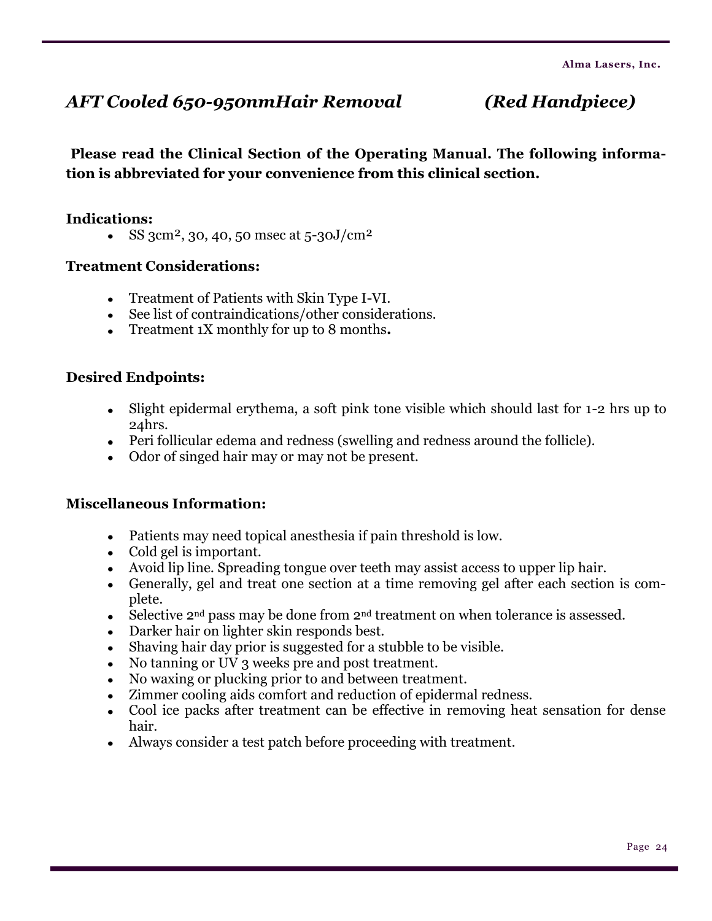# *AFT Cooled 650-950nmHair Removal (Red Handpiece)*

**Please read the Clinical Section of the Operating Manual. The following information is abbreviated for your convenience from this clinical section.**

**Indications:**

- SS 3cm², 30, 40, 50 msec at 5-30J/cm²

**Treatment Considerations:**

- Treatment of Patients with Skin Type I-VI.
- See list of contraindications/other considerations.
- Treatment 1X monthly for up to 8 months**.**

**Desired Endpoints:**

- Slight epidermal erythema, a soft pink tone visible which should last for 1-2 hrs up to 24hrs.
- Peri follicular edema and redness (swelling and redness around the follicle).
- Odor of singed hair may or may not be present.

**Miscellaneous Information:**

- Patients may need topical anesthesia if pain threshold is low.
- Cold gel is important.
- Avoid lip line. Spreading tongue over teeth may assist access to upper lip hair.
- Generally, gel and treat one section at a time removing gel after each section is complete.
- Selective 2nd pass may be done from 2nd treatment on when tolerance is assessed.
- Darker hair on lighter skin responds best.
- Shaving hair day prior is suggested for a stubble to be visible.
- No tanning or UV 3 weeks pre and post treatment.
- No waxing or plucking prior to and between treatment.
- Zimmer cooling aids comfort and reduction of epidermal redness.
- Cool ice packs after treatment can be effective in removing heat sensation for dense hair.
- Always consider a test patch before proceeding with treatment.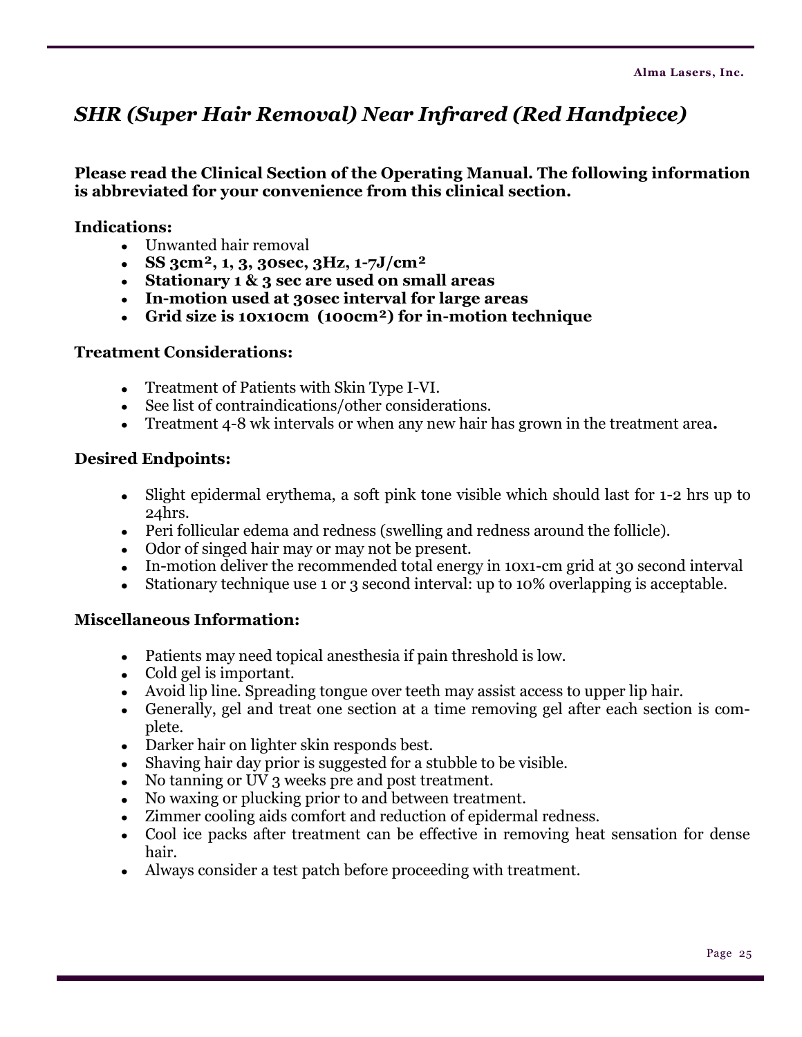## *SHR (Super Hair Removal) Near Infrared (Red Handpiece)*

**Please read the Clinical Section of the Operating Manual. The following information is abbreviated for your convenience from this clinical section.**

**Indications:**

- Unwanted hair removal
- **SS 3cm², 1, 3, 30sec, 3Hz, 1-7J/cm²**
- **Stationary 1 & 3 sec are used on small areas**
- **In-motion used at 30sec interval for large areas**
- **Grid size is 10x10cm (100cm²) for in-motion technique**

**Treatment Considerations:**

- Treatment of Patients with Skin Type I-VI.
- See list of contraindications/other considerations.
- Treatment 4-8 wk intervals or when any new hair has grown in the treatment area**.**

**Desired Endpoints:**

- Slight epidermal erythema, a soft pink tone visible which should last for 1-2 hrs up to 24hrs.
- Peri follicular edema and redness (swelling and redness around the follicle).
- Odor of singed hair may or may not be present.
- In-motion deliver the recommended total energy in 10x1-cm grid at 30 second interval
- Stationary technique use 1 or 3 second interval: up to 10% overlapping is acceptable.

**Miscellaneous Information:**

- Patients may need topical anesthesia if pain threshold is low.
- Cold gel is important.
- Avoid lip line. Spreading tongue over teeth may assist access to upper lip hair.
- Generally, gel and treat one section at a time removing gel after each section is complete.
- Darker hair on lighter skin responds best.
- Shaving hair day prior is suggested for a stubble to be visible.
- No tanning or UV 3 weeks pre and post treatment.
- No waxing or plucking prior to and between treatment.
- Zimmer cooling aids comfort and reduction of epidermal redness.
- Cool ice packs after treatment can be effective in removing heat sensation for dense hair.
- Always consider a test patch before proceeding with treatment.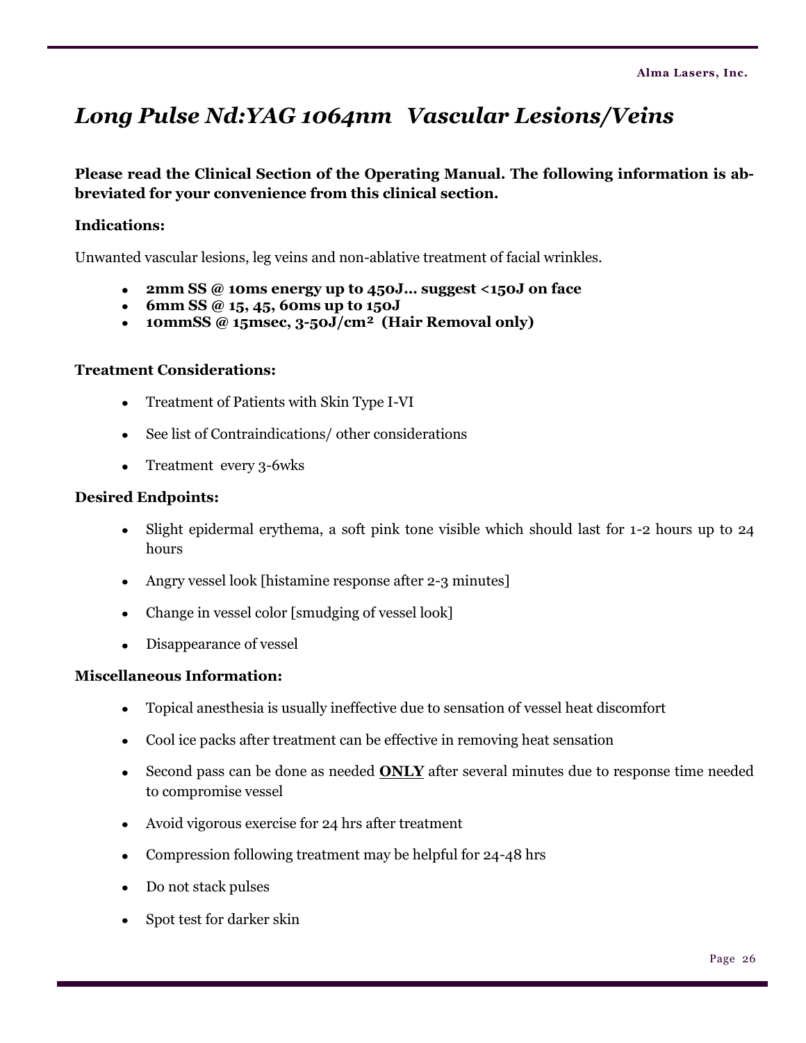# *Long Pulse Nd:YAG 1064nm   Vascular Lesions/Veins*

**Please read the Clinical Section of the Operating Manual. The following information is abbreviated for your convenience from this clinical section.**

**Indications:**

Unwanted vascular lesions, leg veins and non-ablative treatment of facial wrinkles.

- **2mm SS @ 10ms energy up to 450J… suggest <150J on face**
- **6mm SS @ 15, 45, 60ms up to 150J**
- **10mmSS @ 15msec, 3-50J/cm² (Hair Removal only)**

**Treatment Considerations:**

- Treatment of Patients with Skin Type I-VI
- See list of Contraindications/ other considerations
- Treatment every 3-6wks

**Desired Endpoints:**

- Slight epidermal erythema, a soft pink tone visible which should last for 1-2 hours up to 24 hours
- Angry vessel look [histamine response after 2-3 minutes]
- Change in vessel color [smudging of vessel look]
- Disappearance of vessel

**Miscellaneous Information:**

- Topical anesthesia is usually ineffective due to sensation of vessel heat discomfort
- Cool ice packs after treatment can be effective in removing heat sensation
- Second pass can be done as needed **<u>ONLY</u>** after several minutes due to response time needed to compromise vessel
- Avoid vigorous exercise for 24 hrs after treatment
- Compression following treatment may be helpful for 24-48 hrs
- Do not stack pulses
- Spot test for darker skin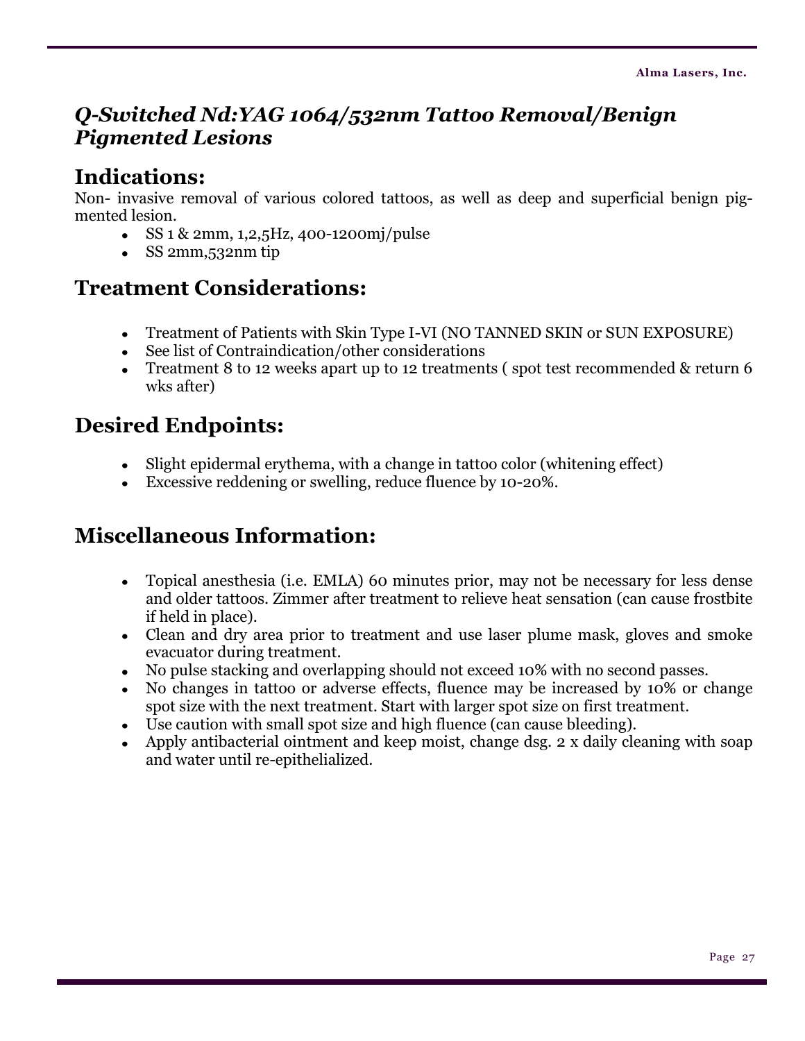## *Q-Switched Nd:YAG 1064/532nm Tattoo Removal/Benign Pigmented Lesions*

## Indications:

Non- invasive removal of various colored tattoos, as well as deep and superficial benign pigmented lesion.

- SS 1 & 2mm, 1,2,5Hz, 400-1200mj/pulse
- SS 2mm,532nm tip

## Treatment Considerations:

- Treatment of Patients with Skin Type I-VI (NO TANNED SKIN or SUN EXPOSURE)
- See list of Contraindication/other considerations
- Treatment 8 to 12 weeks apart up to 12 treatments ( spot test recommended & return 6 wks after)

## Desired Endpoints:

- Slight epidermal erythema, with a change in tattoo color (whitening effect)
- Excessive reddening or swelling, reduce fluence by 10-20%.

## Miscellaneous Information:

- Topical anesthesia (i.e. EMLA) 60 minutes prior, may not be necessary for less dense and older tattoos. Zimmer after treatment to relieve heat sensation (can cause frostbite if held in place).
- Clean and dry area prior to treatment and use laser plume mask, gloves and smoke evacuator during treatment.
- No pulse stacking and overlapping should not exceed 10% with no second passes.
- No changes in tattoo or adverse effects, fluence may be increased by 10% or change spot size with the next treatment. Start with larger spot size on first treatment.
- Use caution with small spot size and high fluence (can cause bleeding).
- Apply antibacterial ointment and keep moist, change dsg. 2 x daily cleaning with soap and water until re-epithelialized.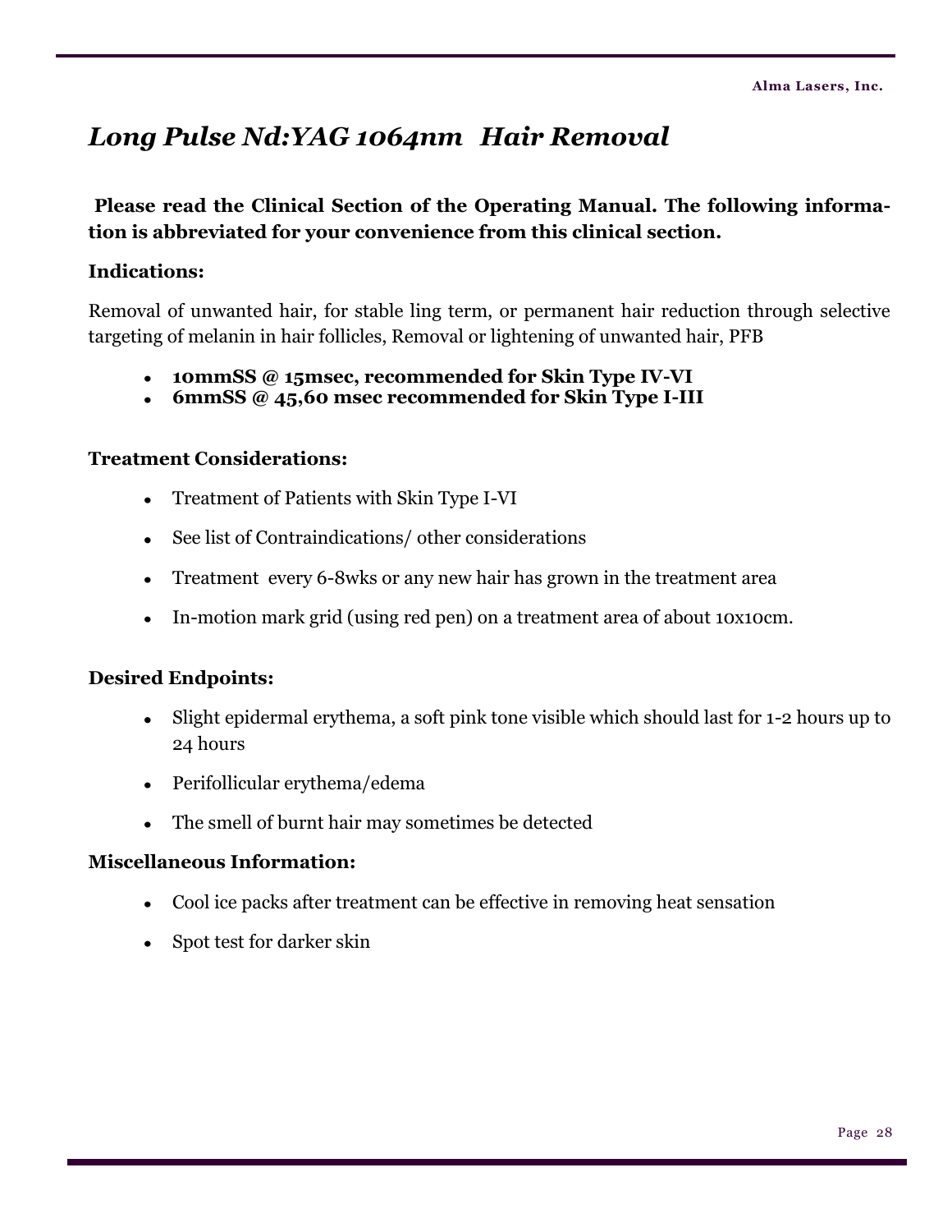# *Long Pulse Nd:YAG 1064nm Hair Removal*

**Please read the Clinical Section of the Operating Manual. The following information is abbreviated for your convenience from this clinical section.**

**Indications:**

Removal of unwanted hair, for stable ling term, or permanent hair reduction through selective targeting of melanin in hair follicles, Removal or lightening of unwanted hair, PFB

- **10mmSS @ 15msec, recommended for Skin Type IV-VI**
- **6mmSS @ 45,60 msec recommended for Skin Type I-III**

**Treatment Considerations:**

- Treatment of Patients with Skin Type I-VI
- See list of Contraindications/ other considerations
- Treatment every 6-8wks or any new hair has grown in the treatment area
- In-motion mark grid (using red pen) on a treatment area of about 10x10cm.

**Desired Endpoints:**

- Slight epidermal erythema, a soft pink tone visible which should last for 1-2 hours up to 24 hours
- Perifollicular erythema/edema
- The smell of burnt hair may sometimes be detected

**Miscellaneous Information:**

- Cool ice packs after treatment can be effective in removing heat sensation
- Spot test for darker skin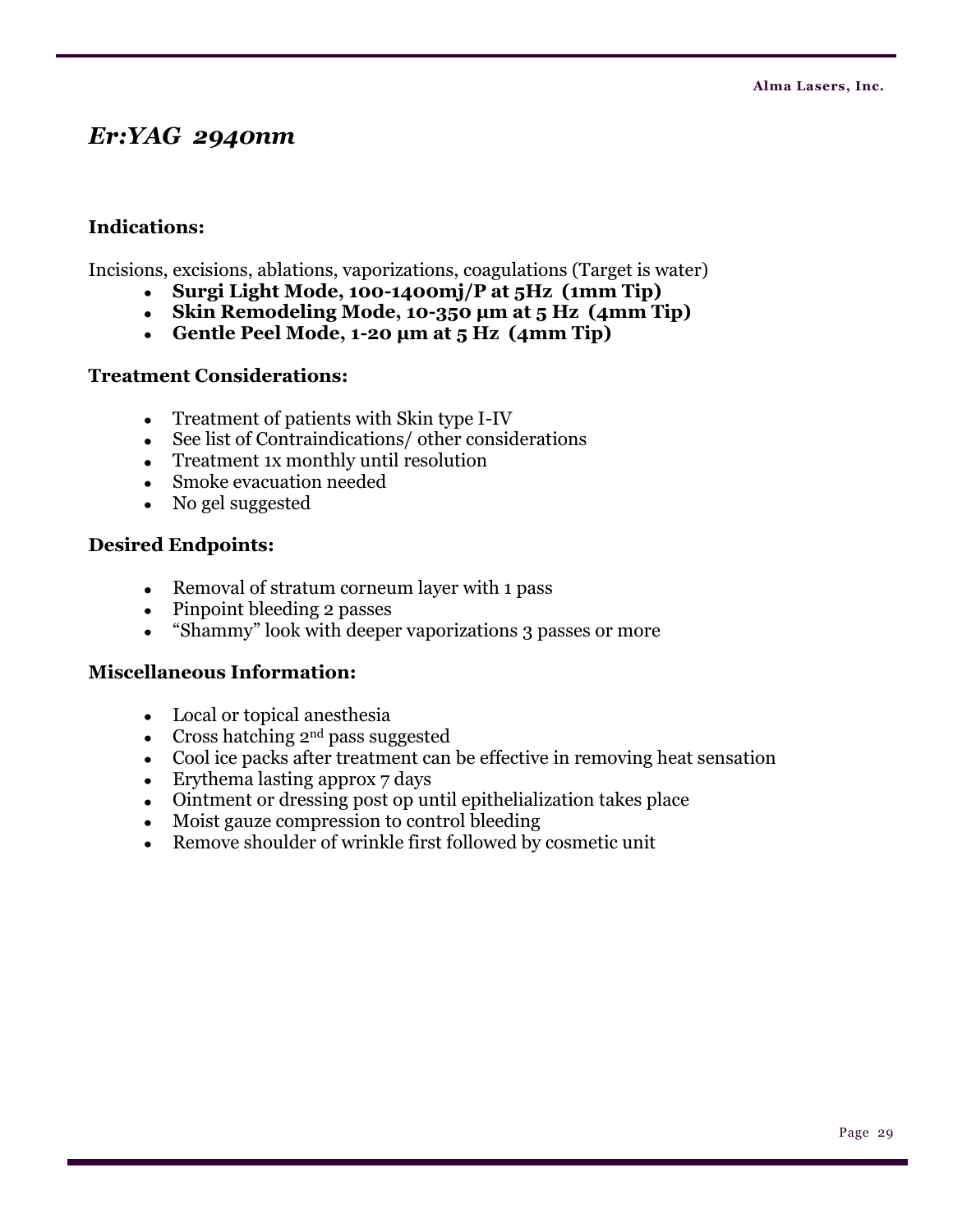# *Er:YAG 2940nm*

### Indications:

Incisions, excisions, ablations, vaporizations, coagulations (Target is water)

- **Surgi Light Mode, 100-1400mj/P at 5Hz (1mm Tip)**
- **Skin Remodeling Mode, 10-350 µm at 5 Hz (4mm Tip)**
- **Gentle Peel Mode, 1-20 µm at 5 Hz (4mm Tip)**

### Treatment Considerations:

- Treatment of patients with Skin type I-IV
- See list of Contraindications/ other considerations
- Treatment 1x monthly until resolution
- Smoke evacuation needed
- No gel suggested

### Desired Endpoints:

- Removal of stratum corneum layer with 1 pass
- Pinpoint bleeding 2 passes
- "Shammy" look with deeper vaporizations 3 passes or more

### Miscellaneous Information:

- Local or topical anesthesia
- Cross hatching 2nd pass suggested
- Cool ice packs after treatment can be effective in removing heat sensation
- Erythema lasting approx 7 days
- Ointment or dressing post op until epithelialization takes place
- Moist gauze compression to control bleeding
- Remove shoulder of wrinkle first followed by cosmetic unit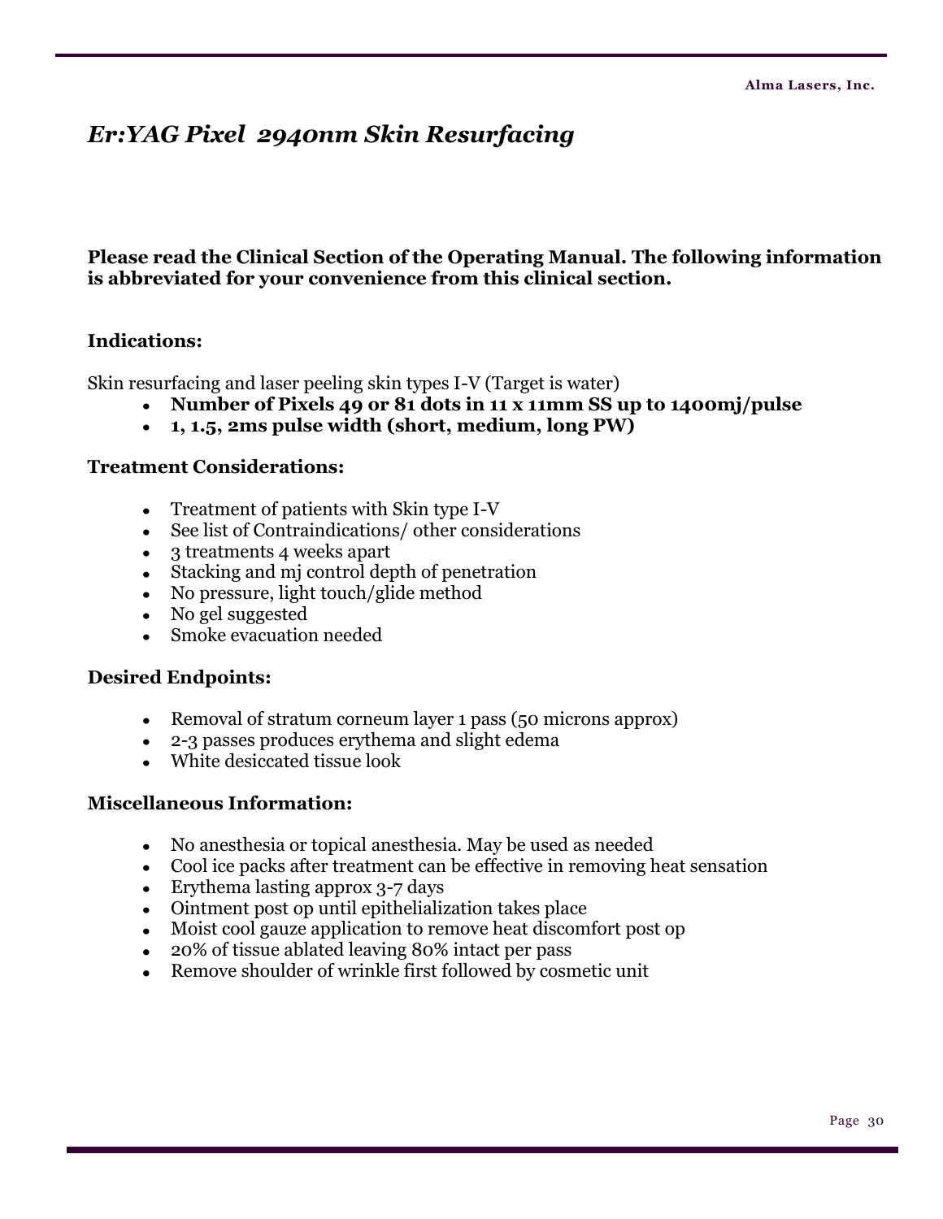# *Er:YAG Pixel 2940nm Skin Resurfacing*

**Please read the Clinical Section of the Operating Manual. The following information is abbreviated for your convenience from this clinical section.**

### Indications:

Skin resurfacing and laser peeling skin types I-V (Target is water)

- **Number of Pixels 49 or 81 dots in 11 x 11mm SS up to 1400mj/pulse**
- **1, 1.5, 2ms pulse width (short, medium, long PW)**

### Treatment Considerations:

- Treatment of patients with Skin type I-V
- See list of Contraindications/ other considerations
- 3 treatments 4 weeks apart
- Stacking and mj control depth of penetration
- No pressure, light touch/glide method
- No gel suggested
- Smoke evacuation needed

### Desired Endpoints:

- Removal of stratum corneum layer 1 pass (50 microns approx)
- 2-3 passes produces erythema and slight edema
- White desiccated tissue look

### Miscellaneous Information:

- No anesthesia or topical anesthesia. May be used as needed
- Cool ice packs after treatment can be effective in removing heat sensation
- Erythema lasting approx 3-7 days
- Ointment post op until epithelialization takes place
- Moist cool gauze application to remove heat discomfort post op
- 20% of tissue ablated leaving 80% intact per pass
- Remove shoulder of wrinkle first followed by cosmetic unit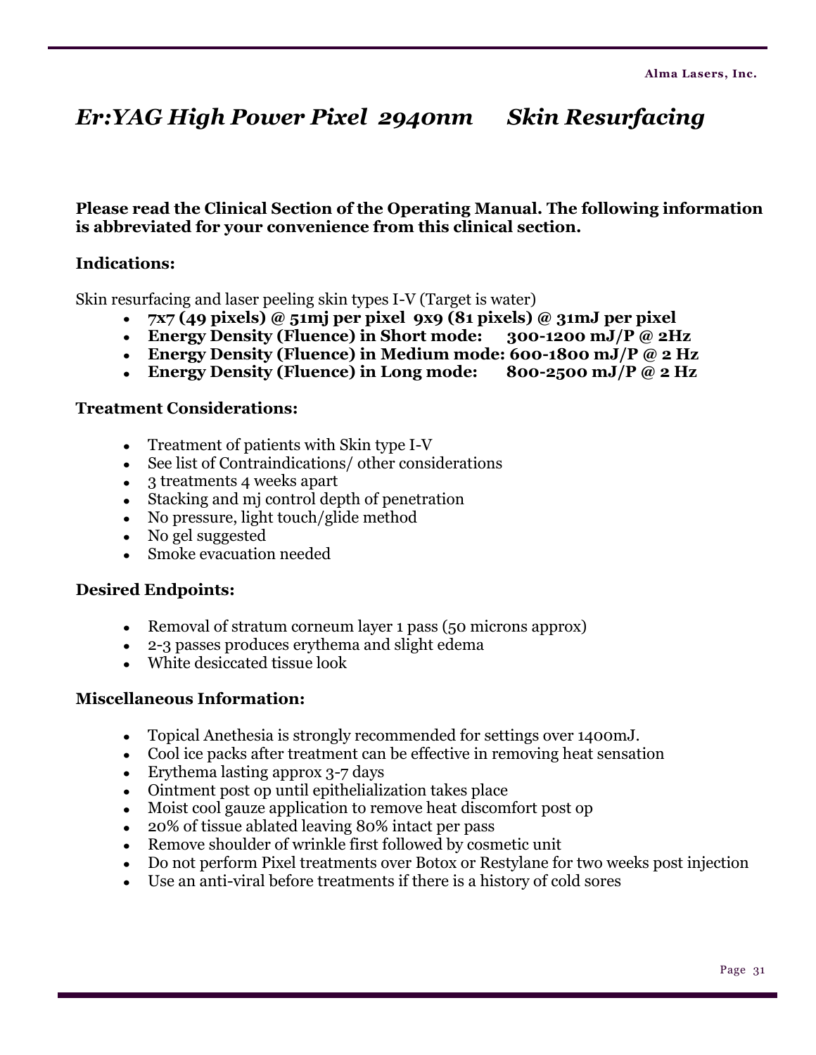# *Er:YAG High Power Pixel 2940nm Skin Resurfacing*

**Please read the Clinical Section of the Operating Manual. The following information is abbreviated for your convenience from this clinical section.**

## Indications:

Skin resurfacing and laser peeling skin types I-V (Target is water)

- **7x7 (49 pixels) @ 51mj per pixel 9x9 (81 pixels) @ 31mJ per pixel**
- **Energy Density (Fluence) in Short mode: 300-1200 mJ/P @ 2Hz**
- **Energy Density (Fluence) in Medium mode: 600-1800 mJ/P @ 2 Hz**
- **Energy Density (Fluence) in Long mode: 800-2500 mJ/P @ 2 Hz**

## Treatment Considerations:

- Treatment of patients with Skin type I-V
- See list of Contraindications/ other considerations
- 3 treatments 4 weeks apart
- Stacking and mj control depth of penetration
- No pressure, light touch/glide method
- No gel suggested
- Smoke evacuation needed

## Desired Endpoints:

- Removal of stratum corneum layer 1 pass (50 microns approx)
- 2-3 passes produces erythema and slight edema
- White desiccated tissue look

## Miscellaneous Information:

- Topical Anethesia is strongly recommended for settings over 1400mJ.
- Cool ice packs after treatment can be effective in removing heat sensation
- Erythema lasting approx 3-7 days
- Ointment post op until epithelialization takes place
- Moist cool gauze application to remove heat discomfort post op
- 20% of tissue ablated leaving 80% intact per pass
- Remove shoulder of wrinkle first followed by cosmetic unit
- Do not perform Pixel treatments over Botox or Restylane for two weeks post injection
- Use an anti-viral before treatments if there is a history of cold sores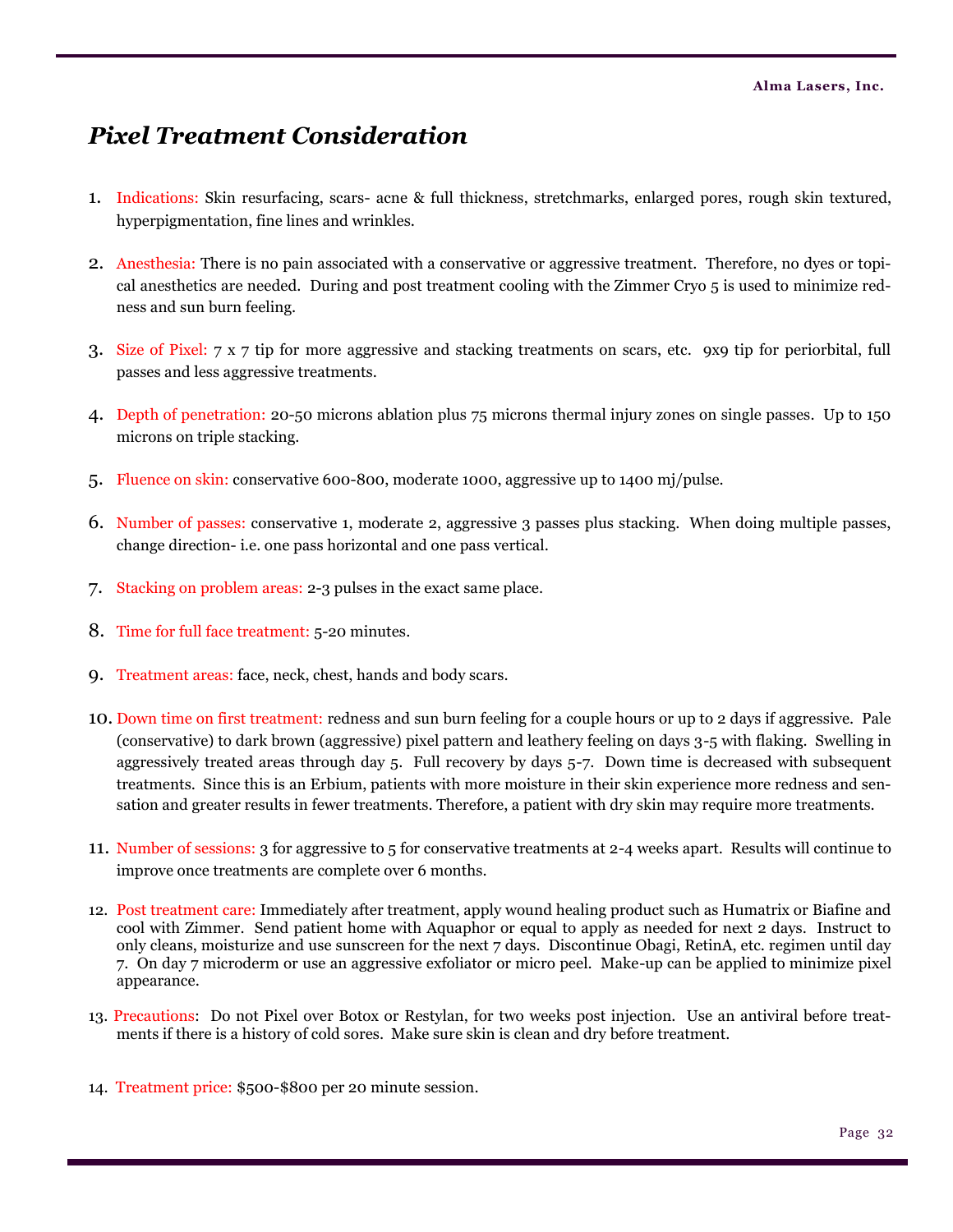## *Pixel Treatment Consideration*

1. Indications: Skin resurfacing, scars- acne & full thickness, stretchmarks, enlarged pores, rough skin textured, hyperpigmentation, fine lines and wrinkles.

2. Anesthesia: There is no pain associated with a conservative or aggressive treatment. Therefore, no dyes or topical anesthetics are needed. During and post treatment cooling with the Zimmer Cryo 5 is used to minimize redness and sun burn feeling.

3. Size of Pixel: 7 x 7 tip for more aggressive and stacking treatments on scars, etc. 9x9 tip for periorbital, full passes and less aggressive treatments.

4. Depth of penetration: 20-50 microns ablation plus 75 microns thermal injury zones on single passes. Up to 150 microns on triple stacking.

5. Fluence on skin: conservative 600-800, moderate 1000, aggressive up to 1400 mj/pulse.

6. Number of passes: conservative 1, moderate 2, aggressive 3 passes plus stacking. When doing multiple passes, change direction- i.e. one pass horizontal and one pass vertical.

7. Stacking on problem areas: 2-3 pulses in the exact same place.

8. Time for full face treatment: 5-20 minutes.

9. Treatment areas: face, neck, chest, hands and body scars.

10. Down time on first treatment: redness and sun burn feeling for a couple hours or up to 2 days if aggressive. Pale (conservative) to dark brown (aggressive) pixel pattern and leathery feeling on days 3-5 with flaking. Swelling in aggressively treated areas through day 5. Full recovery by days 5-7. Down time is decreased with subsequent treatments. Since this is an Erbium, patients with more moisture in their skin experience more redness and sensation and greater results in fewer treatments. Therefore, a patient with dry skin may require more treatments.

11. Number of sessions: 3 for aggressive to 5 for conservative treatments at 2-4 weeks apart. Results will continue to improve once treatments are complete over 6 months.

12. Post treatment care: Immediately after treatment, apply wound healing product such as Humatrix or Biafine and cool with Zimmer. Send patient home with Aquaphor or equal to apply as needed for next 2 days. Instruct to only cleans, moisturize and use sunscreen for the next 7 days. Discontinue Obagi, RetinA, etc. regimen until day 7. On day 7 microderm or use an aggressive exfoliator or micro peel. Make-up can be applied to minimize pixel appearance.

13. Precautions: Do not Pixel over Botox or Restylan, for two weeks post injection. Use an antiviral before treatments if there is a history of cold sores. Make sure skin is clean and dry before treatment.

14. Treatment price: $500-$800 per 20 minute session.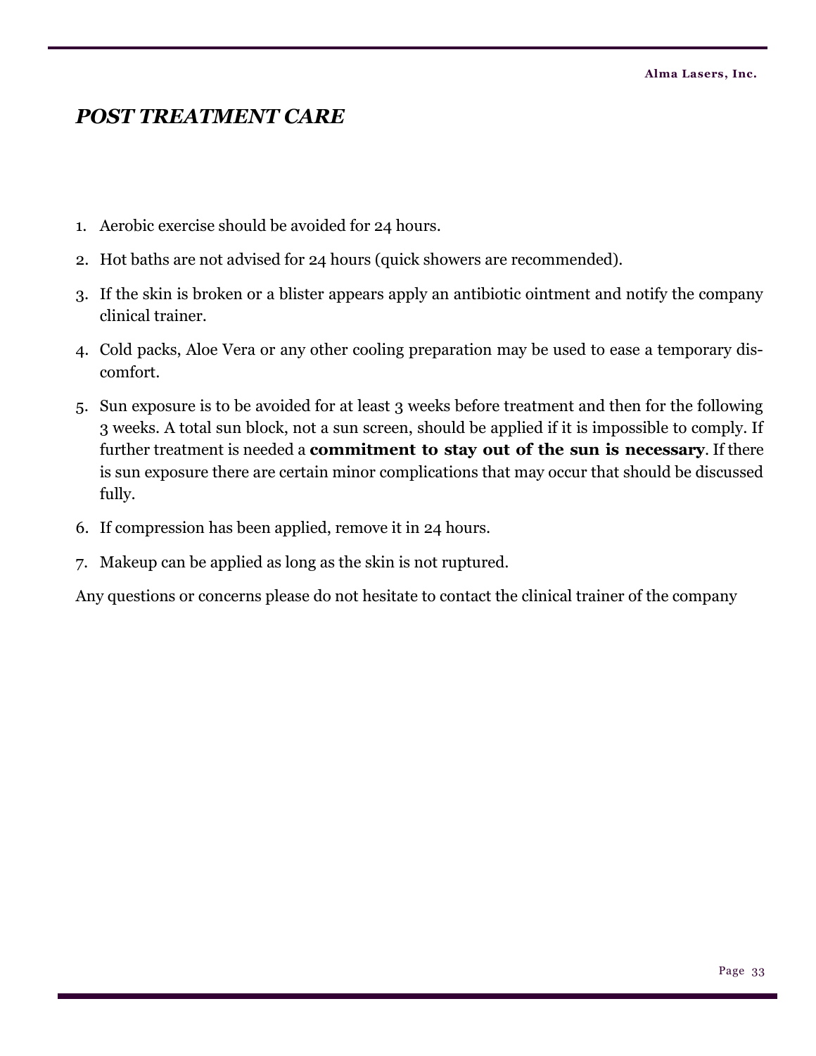## *POST TREATMENT CARE*

1. Aerobic exercise should be avoided for 24 hours.
2. Hot baths are not advised for 24 hours (quick showers are recommended).
3. If the skin is broken or a blister appears apply an antibiotic ointment and notify the company clinical trainer.
4. Cold packs, Aloe Vera or any other cooling preparation may be used to ease a temporary discomfort.
5. Sun exposure is to be avoided for at least 3 weeks before treatment and then for the following 3 weeks. A total sun block, not a sun screen, should be applied if it is impossible to comply. If further treatment is needed a **commitment to stay out of the sun is necessary**. If there is sun exposure there are certain minor complications that may occur that should be discussed fully.
6. If compression has been applied, remove it in 24 hours.
7. Makeup can be applied as long as the skin is not ruptured.

Any questions or concerns please do not hesitate to contact the clinical trainer of the company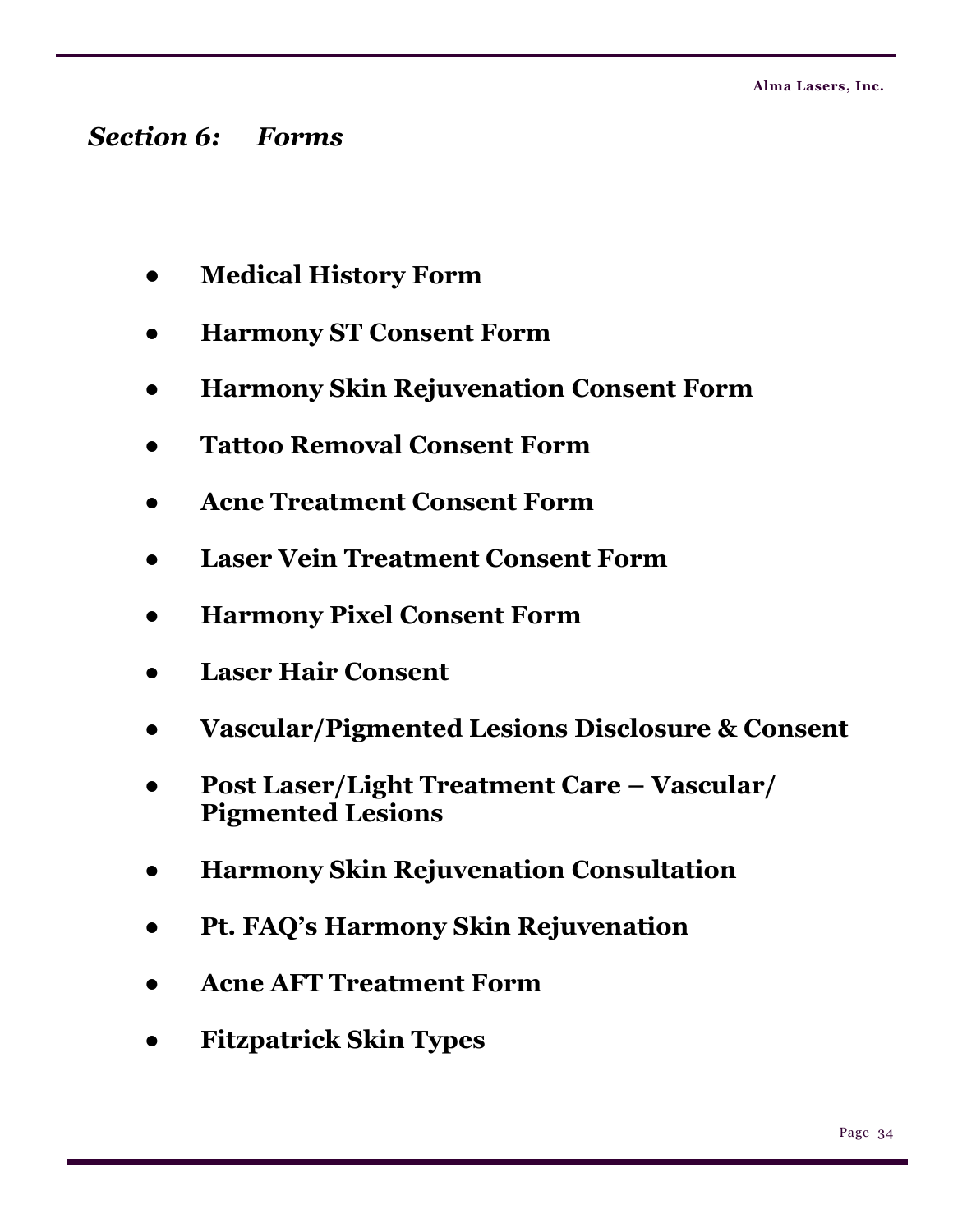# *Section 6: Forms*

- **Medical History Form**
- **Harmony ST Consent Form**
- **Harmony Skin Rejuvenation Consent Form**
- **Tattoo Removal Consent Form**
- **Acne Treatment Consent Form**
- **Laser Vein Treatment Consent Form**
- **Harmony Pixel Consent Form**
- **Laser Hair Consent**
- **Vascular/Pigmented Lesions Disclosure & Consent**
- **Post Laser/Light Treatment Care – Vascular/ Pigmented Lesions**
- **Harmony Skin Rejuvenation Consultation**
- **Pt. FAQ's Harmony Skin Rejuvenation**
- **Acne AFT Treatment Form**
- **Fitzpatrick Skin Types**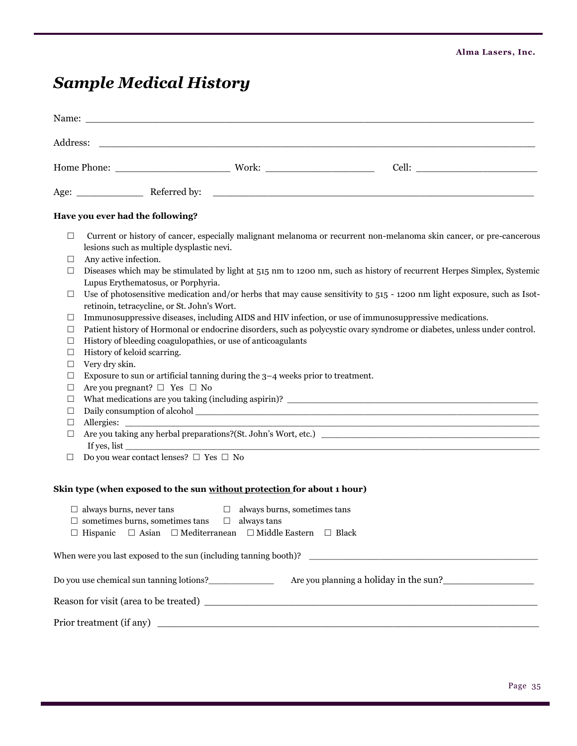# *Sample Medical History*

Name: ___________________________________________________________________________

Address: _________________________________________________________________________

Home Phone: ____________________ Work: __________________ Cell: ____________________

Age: ___________ Referred by: ______________________________________________________

**Have you ever had the following?**

- ☐ Current or history of cancer, especially malignant melanoma or recurrent non-melanoma skin cancer, or pre-cancerous lesions such as multiple dysplastic nevi.
- ☐ Any active infection.
- ☐ Diseases which may be stimulated by light at 515 nm to 1200 nm, such as history of recurrent Herpes Simplex, Systemic Lupus Erythematosus, or Porphyria.
- ☐ Use of photosensitive medication and/or herbs that may cause sensitivity to 515 - 1200 nm light exposure, such as Isotretinoin, tetracycline, or St. John's Wort.
- ☐ Immunosuppressive diseases, including AIDS and HIV infection, or use of immunosuppressive medications.
- ☐ Patient history of Hormonal or endocrine disorders, such as polycystic ovary syndrome or diabetes, unless under control.
- ☐ History of bleeding coagulopathies, or use of anticoagulants
- ☐ History of keloid scarring.
- ☐ Very dry skin.
- ☐ Exposure to sun or artificial tanning during the 3–4 weeks prior to treatment.
- ☐ Are you pregnant? ☐ Yes ☐ No
- ☐ What medications are you taking (including aspirin)? ____________________________________________
- ☐ Daily consumption of alcohol ____________________________________________________________
- ☐ Allergies: ______________________________________________________________________
- ☐ Are you taking any herbal preparations?(St. John's Wort, etc.) ______________________________________
  If yes, list ______________________________________________________________________
- ☐ Do you wear contact lenses? ☐ Yes ☐ No

**Skin type (when exposed to the sun <u>without protection</u> for about 1 hour)**

☐ always burns, never tans ☐ always burns, sometimes tans
☐ sometimes burns, sometimes tans ☐ always tans
☐ Hispanic ☐ Asian ☐ Mediterranean ☐ Middle Eastern ☐ Black

When were you last exposed to the sun (including tanning booth)? ________________________________________

Do you use chemical sun tanning lotions?____________ Are you planning a holiday in the sun?_______________

Reason for visit (area to be treated) _______________________________________________________

Prior treatment (if any) ______________________________________________________________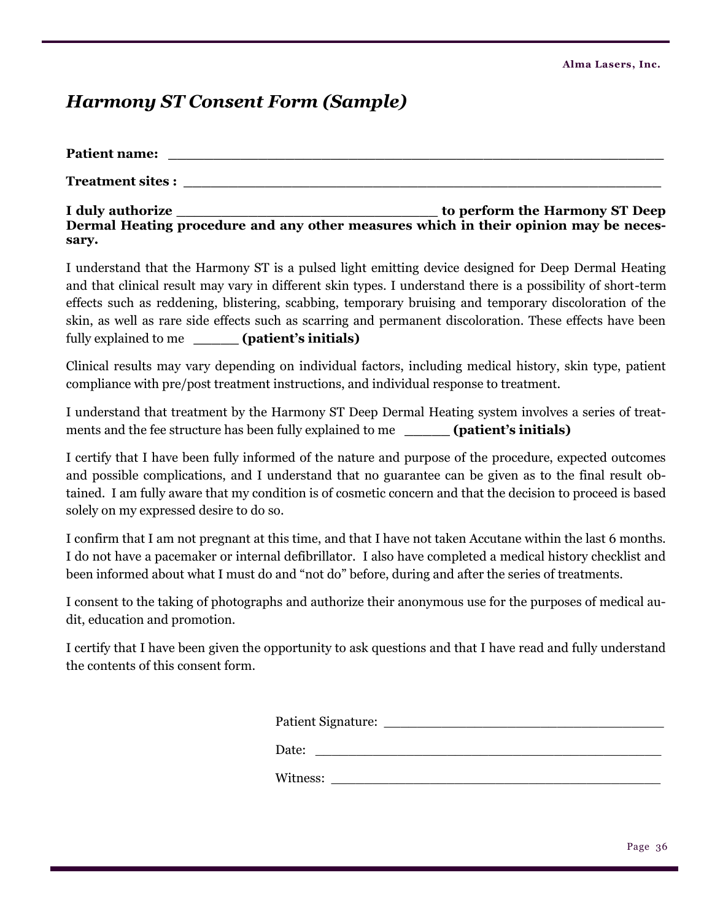# *Harmony ST Consent Form (Sample)*

**Patient name:** ___________________________________________________________

**Treatment sites :** ________________________________________________________

**I duly authorize ________________________________ to perform the Harmony ST Deep Dermal Heating procedure and any other measures which in their opinion may be necessary.**

I understand that the Harmony ST is a pulsed light emitting device designed for Deep Dermal Heating and that clinical result may vary in different skin types. I understand there is a possibility of short-term effects such as reddening, blistering, scabbing, temporary bruising and temporary discoloration of the skin, as well as rare side effects such as scarring and permanent discoloration. These effects have been fully explained to me _____ **(patient's initials)**

Clinical results may vary depending on individual factors, including medical history, skin type, patient compliance with pre/post treatment instructions, and individual response to treatment.

I understand that treatment by the Harmony ST Deep Dermal Heating system involves a series of treatments and the fee structure has been fully explained to me _____ **(patient's initials)**

I certify that I have been fully informed of the nature and purpose of the procedure, expected outcomes and possible complications, and I understand that no guarantee can be given as to the final result obtained. I am fully aware that my condition is of cosmetic concern and that the decision to proceed is based solely on my expressed desire to do so.

I confirm that I am not pregnant at this time, and that I have not taken Accutane within the last 6 months. I do not have a pacemaker or internal defibrillator. I also have completed a medical history checklist and been informed about what I must do and "not do" before, during and after the series of treatments.

I consent to the taking of photographs and authorize their anonymous use for the purposes of medical audit, education and promotion.

I certify that I have been given the opportunity to ask questions and that I have read and fully understand the contents of this consent form.

Patient Signature: ___________________________________

Date: ____________________________________________

Witness: _________________________________________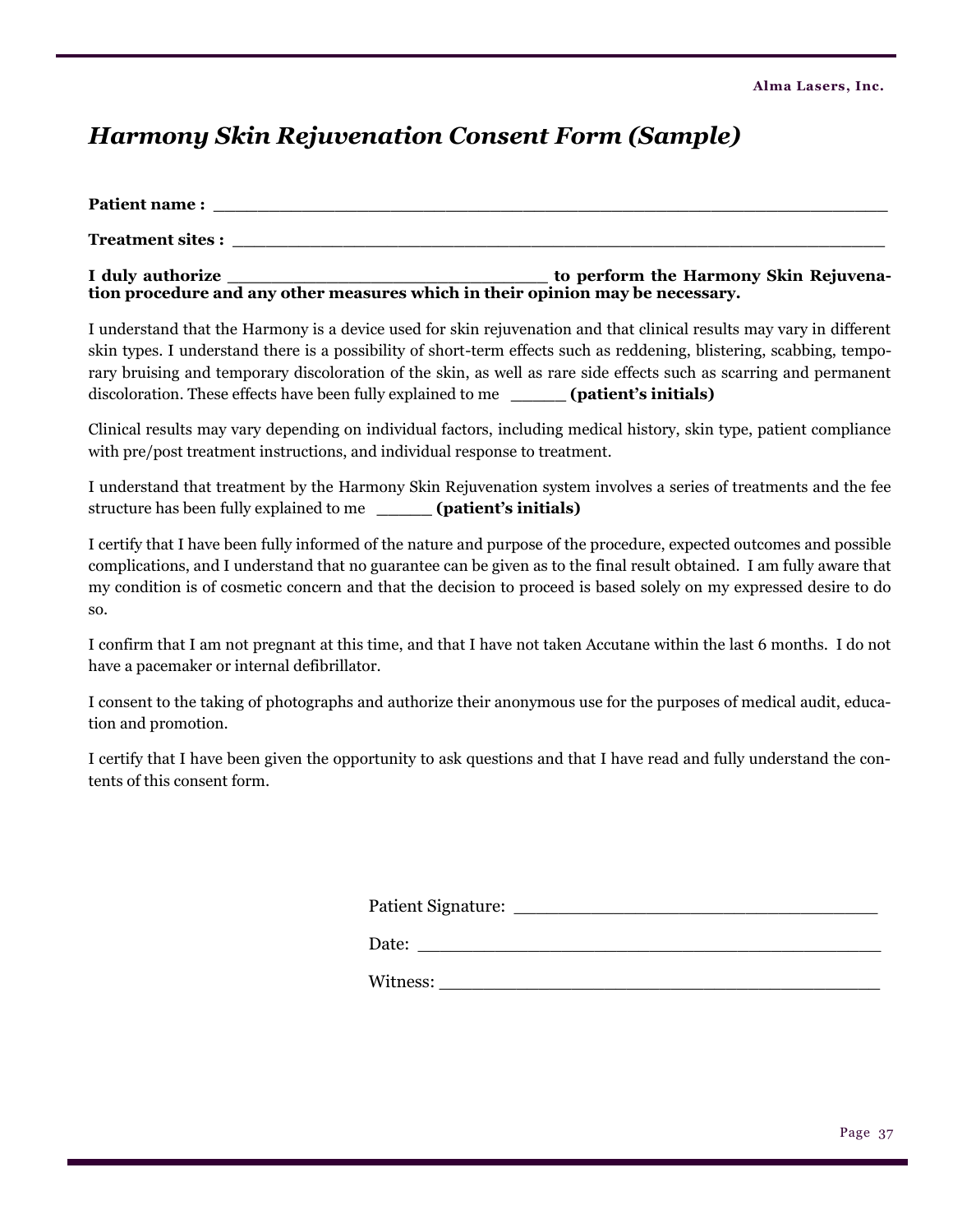## *Harmony Skin Rejuvenation Consent Form (Sample)*

**Patient name :** ___________________________________________________________

**Treatment sites :** ________________________________________________________

**I duly authorize ____________________________ to perform the Harmony Skin Rejuvenation procedure and any other measures which in their opinion may be necessary.**

I understand that the Harmony is a device used for skin rejuvenation and that clinical results may vary in different skin types. I understand there is a possibility of short-term effects such as reddening, blistering, scabbing, temporary bruising and temporary discoloration of the skin, as well as rare side effects such as scarring and permanent discoloration. These effects have been fully explained to me _____ **(patient's initials)**

Clinical results may vary depending on individual factors, including medical history, skin type, patient compliance with pre/post treatment instructions, and individual response to treatment.

I understand that treatment by the Harmony Skin Rejuvenation system involves a series of treatments and the fee structure has been fully explained to me _____ **(patient's initials)**

I certify that I have been fully informed of the nature and purpose of the procedure, expected outcomes and possible complications, and I understand that no guarantee can be given as to the final result obtained. I am fully aware that my condition is of cosmetic concern and that the decision to proceed is based solely on my expressed desire to do so.

I confirm that I am not pregnant at this time, and that I have not taken Accutane within the last 6 months. I do not have a pacemaker or internal defibrillator.

I consent to the taking of photographs and authorize their anonymous use for the purposes of medical audit, education and promotion.

I certify that I have been given the opportunity to ask questions and that I have read and fully understand the contents of this consent form.

Patient Signature: _________________________________

Date: ____________________________________________

Witness: _________________________________________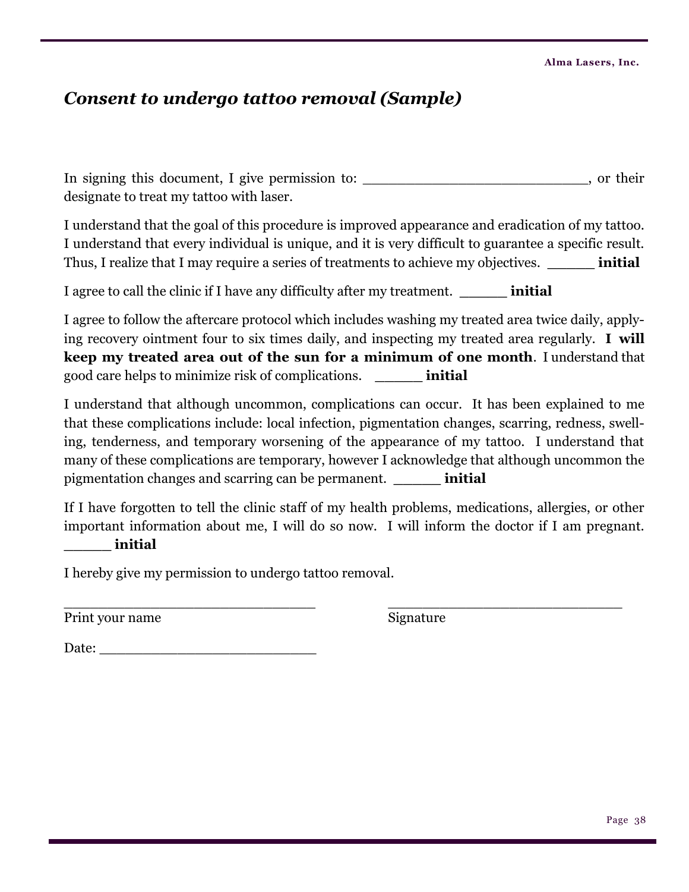## *Consent to undergo tattoo removal (Sample)*

In signing this document, I give permission to: ___________________________, or their designate to treat my tattoo with laser.

I understand that the goal of this procedure is improved appearance and eradication of my tattoo. I understand that every individual is unique, and it is very difficult to guarantee a specific result. Thus, I realize that I may require a series of treatments to achieve my objectives. _____ **initial**

I agree to call the clinic if I have any difficulty after my treatment. _____ **initial**

I agree to follow the aftercare protocol which includes washing my treated area twice daily, applying recovery ointment four to six times daily, and inspecting my treated area regularly. **I will keep my treated area out of the sun for a minimum of one month**. I understand that good care helps to minimize risk of complications. _____ **initial**

I understand that although uncommon, complications can occur. It has been explained to me that these complications include: local infection, pigmentation changes, scarring, redness, swelling, tenderness, and temporary worsening of the appearance of my tattoo. I understand that many of these complications are temporary, however I acknowledge that although uncommon the pigmentation changes and scarring can be permanent. _____ **initial**

If I have forgotten to tell the clinic staff of my health problems, medications, allergies, or other important information about me, I will do so now. I will inform the doctor if I am pregnant. _____ **initial**

I hereby give my permission to undergo tattoo removal.

_______________________________ 
Print your name

_______________________________ 
Signature

Date: ___________________________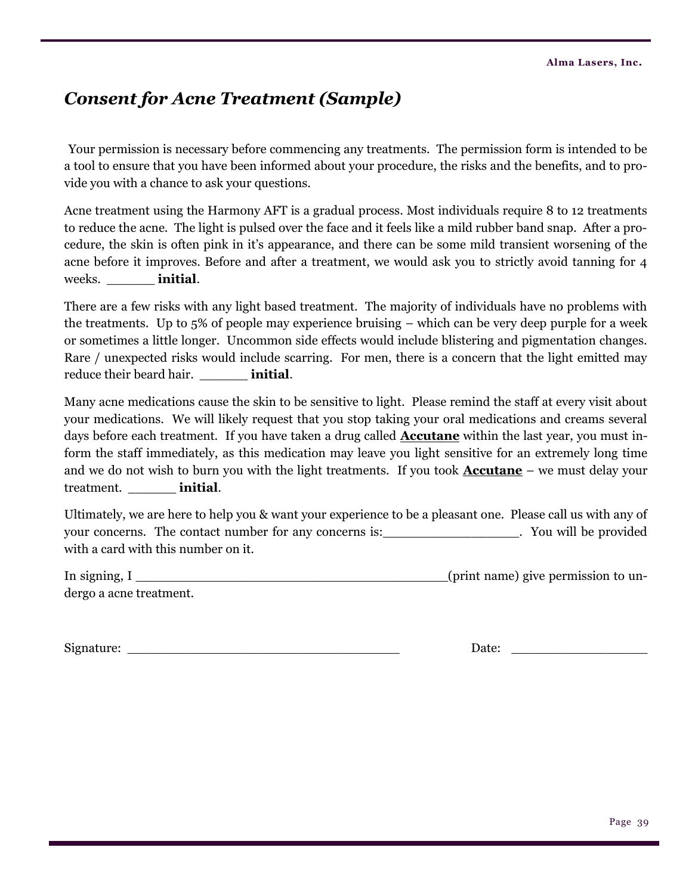# *Consent for Acne Treatment (Sample)*

Your permission is necessary before commencing any treatments. The permission form is intended to be a tool to ensure that you have been informed about your procedure, the risks and the benefits, and to provide you with a chance to ask your questions.

Acne treatment using the Harmony AFT is a gradual process. Most individuals require 8 to 12 treatments to reduce the acne. The light is pulsed over the face and it feels like a mild rubber band snap. After a procedure, the skin is often pink in it's appearance, and there can be some mild transient worsening of the acne before it improves. Before and after a treatment, we would ask you to strictly avoid tanning for 4 weeks. ______ **initial**.

There are a few risks with any light based treatment. The majority of individuals have no problems with the treatments. Up to 5% of people may experience bruising – which can be very deep purple for a week or sometimes a little longer. Uncommon side effects would include blistering and pigmentation changes. Rare / unexpected risks would include scarring. For men, there is a concern that the light emitted may reduce their beard hair. ______ **initial**.

Many acne medications cause the skin to be sensitive to light. Please remind the staff at every visit about your medications. We will likely request that you stop taking your oral medications and creams several days before each treatment. If you have taken a drug called **Accutane** within the last year, you must inform the staff immediately, as this medication may leave you light sensitive for an extremely long time and we do not wish to burn you with the light treatments. If you took **Accutane** – we must delay your treatment. ______ **initial**.

Ultimately, we are here to help you & want your experience to be a pleasant one. Please call us with any of your concerns. The contact number for any concerns is:__________________. You will be provided with a card with this number on it.

In signing, I __________________________________________(print name) give permission to undergo a acne treatment.

Signature: _____________________________________ Date: __________________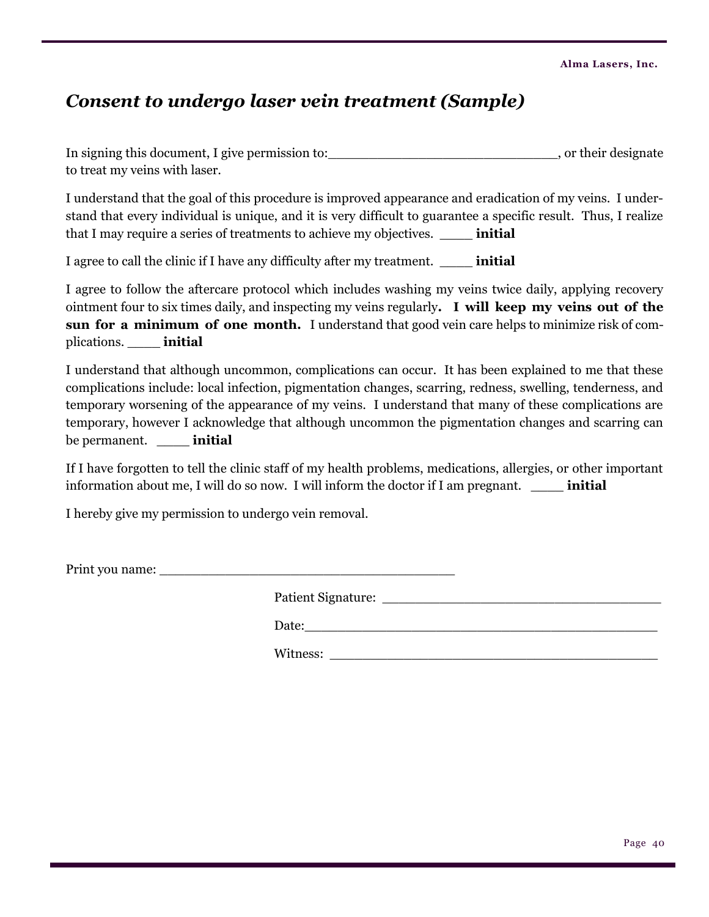## *Consent to undergo laser vein treatment (Sample)*

In signing this document, I give permission to:____________________________, or their designate to treat my veins with laser.

I understand that the goal of this procedure is improved appearance and eradication of my veins. I understand that every individual is unique, and it is very difficult to guarantee a specific result. Thus, I realize that I may require a series of treatments to achieve my objectives. ____ **initial**

I agree to call the clinic if I have any difficulty after my treatment. ____ **initial**

I agree to follow the aftercare protocol which includes washing my veins twice daily, applying recovery ointment four to six times daily, and inspecting my veins regularly**. I will keep my veins out of the sun for a minimum of one month.** I understand that good vein care helps to minimize risk of complications. ____ **initial**

I understand that although uncommon, complications can occur. It has been explained to me that these complications include: local infection, pigmentation changes, scarring, redness, swelling, tenderness, and temporary worsening of the appearance of my veins. I understand that many of these complications are temporary, however I acknowledge that although uncommon the pigmentation changes and scarring can be permanent. ____ **initial**

If I have forgotten to tell the clinic staff of my health problems, medications, allergies, or other important information about me, I will do so now. I will inform the doctor if I am pregnant. ____ **initial**

I hereby give my permission to undergo vein removal.

Print you name: ____________________________________

Patient Signature: ____________________________________

Date:____________________________________________

Witness: _________________________________________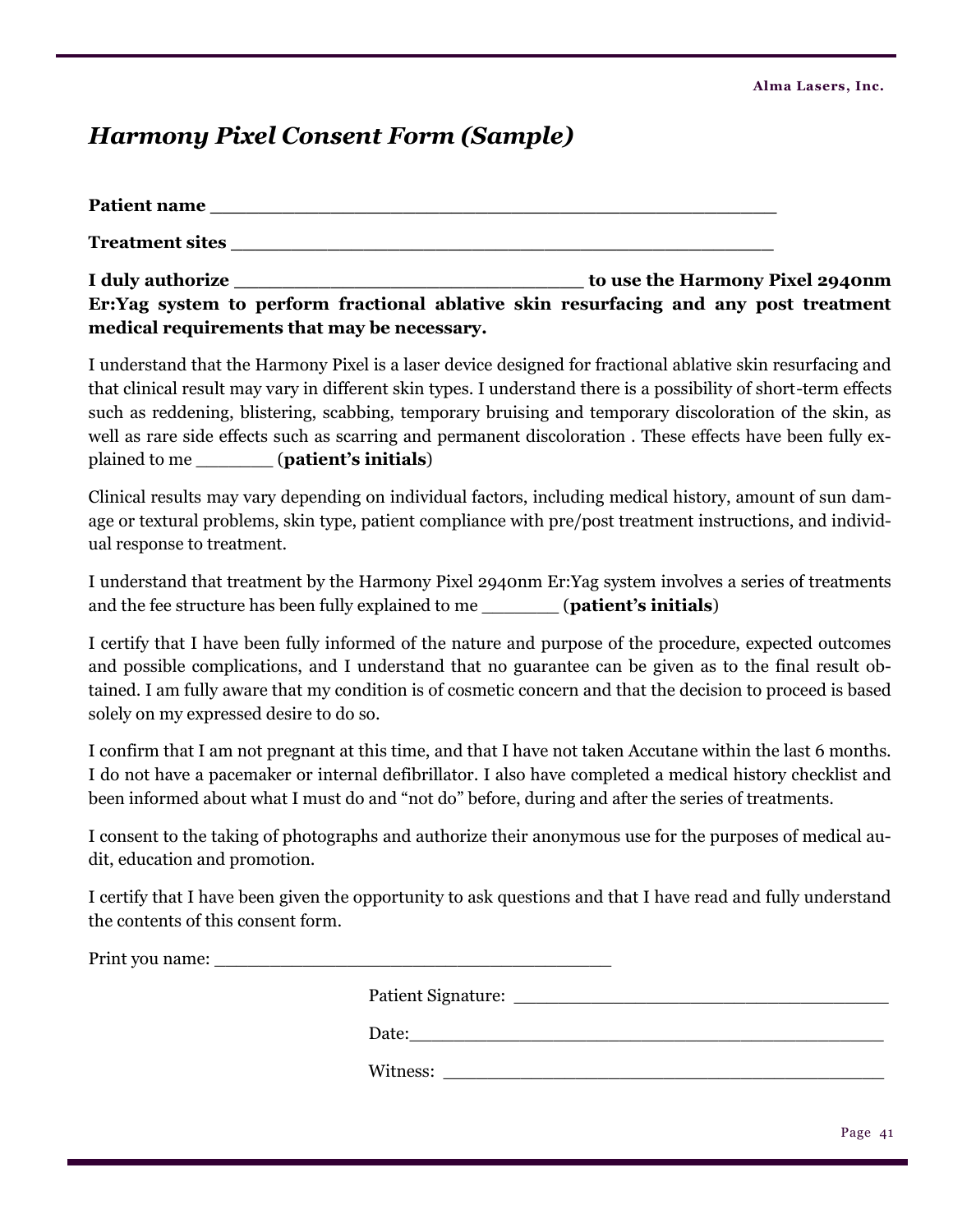## *Harmony Pixel Consent Form (Sample)*

**Patient name \_\_\_\_\_\_\_\_\_\_\_\_\_\_\_\_\_\_\_\_\_\_\_\_\_\_\_\_\_\_\_\_\_\_\_\_\_\_\_\_\_\_\_\_\_\_\_\_**

**Treatment sites \_\_\_\_\_\_\_\_\_\_\_\_\_\_\_\_\_\_\_\_\_\_\_\_\_\_\_\_\_\_\_\_\_\_\_\_\_\_\_\_\_\_\_\_\_\_\_**

**I duly authorize \_\_\_\_\_\_\_\_\_\_\_\_\_\_\_\_\_\_\_\_\_\_\_\_\_\_\_\_\_\_\_ to use the Harmony Pixel 2940nm Er:Yag system to perform fractional ablative skin resurfacing and any post treatment medical requirements that may be necessary.**

I understand that the Harmony Pixel is a laser device designed for fractional ablative skin resurfacing and that clinical result may vary in different skin types. I understand there is a possibility of short-term effects such as reddening, blistering, scabbing, temporary bruising and temporary discoloration of the skin, as well as rare side effects such as scarring and permanent discoloration . These effects have been fully explained to me \_\_\_\_\_\_\_ (**patient's initials**)

Clinical results may vary depending on individual factors, including medical history, amount of sun damage or textural problems, skin type, patient compliance with pre/post treatment instructions, and individual response to treatment.

I understand that treatment by the Harmony Pixel 2940nm Er:Yag system involves a series of treatments and the fee structure has been fully explained to me \_\_\_\_\_\_\_ (**patient's initials**)

I certify that I have been fully informed of the nature and purpose of the procedure, expected outcomes and possible complications, and I understand that no guarantee can be given as to the final result obtained. I am fully aware that my condition is of cosmetic concern and that the decision to proceed is based solely on my expressed desire to do so.

I confirm that I am not pregnant at this time, and that I have not taken Accutane within the last 6 months. I do not have a pacemaker or internal defibrillator. I also have completed a medical history checklist and been informed about what I must do and "not do" before, during and after the series of treatments.

I consent to the taking of photographs and authorize their anonymous use for the purposes of medical audit, education and promotion.

I certify that I have been given the opportunity to ask questions and that I have read and fully understand the contents of this consent form.

Print you name: \_\_\_\_\_\_\_\_\_\_\_\_\_\_\_\_\_\_\_\_\_\_\_\_\_\_\_\_\_\_\_\_\_\_\_\_\_

Patient Signature: \_\_\_\_\_\_\_\_\_\_\_\_\_\_\_\_\_\_\_\_\_\_\_\_\_\_\_\_\_\_\_\_\_\_\_

Date:\_\_\_\_\_\_\_\_\_\_\_\_\_\_\_\_\_\_\_\_\_\_\_\_\_\_\_\_\_\_\_\_\_\_\_\_\_\_\_\_\_\_\_\_\_

Witness: \_\_\_\_\_\_\_\_\_\_\_\_\_\_\_\_\_\_\_\_\_\_\_\_\_\_\_\_\_\_\_\_\_\_\_\_\_\_\_\_\_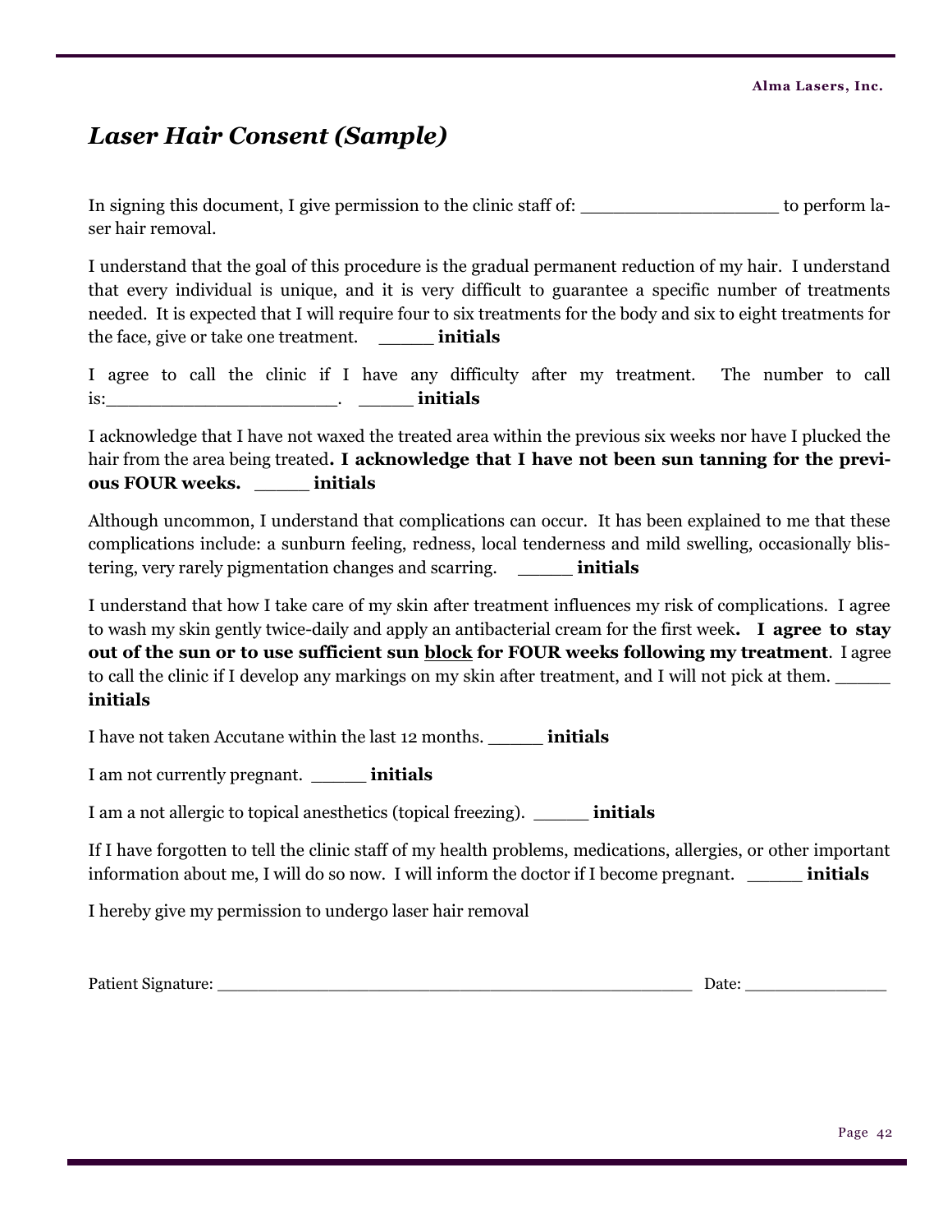# *Laser Hair Consent (Sample)*

In signing this document, I give permission to the clinic staff of: __________________ to perform laser hair removal.

I understand that the goal of this procedure is the gradual permanent reduction of my hair. I understand that every individual is unique, and it is very difficult to guarantee a specific number of treatments needed. It is expected that I will require four to six treatments for the body and six to eight treatments for the face, give or take one treatment. _____ **initials**

I agree to call the clinic if I have any difficulty after my treatment. The number to call is:_____________________. _____ **initials**

I acknowledge that I have not waxed the treated area within the previous six weeks nor have I plucked the hair from the area being treated**. I acknowledge that I have not been sun tanning for the previous FOUR weeks.** _____ **initials**

Although uncommon, I understand that complications can occur. It has been explained to me that these complications include: a sunburn feeling, redness, local tenderness and mild swelling, occasionally blistering, very rarely pigmentation changes and scarring. _____ **initials**

I understand that how I take care of my skin after treatment influences my risk of complications. I agree to wash my skin gently twice-daily and apply an antibacterial cream for the first week**. I agree to stay out of the sun or to use sufficient sun <u>block</u> for FOUR weeks following my treatment**. I agree to call the clinic if I develop any markings on my skin after treatment, and I will not pick at them. _____ **initials**

I have not taken Accutane within the last 12 months. _____ **initials**

I am not currently pregnant. _____ **initials**

I am a not allergic to topical anesthetics (topical freezing). _____ **initials**

If I have forgotten to tell the clinic staff of my health problems, medications, allergies, or other important information about me, I will do so now. I will inform the doctor if I become pregnant. _____ **initials**

I hereby give my permission to undergo laser hair removal

Patient Signature: ___________________________________________________ Date: _______________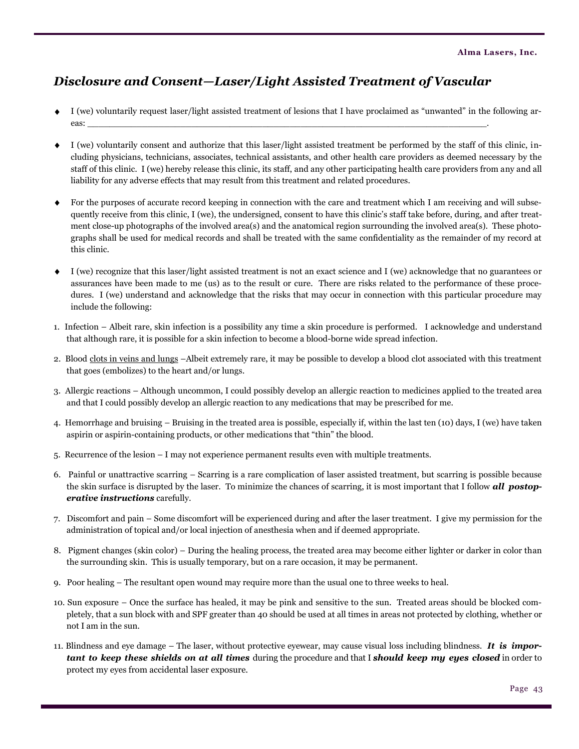## *Disclosure and Consent—Laser/Light Assisted Treatment of Vascular*

- I (we) voluntarily request laser/light assisted treatment of lesions that I have proclaimed as "unwanted" in the following areas: ______________________________________________________________________.

- I (we) voluntarily consent and authorize that this laser/light assisted treatment be performed by the staff of this clinic, including physicians, technicians, associates, technical assistants, and other health care providers as deemed necessary by the staff of this clinic. I (we) hereby release this clinic, its staff, and any other participating health care providers from any and all liability for any adverse effects that may result from this treatment and related procedures.

- For the purposes of accurate record keeping in connection with the care and treatment which I am receiving and will subsequently receive from this clinic, I (we), the undersigned, consent to have this clinic's staff take before, during, and after treatment close-up photographs of the involved area(s) and the anatomical region surrounding the involved area(s). These photographs shall be used for medical records and shall be treated with the same confidentiality as the remainder of my record at this clinic.

- I (we) recognize that this laser/light assisted treatment is not an exact science and I (we) acknowledge that no guarantees or assurances have been made to me (us) as to the result or cure. There are risks related to the performance of these procedures. I (we) understand and acknowledge that the risks that may occur in connection with this particular procedure may include the following:

1. Infection – Albeit rare, skin infection is a possibility any time a skin procedure is performed. I acknowledge and understand that although rare, it is possible for a skin infection to become a blood-borne wide spread infection.
2. Blood <u>clots in veins and lungs</u> –Albeit extremely rare, it may be possible to develop a blood clot associated with this treatment that goes (embolizes) to the heart and/or lungs.
3. Allergic reactions – Although uncommon, I could possibly develop an allergic reaction to medicines applied to the treated area and that I could possibly develop an allergic reaction to any medications that may be prescribed for me.
4. Hemorrhage and bruising – Bruising in the treated area is possible, especially if, within the last ten (10) days, I (we) have taken aspirin or aspirin-containing products, or other medications that "thin" the blood.
5. Recurrence of the lesion – I may not experience permanent results even with multiple treatments.
6. Painful or unattractive scarring – Scarring is a rare complication of laser assisted treatment, but scarring is possible because the skin surface is disrupted by the laser. To minimize the chances of scarring, it is most important that I follow ***all postoperative instructions*** carefully.
7. Discomfort and pain – Some discomfort will be experienced during and after the laser treatment. I give my permission for the administration of topical and/or local injection of anesthesia when and if deemed appropriate.
8. Pigment changes (skin color) – During the healing process, the treated area may become either lighter or darker in color than the surrounding skin. This is usually temporary, but on a rare occasion, it may be permanent.
9. Poor healing – The resultant open wound may require more than the usual one to three weeks to heal.
10. Sun exposure – Once the surface has healed, it may be pink and sensitive to the sun. Treated areas should be blocked completely, that a sun block with and SPF greater than 40 should be used at all times in areas not protected by clothing, whether or not I am in the sun.
11. Blindness and eye damage – The laser, without protective eyewear, may cause visual loss including blindness. ***It is important to keep these shields on at all times*** during the procedure and that I ***should keep my eyes closed*** in order to protect my eyes from accidental laser exposure.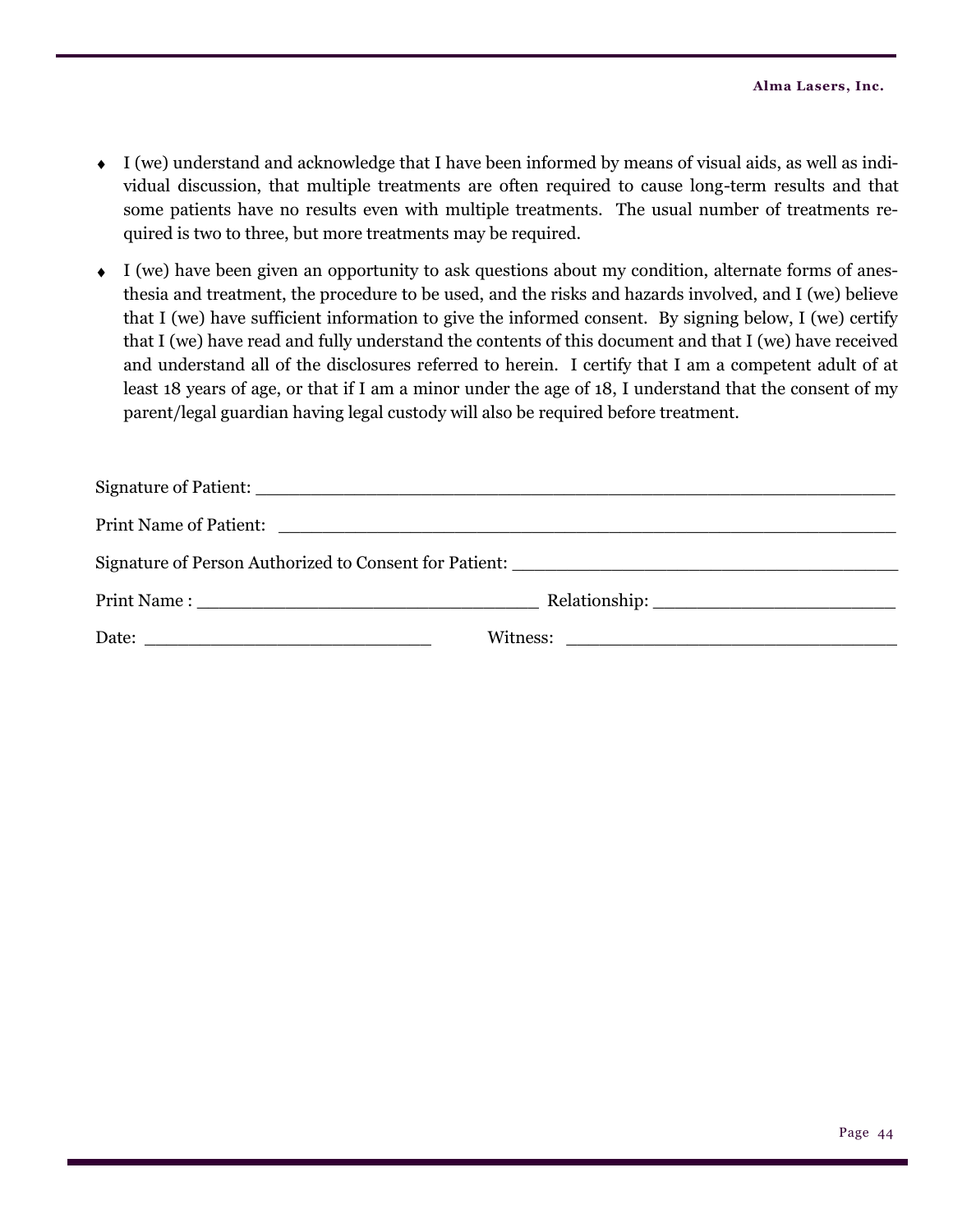- I (we) understand and acknowledge that I have been informed by means of visual aids, as well as individual discussion, that multiple treatments are often required to cause long-term results and that some patients have no results even with multiple treatments. The usual number of treatments required is two to three, but more treatments may be required.

- I (we) have been given an opportunity to ask questions about my condition, alternate forms of anesthesia and treatment, the procedure to be used, and the risks and hazards involved, and I (we) believe that I (we) have sufficient information to give the informed consent. By signing below, I (we) certify that I (we) have read and fully understand the contents of this document and that I (we) have received and understand all of the disclosures referred to herein. I certify that I am a competent adult of at least 18 years of age, or that if I am a minor under the age of 18, I understand that the consent of my parent/legal guardian having legal custody will also be required before treatment.

Signature of Patient: ____________________________________________________________

Print Name of Patient: ____________________________________________________________

Signature of Person Authorized to Consent for Patient: ____________________________________

Print Name : ________________________________ Relationship: ______________________

Date: ___________________________ Witness: ________________________________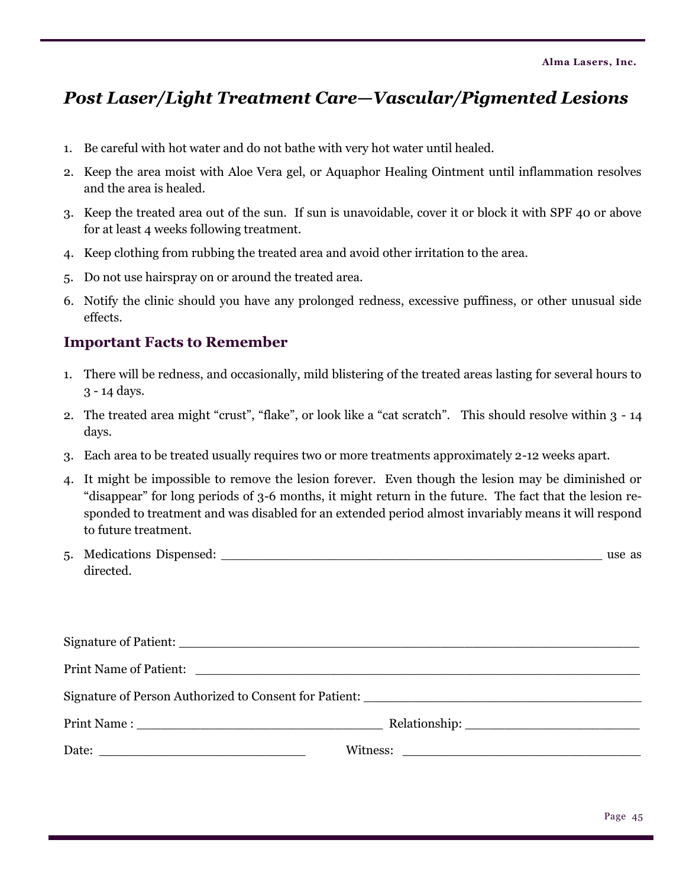# *Post Laser/Light Treatment Care—Vascular/Pigmented Lesions*

1. Be careful with hot water and do not bathe with very hot water until healed.
2. Keep the area moist with Aloe Vera gel, or Aquaphor Healing Ointment until inflammation resolves and the area is healed.
3. Keep the treated area out of the sun. If sun is unavoidable, cover it or block it with SPF 40 or above for at least 4 weeks following treatment.
4. Keep clothing from rubbing the treated area and avoid other irritation to the area.
5. Do not use hairspray on or around the treated area.
6. Notify the clinic should you have any prolonged redness, excessive puffiness, or other unusual side effects.

## Important Facts to Remember

1. There will be redness, and occasionally, mild blistering of the treated areas lasting for several hours to 3 - 14 days.
2. The treated area might "crust", "flake", or look like a "cat scratch". This should resolve within 3 - 14 days.
3. Each area to be treated usually requires two or more treatments approximately 2-12 weeks apart.
4. It might be impossible to remove the lesion forever. Even though the lesion may be diminished or "disappear" for long periods of 3-6 months, it might return in the future. The fact that the lesion responded to treatment and was disabled for an extended period almost invariably means it will respond to future treatment.
5. Medications Dispensed: ______________________________________________ use as directed.

Signature of Patient: ______________________________________________

Print Name of Patient: ______________________________________________

Signature of Person Authorized to Consent for Patient: ______________________________

Print Name : ______________________________ Relationship: ____________________

Date: ________________________ Witness: ______________________________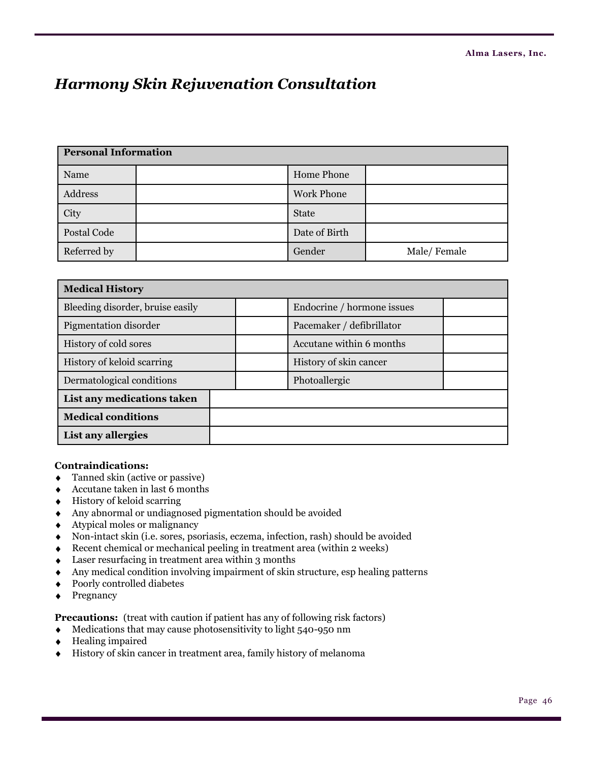# *Harmony Skin Rejuvenation Consultation*

| **Personal Information** | | | |
|---|---|---|---|
| Name | | Home Phone | |
| Address | | Work Phone | |
| City | | State | |
| Postal Code | | Date of Birth | |
| Referred by | | Gender | Male/ Female |

| **Medical History** | | | |
|---|---|---|---|
| Bleeding disorder, bruise easily | | Endocrine / hormone issues | |
| Pigmentation disorder | | Pacemaker / defibrillator | |
| History of cold sores | | Accutane within 6 months | |
| History of keloid scarring | | History of skin cancer | |
| Dermatological conditions | | Photoallergic | |
| **List any medications taken** | | | |
| **Medical conditions** | | | |
| **List any allergies** | | | |

**Contraindications:**

- Tanned skin (active or passive)
- Accutane taken in last 6 months
- History of keloid scarring
- Any abnormal or undiagnosed pigmentation should be avoided
- Atypical moles or malignancy
- Non-intact skin (i.e. sores, psoriasis, eczema, infection, rash) should be avoided
- Recent chemical or mechanical peeling in treatment area (within 2 weeks)
- Laser resurfacing in treatment area within 3 months
- Any medical condition involving impairment of skin structure, esp healing patterns
- Poorly controlled diabetes
- Pregnancy

**Precautions:** (treat with caution if patient has any of following risk factors)

- Medications that may cause photosensitivity to light 540-950 nm
- Healing impaired
- History of skin cancer in treatment area, family history of melanoma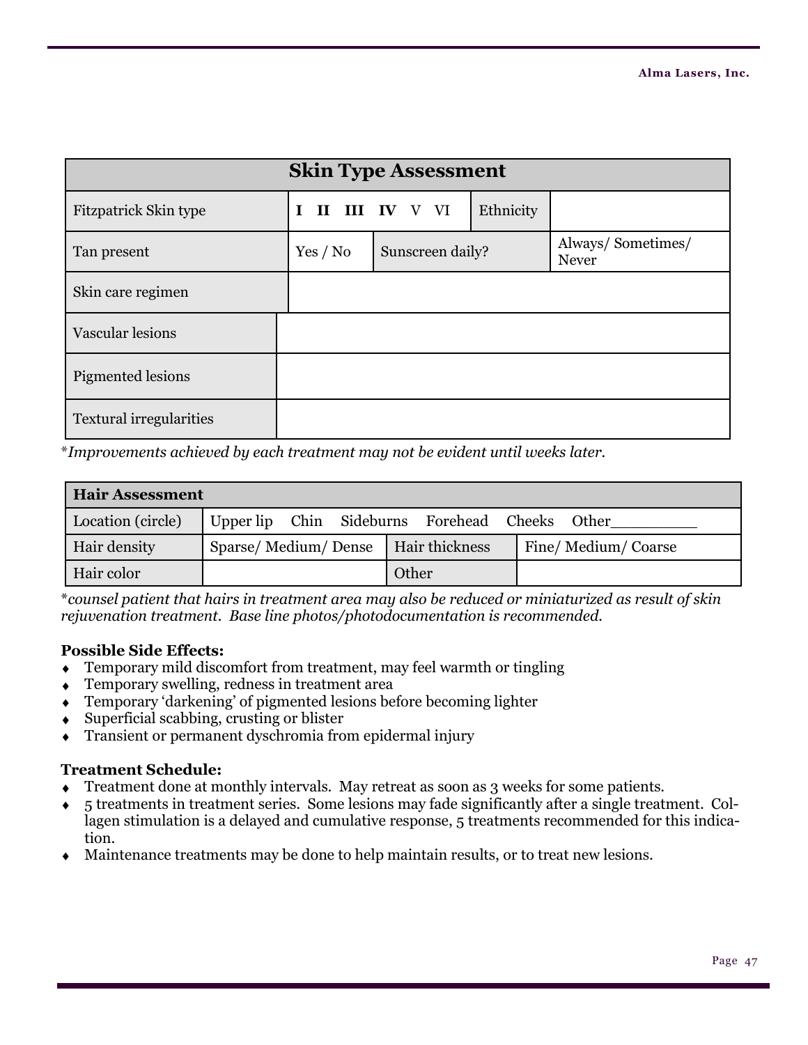| Skin Type Assessment | | | | |
|---|---|---|---|---|
| Fitzpatrick Skin type | **I II III IV** V VI | | Ethnicity | |
| Tan present | Yes / No | Sunscreen daily? | | Always/ Sometimes/ Never |
| Skin care regimen | | | | |
| Vascular lesions | | | | |
| Pigmented lesions | | | | |
| Textural irregularities | | | | |

**Improvements achieved by each treatment may not be evident until weeks later.*

| Hair Assessment | | | |
|---|---|---|---|
| Location (circle) | Upper lip Chin Sideburns Forehead Cheeks Other_________ | | |
| Hair density | Sparse/ Medium/ Dense | Hair thickness | Fine/ Medium/ Coarse |
| Hair color | | Other | |

**counsel patient that hairs in treatment area may also be reduced or miniaturized as result of skin rejuvenation treatment. Base line photos/photodocumentation is recommended.*

**Possible Side Effects:**

- Temporary mild discomfort from treatment, may feel warmth or tingling
- Temporary swelling, redness in treatment area
- Temporary 'darkening' of pigmented lesions before becoming lighter
- Superficial scabbing, crusting or blister
- Transient or permanent dyschromia from epidermal injury

**Treatment Schedule:**

- Treatment done at monthly intervals. May retreat as soon as 3 weeks for some patients.
- 5 treatments in treatment series. Some lesions may fade significantly after a single treatment. Collagen stimulation is a delayed and cumulative response, 5 treatments recommended for this indication.
- Maintenance treatments may be done to help maintain results, or to treat new lesions.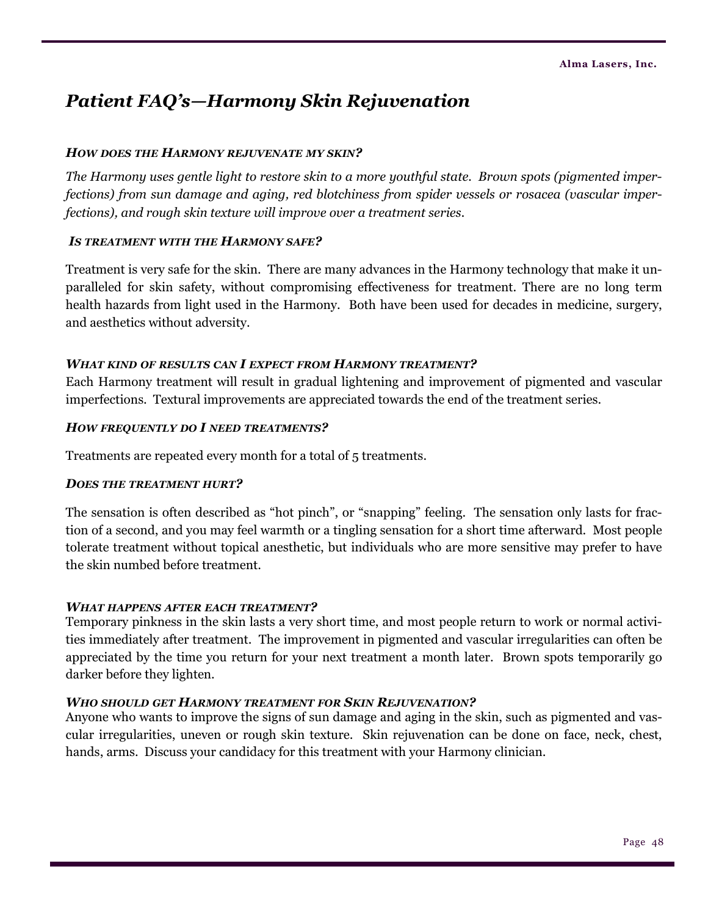# *Patient FAQ's—Harmony Skin Rejuvenation*

### *HOW DOES THE HARMONY REJUVENATE MY SKIN?*

*The Harmony uses gentle light to restore skin to a more youthful state. Brown spots (pigmented imperfections) from sun damage and aging, red blotchiness from spider vessels or rosacea (vascular imperfections), and rough skin texture will improve over a treatment series.*

### *IS TREATMENT WITH THE HARMONY SAFE?*

Treatment is very safe for the skin. There are many advances in the Harmony technology that make it unparalleled for skin safety, without compromising effectiveness for treatment. There are no long term health hazards from light used in the Harmony. Both have been used for decades in medicine, surgery, and aesthetics without adversity.

### *WHAT KIND OF RESULTS CAN I EXPECT FROM HARMONY TREATMENT?*

Each Harmony treatment will result in gradual lightening and improvement of pigmented and vascular imperfections. Textural improvements are appreciated towards the end of the treatment series.

### *HOW FREQUENTLY DO I NEED TREATMENTS?*

Treatments are repeated every month for a total of 5 treatments.

### *DOES THE TREATMENT HURT?*

The sensation is often described as "hot pinch", or "snapping" feeling. The sensation only lasts for fraction of a second, and you may feel warmth or a tingling sensation for a short time afterward. Most people tolerate treatment without topical anesthetic, but individuals who are more sensitive may prefer to have the skin numbed before treatment.

### *WHAT HAPPENS AFTER EACH TREATMENT?*

Temporary pinkness in the skin lasts a very short time, and most people return to work or normal activities immediately after treatment. The improvement in pigmented and vascular irregularities can often be appreciated by the time you return for your next treatment a month later. Brown spots temporarily go darker before they lighten.

### *WHO SHOULD GET HARMONY TREATMENT FOR SKIN REJUVENATION?*

Anyone who wants to improve the signs of sun damage and aging in the skin, such as pigmented and vascular irregularities, uneven or rough skin texture. Skin rejuvenation can be done on face, neck, chest, hands, arms. Discuss your candidacy for this treatment with your Harmony clinician.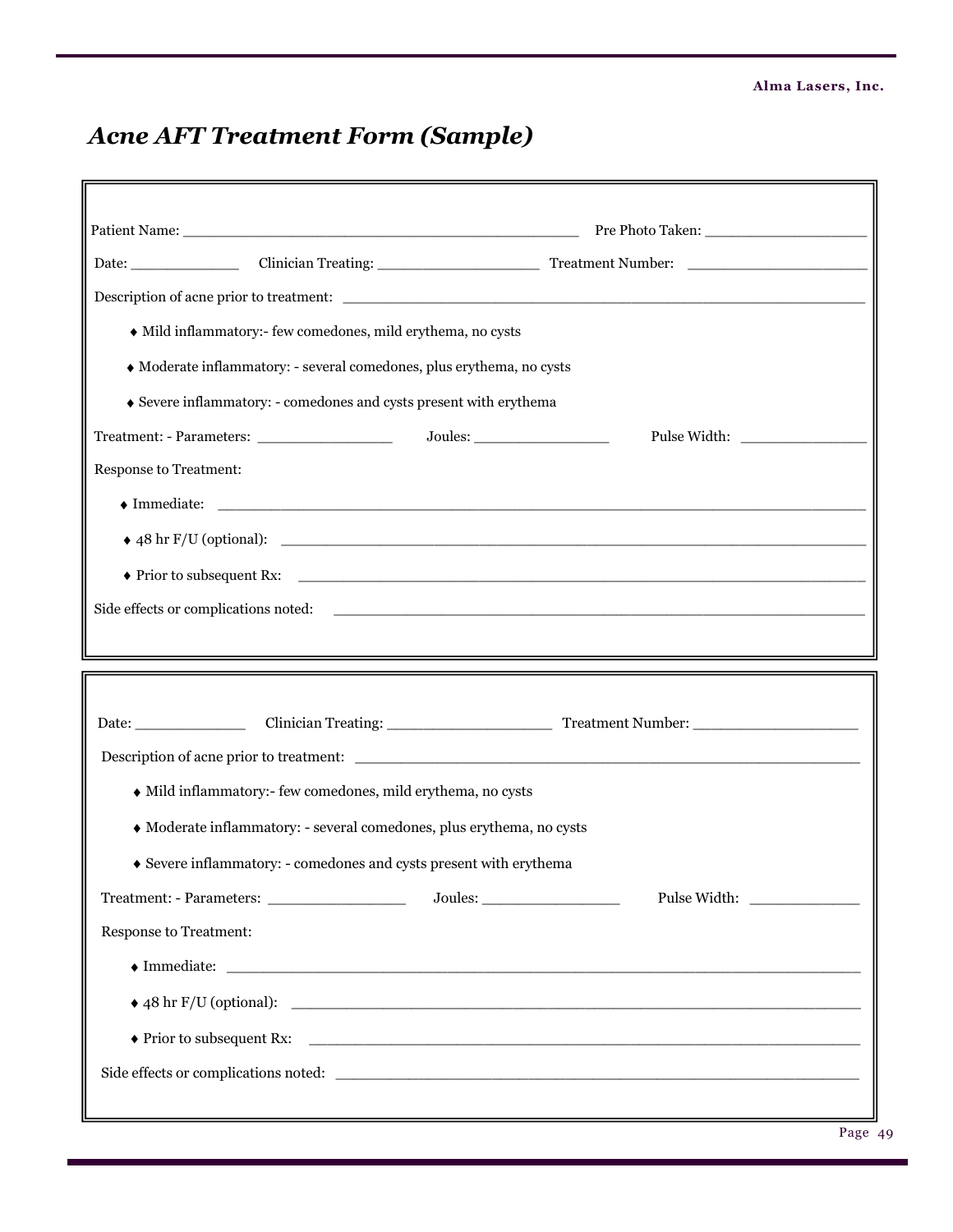# *Acne AFT Treatment Form (Sample)*

Patient Name: ____________________________________________ Pre Photo Taken: __________________

Date: ____________ Clinician Treating: __________________ Treatment Number: ____________________

Description of acne prior to treatment: __________________________________________________________

- ♦ Mild inflammatory:- few comedones, mild erythema, no cysts
- ♦ Moderate inflammatory: - several comedones, plus erythema, no cysts
- ♦ Severe inflammatory: - comedones and cysts present with erythema

Treatment: - Parameters: _______________ Joules: _______________ Pulse Width: ______________

Response to Treatment:

- ♦ Immediate: ______________________________________________________________________
- ♦ 48 hr F/U (optional): _______________________________________________________________
- ♦ Prior to subsequent Rx: _____________________________________________________________

Side effects or complications noted: ____________________________________________________________

---

Date: ____________ Clinician Treating: __________________ Treatment Number: __________________

Description of acne prior to treatment: __________________________________________________________

- ♦ Mild inflammatory:- few comedones, mild erythema, no cysts
- ♦ Moderate inflammatory: - several comedones, plus erythema, no cysts
- ♦ Severe inflammatory: - comedones and cysts present with erythema

Treatment: - Parameters: _______________ Joules: _______________ Pulse Width: ____________

Response to Treatment:

- ♦ Immediate: ______________________________________________________________________
- ♦ 48 hr F/U (optional): _______________________________________________________________
- ♦ Prior to subsequent Rx: _____________________________________________________________

Side effects or complications noted: ____________________________________________________________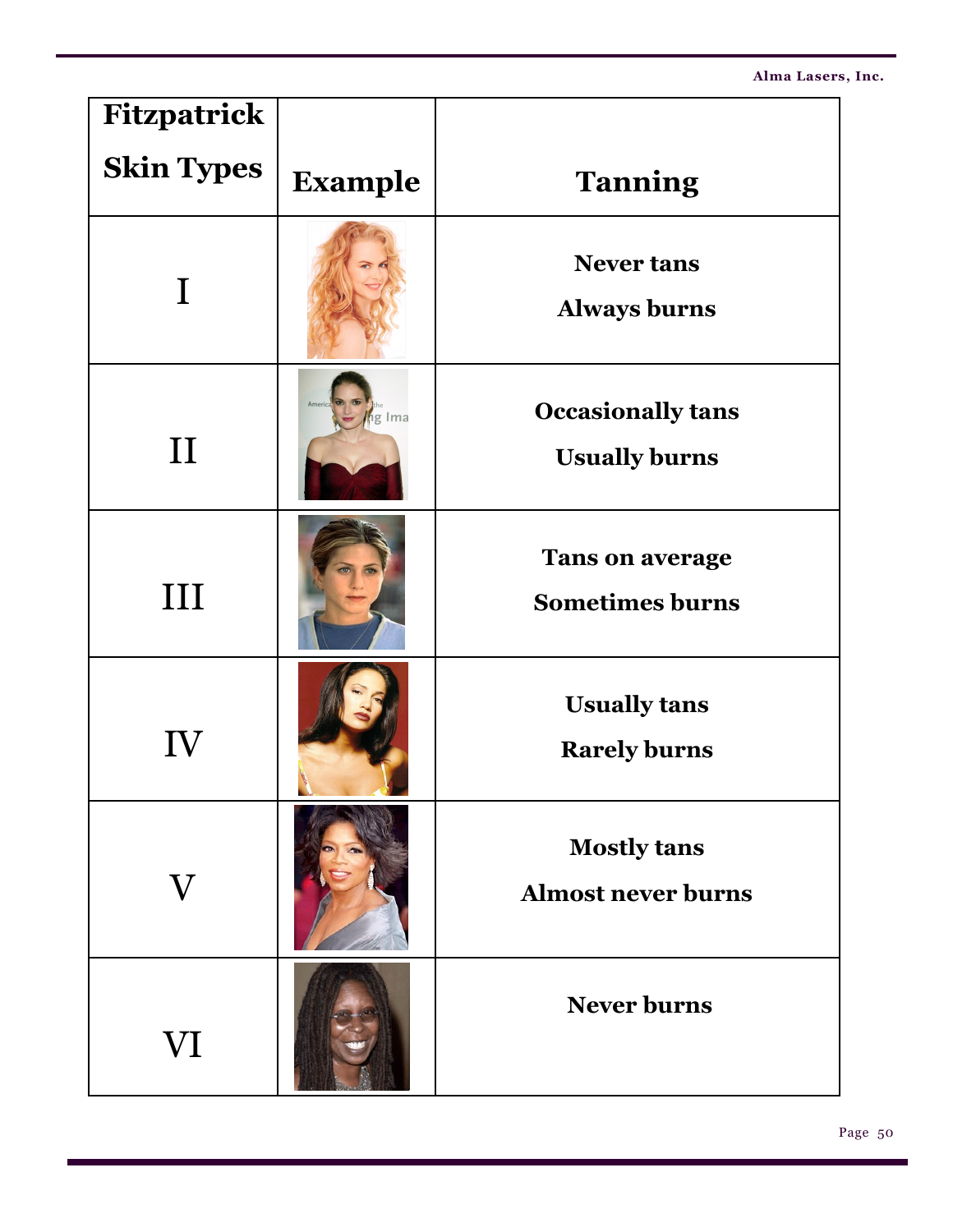| Fitzpatrick Skin Types | Example | Tanning |
|---|---|---|
| I | | **Never tans**<br>**Always burns** |
| II | | **Occasionally tans**<br>**Usually burns** |
| III | | **Tans on average**<br>**Sometimes burns** |
| IV | | **Usually tans**<br>**Rarely burns** |
| V | | **Mostly tans**<br>**Almost never burns** |
| VI | | **Never burns** |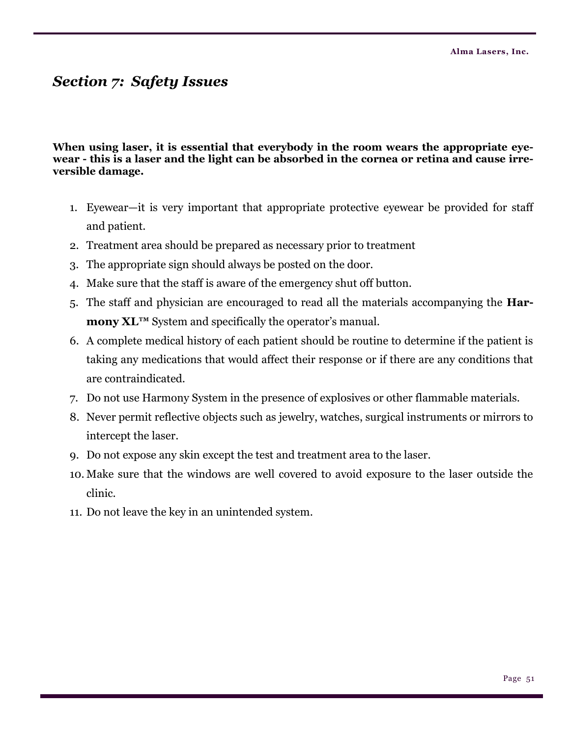# *Section 7: Safety Issues*

**When using laser, it is essential that everybody in the room wears the appropriate eyewear - this is a laser and the light can be absorbed in the cornea or retina and cause irreversible damage.**

1. Eyewear—it is very important that appropriate protective eyewear be provided for staff and patient.
2. Treatment area should be prepared as necessary prior to treatment
3. The appropriate sign should always be posted on the door.
4. Make sure that the staff is aware of the emergency shut off button.
5. The staff and physician are encouraged to read all the materials accompanying the **Harmony XL™** System and specifically the operator's manual.
6. A complete medical history of each patient should be routine to determine if the patient is taking any medications that would affect their response or if there are any conditions that are contraindicated.
7. Do not use Harmony System in the presence of explosives or other flammable materials.
8. Never permit reflective objects such as jewelry, watches, surgical instruments or mirrors to intercept the laser.
9. Do not expose any skin except the test and treatment area to the laser.
10. Make sure that the windows are well covered to avoid exposure to the laser outside the clinic.
11. Do not leave the key in an unintended system.